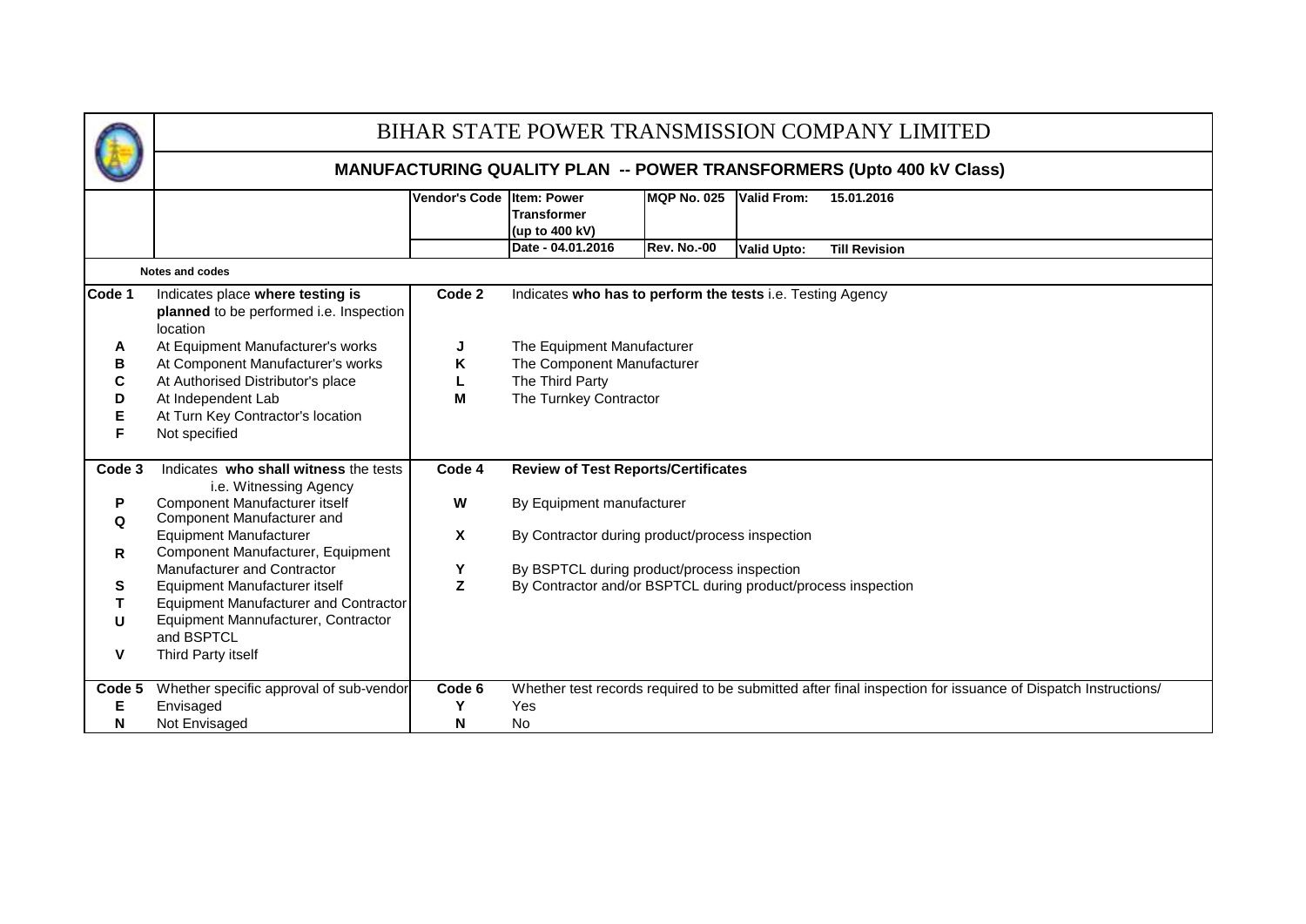# BIHAR STATE POWER TRANSMISSION COMPANY LIMITED

## MANUFACTURING QUALITY PLAN -- POWER TRANSFORMERS (Upto 400 kV Class)

| Vendor's Code | Item: Power Transformer (up to 400 kV) | MQP No. 025 | Valid From: | 15.01.2016 |
|---|---|---|---|---|
| | Date - 04.01.2016 | Rev. No.-00 | Valid Upto: | Till Revision |

**Notes and codes**

| | | | |
|---|---|---|---|
| **Code 1** | Indicates place **where testing is planned** to be performed i.e. Inspection location | **Code 2** | Indicates **who has to perform the tests** i.e. Testing Agency |
| **A** | At Equipment Manufacturer's works | **J** | The Equipment Manufacturer |
| **B** | At Component Manufacturer's works | **K** | The Component Manufacturer |
| **C** | At Authorised Distributor's place | **L** | The Third Party |
| **D** | At Independent Lab | **M** | The Turnkey Contractor |
| **E** | At Turn Key Contractor's location | | |
| **F** | Not specified | | |
| **Code 3** | Indicates **who shall witness** the tests i.e. Witnessing Agency | **Code 4** | **Review of Test Reports/Certificates** |
| **P** | Component Manufacturer itself | **W** | By Equipment manufacturer |
| **Q** | Component Manufacturer and Equipment Manufacturer | **X** | By Contractor during product/process inspection |
| **R** | Component Manufacturer, Equipment Manufacturer and Contractor | **Y** | By BSPTCL during product/process inspection |
| **S** | Equipment Manufacturer itself | **Z** | By Contractor and/or BSPTCL during product/process inspection |
| **T** | Equipment Manufacturer and Contractor | | |
| **U** | Equipment Mannufacturer, Contractor and BSPTCL | | |
| **V** | Third Party itself | | |
| **Code 5** | Whether specific approval of sub-vendor | **Code 6** | Whether test records required to be submitted after final inspection for issuance of Dispatch Instructions/ |
| **E** | Envisaged | **Y** | Yes |
| **N** | Not Envisaged | **N** | No |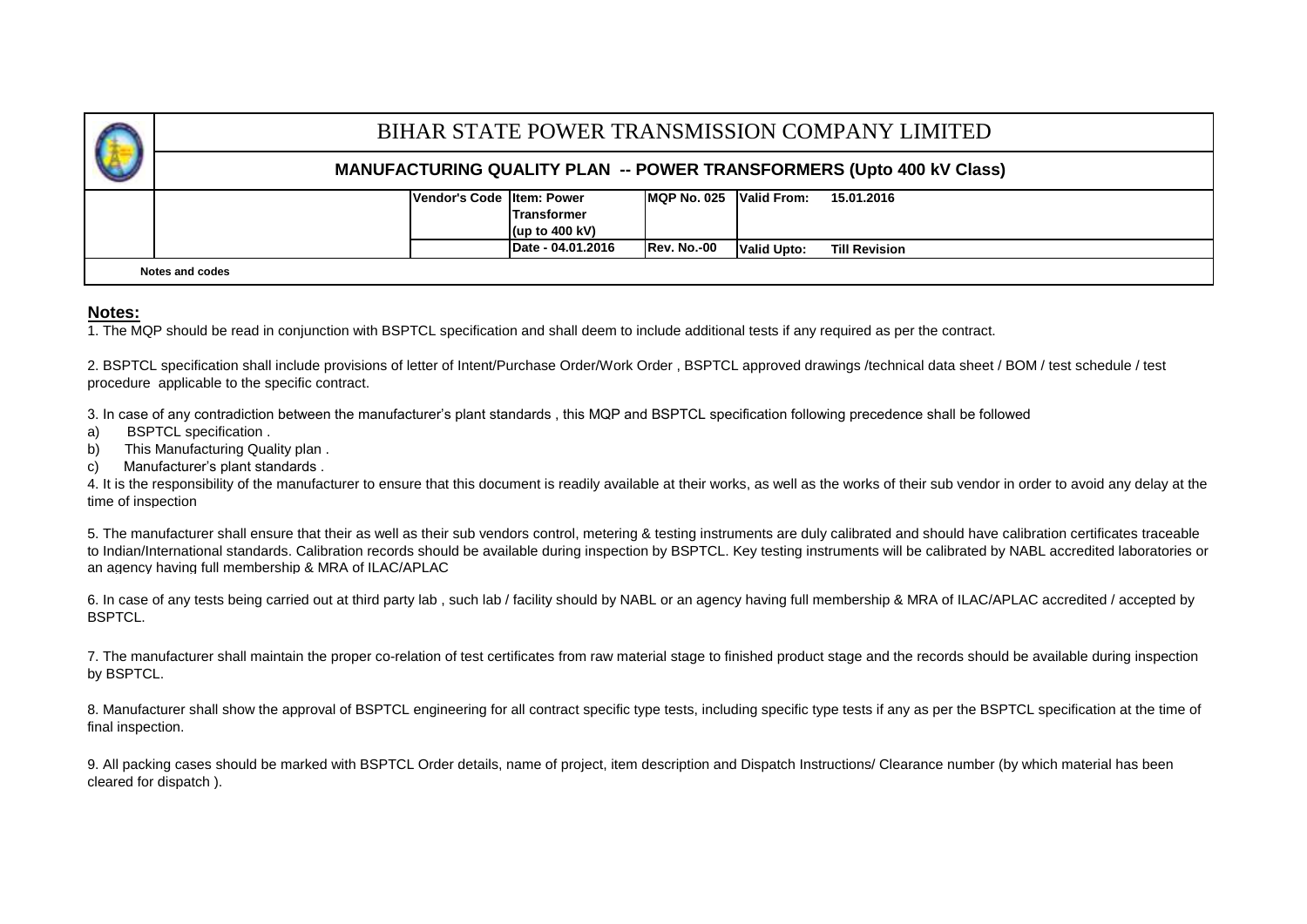| | BIHAR STATE POWER TRANSMISSION COMPANY LIMITED | | | | | |
|---|---|---|---|---|---|---|
| | **MANUFACTURING QUALITY PLAN -- POWER TRANSFORMERS (Upto 400 kV Class)** | | | | | |
| | | **Vendor's Code** | **Item: Power Transformer (up to 400 kV)** | **MQP No. 025** | **Valid From:** | **15.01.2016** |
| | | | **Date - 04.01.2016** | **Rev. No.-00** | **Valid Upto:** | **Till Revision** |
| **Notes and codes** | | | | | | |

## Notes:

1. The MQP should be read in conjunction with BSPTCL specification and shall deem to include additional tests if any required as per the contract.

2. BSPTCL specification shall include provisions of letter of Intent/Purchase Order/Work Order , BSPTCL approved drawings /technical data sheet / BOM / test schedule / test procedure applicable to the specific contract.

3. In case of any contradiction between the manufacturer's plant standards , this MQP and BSPTCL specification following precedence shall be followed

a) BSPTCL specification .

b) This Manufacturing Quality plan .

c) Manufacturer's plant standards .

4. It is the responsibility of the manufacturer to ensure that this document is readily available at their works, as well as the works of their sub vendor in order to avoid any delay at the time of inspection

5. The manufacturer shall ensure that their as well as their sub vendors control, metering & testing instruments are duly calibrated and should have calibration certificates traceable to Indian/International standards. Calibration records should be available during inspection by BSPTCL. Key testing instruments will be calibrated by NABL accredited laboratories or an agency having full membership & MRA of ILAC/APLAC

6. In case of any tests being carried out at third party lab , such lab / facility should by NABL or an agency having full membership & MRA of ILAC/APLAC accredited / accepted by BSPTCL.

7. The manufacturer shall maintain the proper co-relation of test certificates from raw material stage to finished product stage and the records should be available during inspection by BSPTCL.

8. Manufacturer shall show the approval of BSPTCL engineering for all contract specific type tests, including specific type tests if any as per the BSPTCL specification at the time of final inspection.

9. All packing cases should be marked with BSPTCL Order details, name of project, item description and Dispatch Instructions/ Clearance number (by which material has been cleared for dispatch ).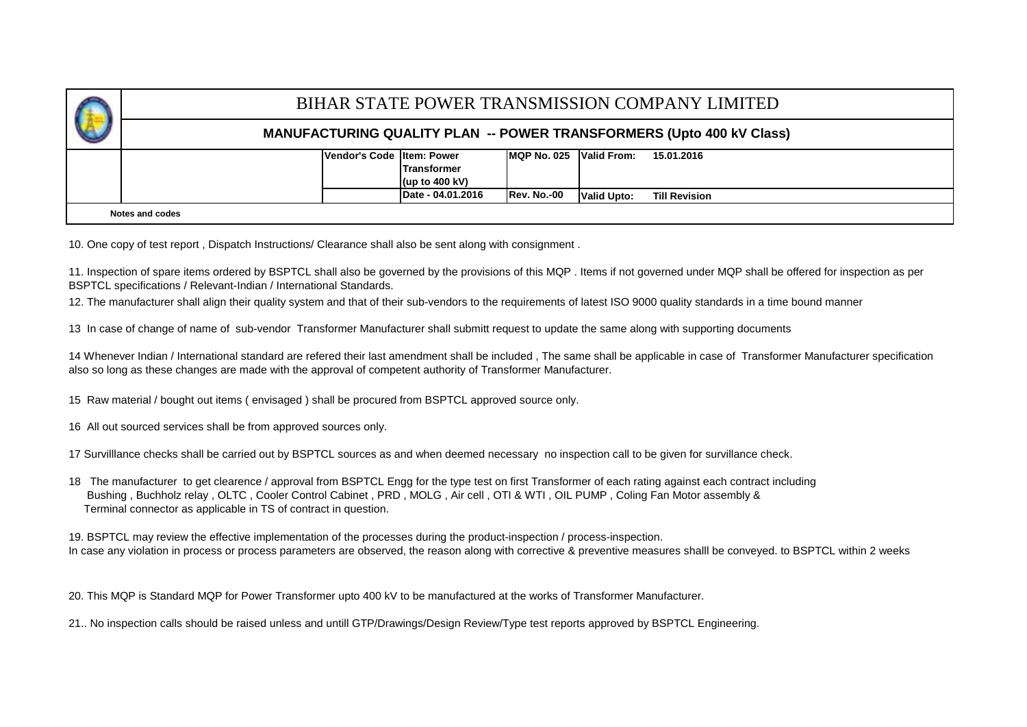# BIHAR STATE POWER TRANSMISSION COMPANY LIMITED

## MANUFACTURING QUALITY PLAN -- POWER TRANSFORMERS (Upto 400 kV Class)

| | Vendor's Code | Item: Power Transformer (up to 400 kV) | MQP No. 025 | Valid From: | 15.01.2016 |
|---|---|---|---|---|---|
| | | Date - 04.01.2016 | Rev. No.-00 | Valid Upto: | Till Revision |

**Notes and codes**

10. One copy of test report , Dispatch Instructions/ Clearance shall also be sent along with consignment .

11. Inspection of spare items ordered by BSPTCL shall also be governed by the provisions of this MQP . Items if not governed under MQP shall be offered for inspection as per BSPTCL specifications / Relevant-Indian / International Standards.

12. The manufacturer shall align their quality system and that of their sub-vendors to the requirements of latest ISO 9000 quality standards in a time bound manner

13 In case of change of name of sub-vendor Transformer Manufacturer shall submitt request to update the same along with supporting documents

14 Whenever Indian / International standard are refered their last amendment shall be included , The same shall be applicable in case of Transformer Manufacturer specification also so long as these changes are made with the approval of competent authority of Transformer Manufacturer.

15 Raw material / bought out items ( envisaged ) shall be procured from BSPTCL approved source only.

16 All out sourced services shall be from approved sources only.

17 Survilllance checks shall be carried out by BSPTCL sources as and when deemed necessary no inspection call to be given for survillance check.

18 The manufacturer to get clearence / approval from BSPTCL Engg for the type test on first Transformer of each rating against each contract including Bushing , Buchholz relay , OLTC , Cooler Control Cabinet , PRD , MOLG , Air cell , OTI & WTI , OIL PUMP , Coling Fan Motor assembly & Terminal connector as applicable in TS of contract in question.

19. BSPTCL may review the effective implementation of the processes during the product-inspection / process-inspection.
In case any violation in process or process parameters are observed, the reason along with corrective & preventive measures shalll be conveyed. to BSPTCL within 2 weeks

20. This MQP is Standard MQP for Power Transformer upto 400 kV to be manufactured at the works of Transformer Manufacturer.

21.. No inspection calls should be raised unless and untill GTP/Drawings/Design Review/Type test reports approved by BSPTCL Engineering.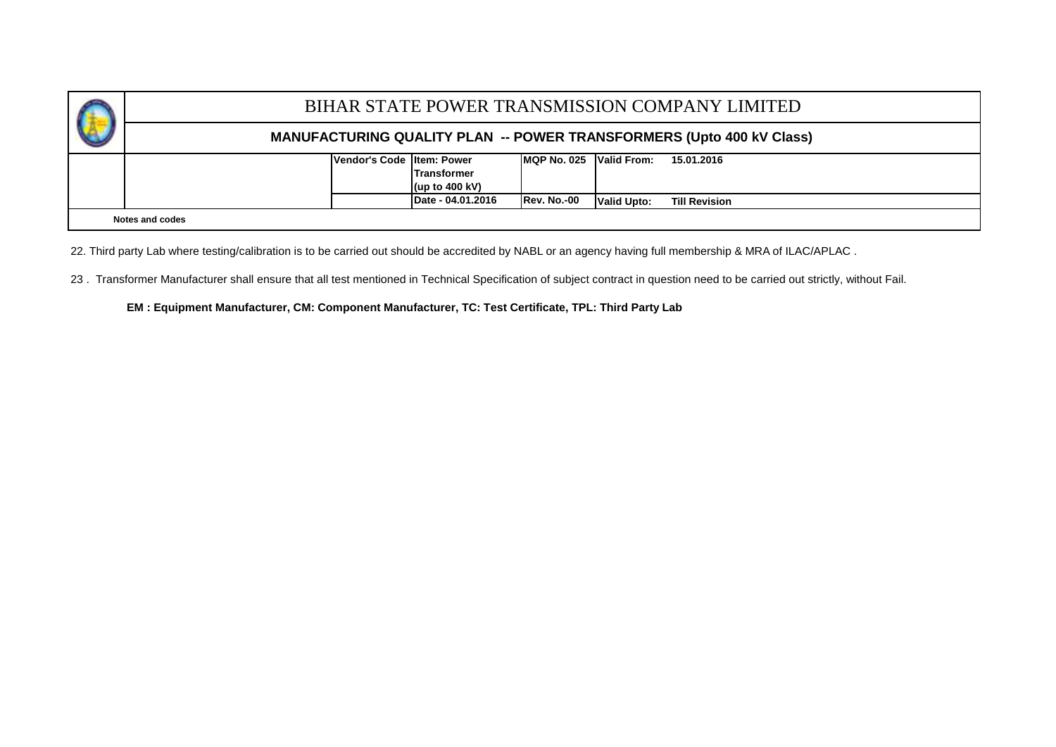# BIHAR STATE POWER TRANSMISSION COMPANY LIMITED

## MANUFACTURING QUALITY PLAN -- POWER TRANSFORMERS (Upto 400 kV Class)

| | Vendor's Code | Item: Power Transformer (up to 400 kV) | MQP No. 025 | Valid From: | 15.01.2016 |
|---|---|---|---|---|---|
| | | Date - 04.01.2016 | Rev. No.-00 | Valid Upto: | Till Revision |

**Notes and codes**

22. Third party Lab where testing/calibration is to be carried out should be accredited by NABL or an agency having full membership & MRA of ILAC/APLAC .

23 . Transformer Manufacturer shall ensure that all test mentioned in Technical Specification of subject contract in question need to be carried out strictly, without Fail.

**EM : Equipment Manufacturer, CM: Component Manufacturer, TC: Test Certificate, TPL: Third Party Lab**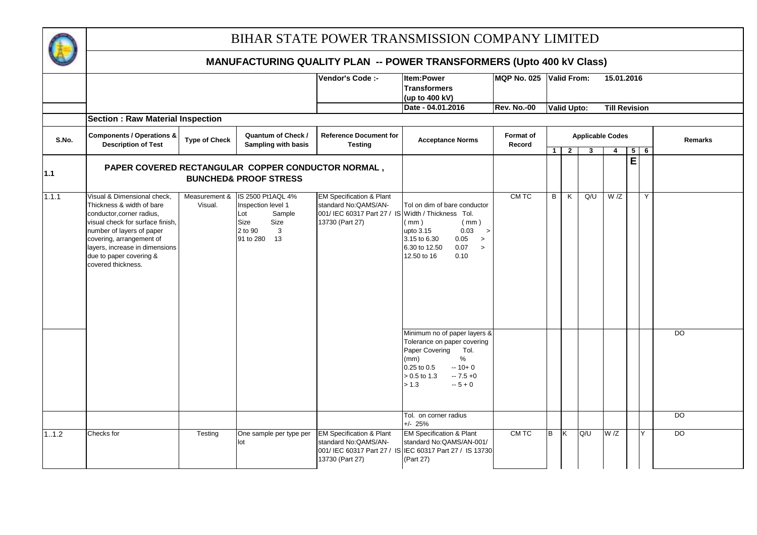# BIHAR STATE POWER TRANSMISSION COMPANY LIMITED

## MANUFACTURING QUALITY PLAN -- POWER TRANSFORMERS (Upto 400 kV Class)

| | | | Vendor's Code :- | Item:Power Transformers (up to 400 kV) | MQP No. 025 | Valid From: 15.01.2016 |
|---|---|---|---|---|---|---|
| | | | | Date - 04.01.2016 | Rev. No.-00 | Valid Upto: Till Revision |

**Section : Raw Material Inspection**

| S.No. | Components / Operations & Description of Test | Type of Check | Quantum of Check / Sampling with basis | Reference Document for Testing | Acceptance Norms | Format of Record | Applicable Codes 1 | 2 | 3 | 4 | 5 | 6 | Remarks |
|---|---|---|---|---|---|---|---|---|---|---|---|---|---|
| 1.1 | PAPER COVERED RECTANGULAR COPPER CONDUCTOR NORMAL , BUNCHED& PROOF STRESS | | | | | | | | | | E | | |
| 1.1.1 | Visual & Dimensional check, Thickness & width of bare conductor,corner radius, visual check for surface finish, number of layers of paper covering, arrangement of layers, increase in dimensions due to paper covering & covered thickness. | Measurement & Visual. | IS 2500 Pt1AQL 4% Inspection level 1<br>Lot Size / Sample Size<br>2 to 90 / 3<br>91 to 280 / 13 | EM Specification & Plant standard No:QAMS/AN-001/ IEC 60317 Part 27 / IS 13730 (Part 27) | Tol on dim of bare conductor<br>Width / Thickness (mm) — Tol. (mm)<br>upto 3.15 — 0.03 ><br>3.15 to 6.30 — 0.05 ><br>6.30 to 12.50 — 0.07 ><br>12.50 to 16 — 0.10 | CM TC | B | K | Q/U | W /Z | | Y | |
| | | | | | Minimum no of paper layers & Tolerance on paper covering<br>Paper Covering (mm) — Tol. %<br>0.25 to 0.5 — -- 10+ 0<br>> 0.5 to 1.3 — -- 7.5 +0<br>> 1.3 — -- 5 + 0 | | | | | | | | DO |
| | | | | | Tol. on corner radius +/- 25% | | | | | | | | DO |
| 1..1.2 | Checks for | Testing | One sample per type per lot | EM Specification & Plant standard No:QAMS/AN-001/ IEC 60317 Part 27 / IS 13730 (Part 27) | EM Specification & Plant standard No:QAMS/AN-001/ IEC 60317 Part 27 / IS 13730 (Part 27) | CM TC | B | K | Q/U | W /Z | | Y | DO |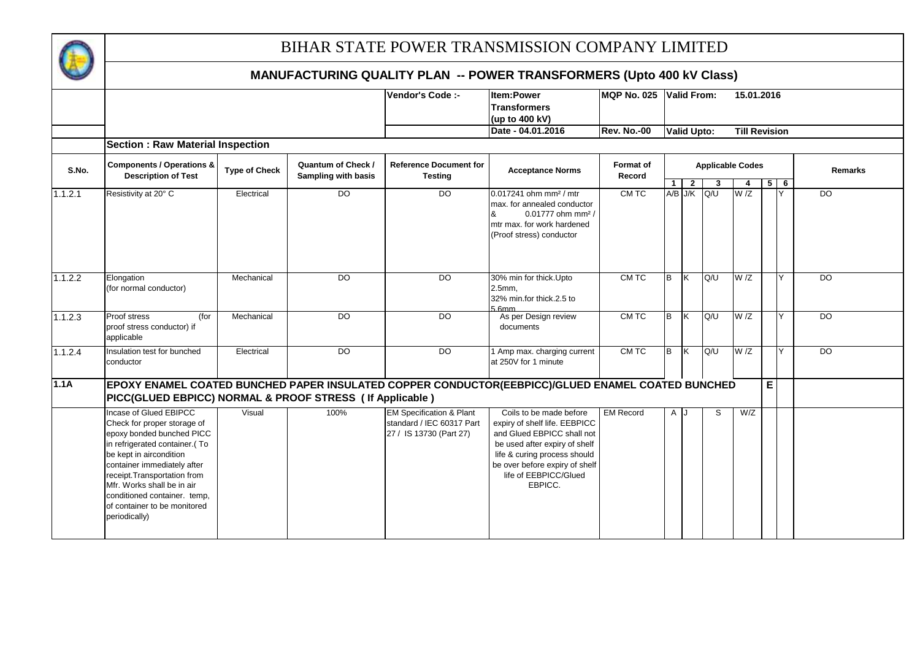# BIHAR STATE POWER TRANSMISSION COMPANY LIMITED

## MANUFACTURING QUALITY PLAN -- POWER TRANSFORMERS (Upto 400 kV Class)

| | | Vendor's Code :- | Item:Power Transformers (up to 400 kV) | MQP No. 025 | Valid From: 15.01.2016 |
|---|---|---|---|---|---|
| | | | Date - 04.01.2016 | Rev. No.-00 | Valid Upto: Till Revision |

**Section : Raw Material Inspection**

| S.No. | Components / Operations & Description of Test | Type of Check | Quantum of Check / Sampling with basis | Reference Document for Testing | Acceptance Norms | Format of Record | Applicable Codes 1 | 2 | 3 | 4 | 5 | 6 | Remarks |
|---|---|---|---|---|---|---|---|---|---|---|---|---|---|
| 1.1.2.1 | Resistivity at 20° C | Electrical | DO | DO | 0.017241 ohm mm² / mtr max. for annealed conductor & 0.01777 ohm mm² / mtr max. for work hardened (Proof stress) conductor | CM TC | A/B | J/K | Q/U | W /Z | | Y | DO |
| 1.1.2.2 | Elongation (for normal conductor) | Mechanical | DO | DO | 30% min for thick.Upto 2.5mm, 32% min.for thick.2.5 to 5.6mm | CM TC | B | K | Q/U | W /Z | | Y | DO |
| 1.1.2.3 | Proof stress (for proof stress conductor) if applicable | Mechanical | DO | DO | As per Design review documents | CM TC | B | K | Q/U | W /Z | | Y | DO |
| 1.1.2.4 | Insulation test for bunched conductor | Electrical | DO | DO | 1 Amp max. charging current at 250V for 1 minute | CM TC | B | K | Q/U | W /Z | | Y | DO |
| **1.1A** | **EPOXY ENAMEL COATED BUNCHED PAPER INSULATED COPPER CONDUCTOR(EEBPICC)/GLUED ENAMEL COATED BUNCHED PICC(GLUED EBPICC) NORMAL & PROOF STRESS ( If Applicable )** | | | | | | | | | | **E** | | |
| | Incase of Glued EBIPCC Check for proper storage of epoxy bonded bunched PICC in refrigerated container.( To be kept in aircondition container immediately after receipt.Transportation from Mfr. Works shall be in air conditioned container. temp, of container to be monitored periodically) | Visual | 100% | EM Specification & Plant standard / IEC 60317 Part 27 / IS 13730 (Part 27) | Coils to be made before expiry of shelf life. EEBPICC and Glued EBPICC shall not be used after expiry of shelf life & curing process should be over before expiry of shelf life of EEBPICC/Glued EBPICC. | EM Record | A | J | S | W/Z | | | |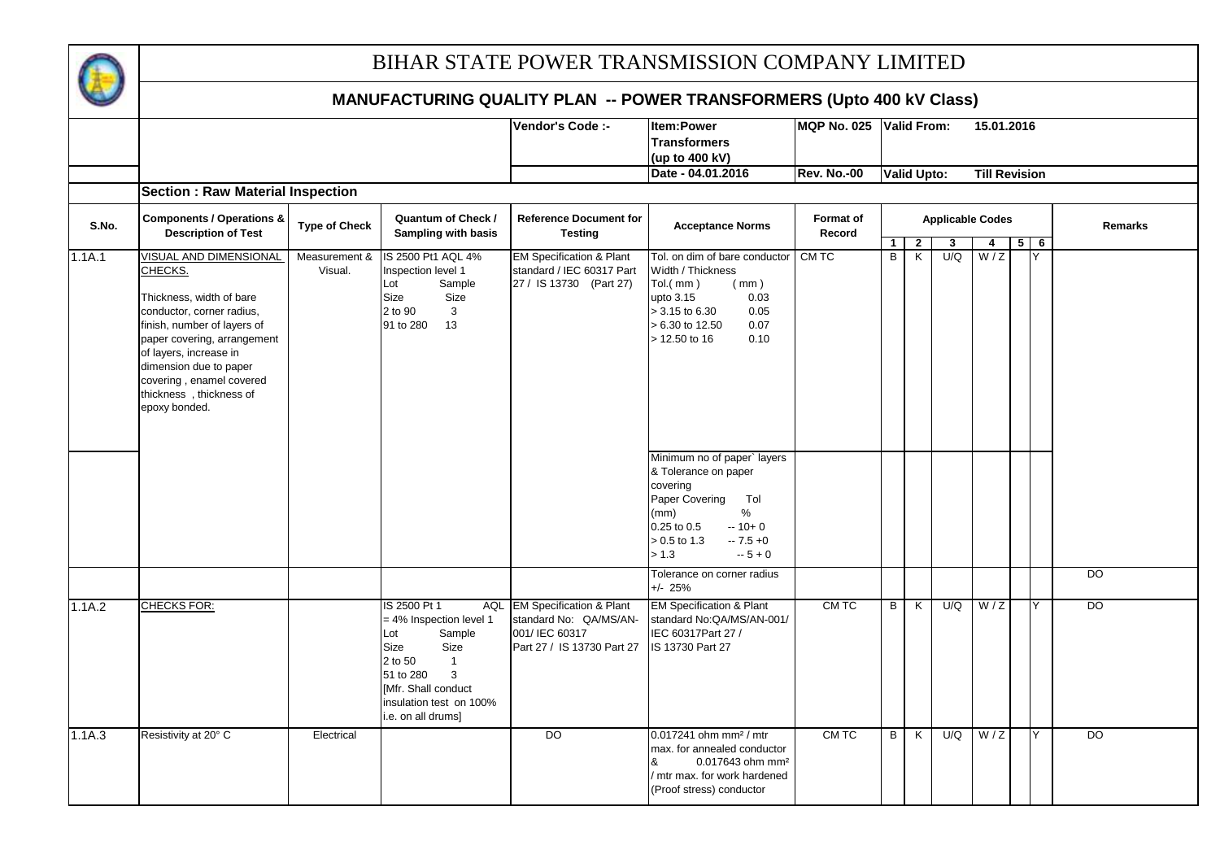# BIHAR STATE POWER TRANSMISSION COMPANY LIMITED

## MANUFACTURING QUALITY PLAN -- POWER TRANSFORMERS (Upto 400 kV Class)

| Vendor's Code :- | Item:Power Transformers (up to 400 kV) | MQP No. 025 | Valid From: 15.01.2016 |
|---|---|---|---|
| | Date - 04.01.2016 | Rev. No.-00 | Valid Upto: Till Revision |

**Section : Raw Material Inspection**

| S.No. | Components / Operations & Description of Test | Type of Check | Quantum of Check / Sampling with basis | Reference Document for Testing | Acceptance Norms | Format of Record | Applicable Codes 1 | 2 | 3 | 4 | 5 | 6 | Remarks |
|---|---|---|---|---|---|---|---|---|---|---|---|---|---|
| 1.1A.1 | VISUAL AND DIMENSIONAL CHECKS.<br><br>Thickness, width of bare conductor, corner radius, finish, number of layers of paper covering, arrangement of layers, increase in dimension due to paper covering , enamel covered thickness , thickness of epoxy bonded. | Measurement & Visual. | IS 2500 Pt1 AQL 4% Inspection level 1<br>Lot Size / Sample Size<br>2 to 90 / 3<br>91 to 280 / 13 | EM Specification & Plant standard / IEC 60317 Part 27 / IS 13730 (Part 27) | Tol. on dim of bare conductor Width / Thickness<br>Tol.( mm ) / ( mm )<br>upto 3.15 / 0.03<br>> 3.15 to 6.30 / 0.05<br>> 6.30 to 12.50 / 0.07<br>> 12.50 to 16 / 0.10 | CM TC | B | K | U/Q | W / Z | | Y | |
| | | | | | Minimum no of paper` layers & Tolerance on paper covering<br>Paper Covering (mm) / Tol %<br>0.25 to 0.5 / -- 10+ 0<br>> 0.5 to 1.3 / -- 7.5 +0<br>> 1.3 / -- 5 + 0 | | | | | | | | |
| | | | | | Tolerance on corner radius +/- 25% | | | | | | | | DO |
| 1.1A.2 | CHECKS FOR: | | IS 2500 Pt 1 AQL = 4% Inspection level 1<br>Lot Size / Sample Size<br>2 to 50 / 1<br>51 to 280 / 3<br>[Mfr. Shall conduct insulation test on 100% i.e. on all drums] | EM Specification & Plant standard No: QA/MS/AN-001/ IEC 60317 Part 27 / IS 13730 Part 27 | EM Specification & Plant standard No:QA/MS/AN-001/ IEC 60317Part 27 / IS 13730 Part 27 | CM TC | B | K | U/Q | W / Z | | Y | DO |
| 1.1A.3 | Resistivity at 20° C | Electrical | | DO | 0.017241 ohm mm² / mtr max. for annealed conductor & 0.017643 ohm mm² / mtr max. for work hardened (Proof stress) conductor | CM TC | B | K | U/Q | W / Z | | Y | DO |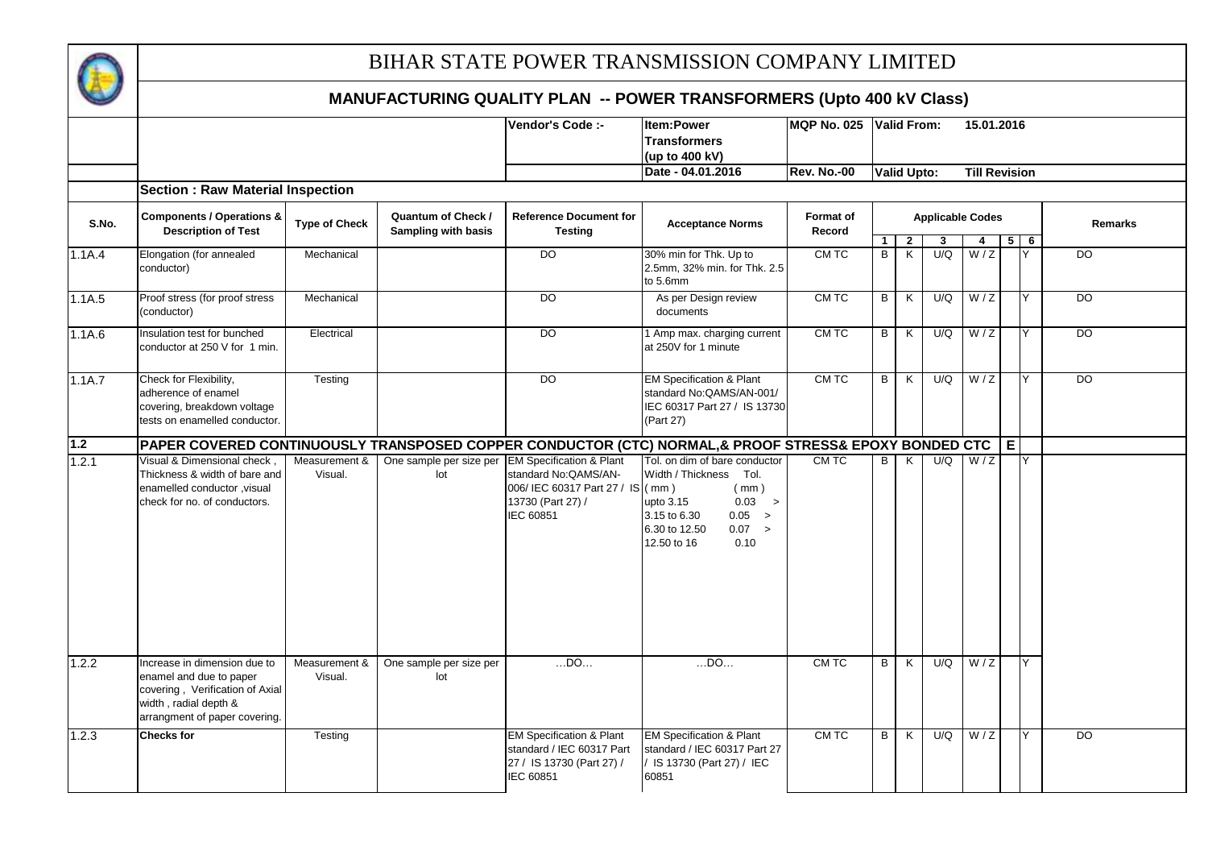# BIHAR STATE POWER TRANSMISSION COMPANY LIMITED

## MANUFACTURING QUALITY PLAN -- POWER TRANSFORMERS (Upto 400 kV Class)

| | | | | Vendor's Code :- | Item:Power Transformers (up to 400 kV) | MQP No. 025 | Valid From: 15.01.2016 |
|---|---|---|---|---|---|---|---|
| | | | | | Date - 04.01.2016 | Rev. No.-00 | Valid Upto: Till Revision |

**Section : Raw Material Inspection**

| S.No. | Components / Operations & Description of Test | Type of Check | Quantum of Check / Sampling with basis | Reference Document for Testing | Acceptance Norms | Format of Record | Applicable Codes | | | | | | Remarks |
|---|---|---|---|---|---|---|---|---|---|---|---|---|---|
| | | | | | | | 1 | 2 | 3 | 4 | 5 | 6 | |
| 1.1A.4 | Elongation (for annealed conductor) | Mechanical | | DO | 30% min for Thk. Up to 2.5mm, 32% min. for Thk. 2.5 to 5.6mm | CM TC | B | K | U/Q | W / Z | | Y | DO |
| 1.1A.5 | Proof stress (for proof stress (conductor) | Mechanical | | DO | As per Design review documents | CM TC | B | K | U/Q | W / Z | | Y | DO |
| 1.1A.6 | Insulation test for bunched conductor at 250 V for 1 min. | Electrical | | DO | 1 Amp max. charging current at 250V for 1 minute | CM TC | B | K | U/Q | W / Z | | Y | DO |
| 1.1A.7 | Check for Flexibility, adherence of enamel covering, breakdown voltage tests on enamelled conductor. | Testing | | DO | EM Specification & Plant standard No:QAMS/AN-001/ IEC 60317 Part 27 / IS 13730 (Part 27) | CM TC | B | K | U/Q | W / Z | | Y | DO |
| **1.2** | **PAPER COVERED CONTINUOUSLY TRANSPOSED COPPER CONDUCTOR (CTC) NORMAL,& PROOF STRESS& EPOXY BONDED CTC** | | | | | | | | | | E | | |
| 1.2.1 | Visual & Dimensional check , Thickness & width of bare and enamelled conductor ,visual check for no. of conductors. | Measurement & Visual. | One sample per size per lot | EM Specification & Plant standard No:QAMS/AN-006/ IEC 60317 Part 27 / IS 13730 (Part 27) / IEC 60851 | Tol. on dim of bare conductor<br>Width / Thickness Tol.<br>( mm ) ( mm )<br>upto 3.15 0.03 ><br>3.15 to 6.30 0.05 ><br>6.30 to 12.50 0.07 ><br>12.50 to 16 0.10 | CM TC | B | K | U/Q | W / Z | | Y | |
| 1.2.2 | Increase in dimension due to enamel and due to paper covering , Verification of Axial width , radial depth & arrangment of paper covering. | Measurement & Visual. | One sample per size per lot | …DO… | …DO… | CM TC | B | K | U/Q | W / Z | | Y | |
| 1.2.3 | **Checks for** | Testing | | EM Specification & Plant standard / IEC 60317 Part 27 / IS 13730 (Part 27) / IEC 60851 | EM Specification & Plant standard / IEC 60317 Part 27 / IS 13730 (Part 27) / IEC 60851 | CM TC | B | K | U/Q | W / Z | | Y | DO |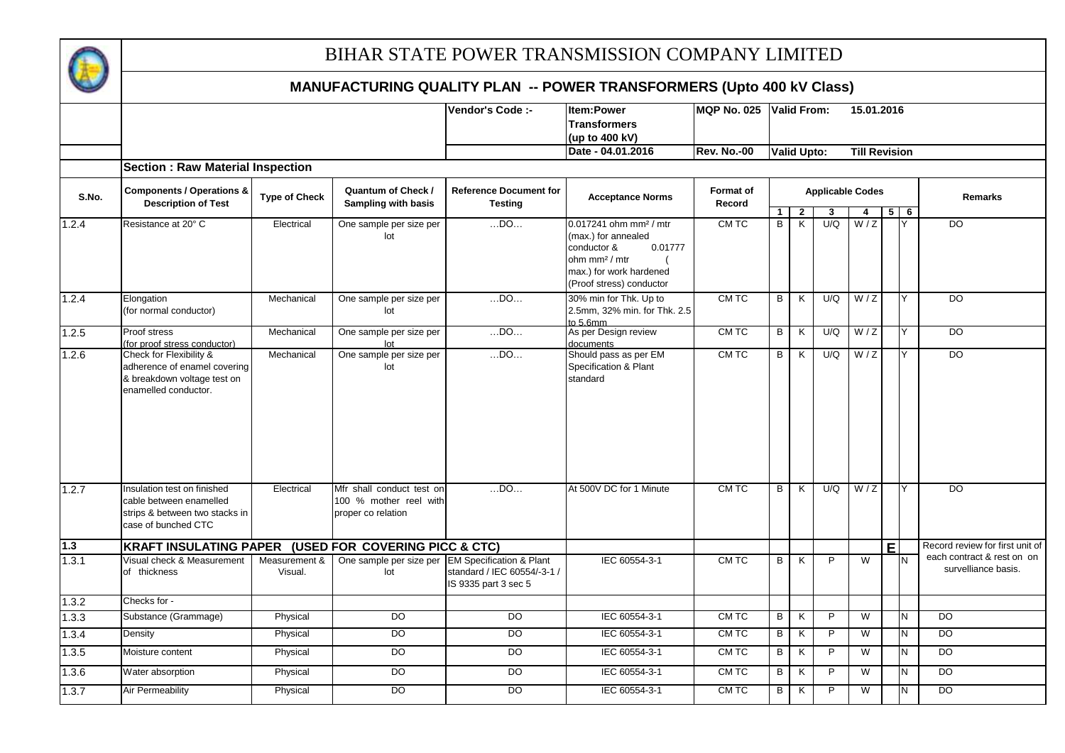# BIHAR STATE POWER TRANSMISSION COMPANY LIMITED

## MANUFACTURING QUALITY PLAN -- POWER TRANSFORMERS (Upto 400 kV Class)

| | | Vendor's Code :- | Item:Power Transformers (up to 400 kV) | MQP No. 025 | Valid From: 15.01.2016 |
|---|---|---|---|---|---|
| | | | Date - 04.01.2016 | Rev. No.-00 | Valid Upto: Till Revision |

**Section : Raw Material Inspection**

| S.No. | Components / Operations & Description of Test | Type of Check | Quantum of Check / Sampling with basis | Reference Document for Testing | Acceptance Norms | Format of Record | Applicable Codes | | | | | | Remarks |
|---|---|---|---|---|---|---|---|---|---|---|---|---|---|
| | | | | | | | 1 | 2 | 3 | 4 | 5 | 6 | |
| 1.2.4 | Resistance at 20° C | Electrical | One sample per size per lot | …DO… | 0.017241 ohm mm² / mtr (max.) for annealed conductor & 0.01777 ohm mm² / mtr ( max.) for work hardened (Proof stress) conductor | CM TC | B | K | U/Q | W / Z | | Y | DO |
| 1.2.4 | Elongation (for normal conductor) | Mechanical | One sample per size per lot | …DO… | 30% min for Thk. Up to 2.5mm, 32% min. for Thk. 2.5 to 5.6mm | CM TC | B | K | U/Q | W / Z | | Y | DO |
| 1.2.5 | Proof stress (for proof stress conductor) | Mechanical | One sample per size per lot | …DO… | As per Design review documents | CM TC | B | K | U/Q | W / Z | | Y | DO |
| 1.2.6 | Check for Flexibility & adherence of enamel covering & breakdown voltage test on enamelled conductor. | Mechanical | One sample per size per lot | …DO… | Should pass as per EM Specification & Plant standard | CM TC | B | K | U/Q | W / Z | | Y | DO |
| 1.2.7 | Insulation test on finished cable between enamelled strips & between two stacks in case of bunched CTC | Electrical | Mfr shall conduct test on 100 % mother reel with proper co relation | …DO… | At 500V DC for 1 Minute | CM TC | B | K | U/Q | W / Z | | Y | DO |
| **1.3** | **KRAFT INSULATING PAPER (USED FOR COVERING PICC & CTC)** | | | | | | | | | | **E** | | Record review for first unit of each contract & rest on on survelliance basis. |
| 1.3.1 | Visual check & Measurement of thickness | Measurement & Visual. | One sample per size per lot | EM Specification & Plant standard / IEC 60554/-3-1 / IS 9335 part 3 sec 5 | IEC 60554-3-1 | CM TC | B | K | P | W | | N | |
| 1.3.2 | Checks for - | | | | | | | | | | | | |
| 1.3.3 | Substance (Grammage) | Physical | DO | DO | IEC 60554-3-1 | CM TC | B | K | P | W | | N | DO |
| 1.3.4 | Density | Physical | DO | DO | IEC 60554-3-1 | CM TC | B | K | P | W | | N | DO |
| 1.3.5 | Moisture content | Physical | DO | DO | IEC 60554-3-1 | CM TC | B | K | P | W | | N | DO |
| 1.3.6 | Water absorption | Physical | DO | DO | IEC 60554-3-1 | CM TC | B | K | P | W | | N | DO |
| 1.3.7 | Air Permeability | Physical | DO | DO | IEC 60554-3-1 | CM TC | B | K | P | W | | N | DO |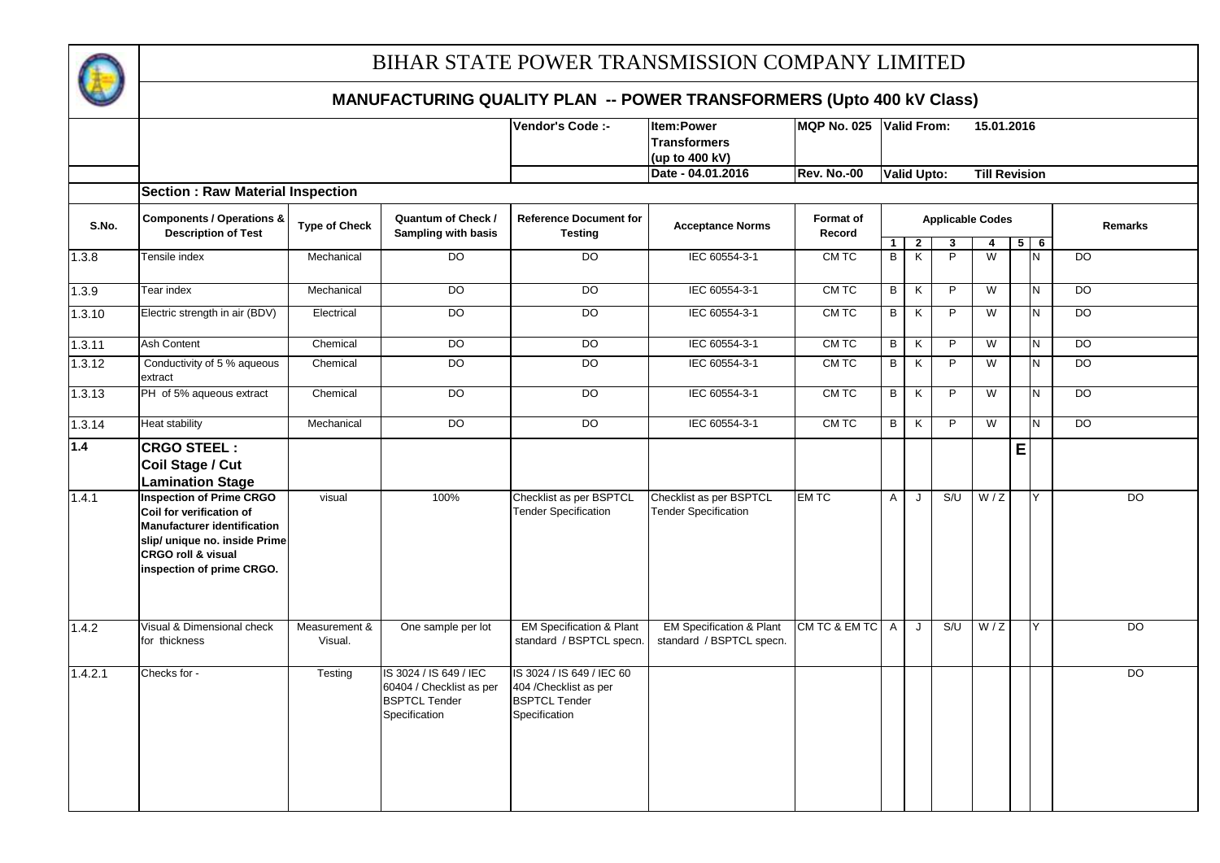# BIHAR STATE POWER TRANSMISSION COMPANY LIMITED

## MANUFACTURING QUALITY PLAN -- POWER TRANSFORMERS (Upto 400 kV Class)

| | Vendor's Code :- | Item:Power Transformers (up to 400 kV) | MQP No. 025 | Valid From: 15.01.2016 |
|---|---|---|---|---|
| | | Date - 04.01.2016 | Rev. No.-00 | Valid Upto: Till Revision |

**Section : Raw Material Inspection**

| S.No. | Components / Operations & Description of Test | Type of Check | Quantum of Check / Sampling with basis | Reference Document for Testing | Acceptance Norms | Format of Record | Applicable Codes 1 | 2 | 3 | 4 | 5 | 6 | Remarks |
|---|---|---|---|---|---|---|---|---|---|---|---|---|---|
| 1.3.8 | Tensile index | Mechanical | DO | DO | IEC 60554-3-1 | CM TC | B | K | P | W | | N | DO |
| 1.3.9 | Tear index | Mechanical | DO | DO | IEC 60554-3-1 | CM TC | B | K | P | W | | N | DO |
| 1.3.10 | Electric strength in air (BDV) | Electrical | DO | DO | IEC 60554-3-1 | CM TC | B | K | P | W | | N | DO |
| 1.3.11 | Ash Content | Chemical | DO | DO | IEC 60554-3-1 | CM TC | B | K | P | W | | N | DO |
| 1.3.12 | Conductivity of 5 % aqueous extract | Chemical | DO | DO | IEC 60554-3-1 | CM TC | B | K | P | W | | N | DO |
| 1.3.13 | PH of 5% aqueous extract | Chemical | DO | DO | IEC 60554-3-1 | CM TC | B | K | P | W | | N | DO |
| 1.3.14 | Heat stability | Mechanical | DO | DO | IEC 60554-3-1 | CM TC | B | K | P | W | | N | DO |
| **1.4** | **CRGO STEEL : Coil Stage / Cut Lamination Stage** | | | | | | | | | | **E** | | |
| 1.4.1 | **Inspection of Prime CRGO Coil for verification of Manufacturer identification slip/ unique no. inside Prime CRGO roll & visual inspection of prime CRGO.** | visual | 100% | Checklist as per BSPTCL Tender Specification | Checklist as per BSPTCL Tender Specification | EM TC | A | J | S/U | W / Z | | Y | DO |
| 1.4.2 | Visual & Dimensional check for thickness | Measurement & Visual. | One sample per lot | EM Specification & Plant standard / BSPTCL specn. | EM Specification & Plant standard / BSPTCL specn. | CM TC & EM TC | A | J | S/U | W / Z | | Y | DO |
| 1.4.2.1 | Checks for - | Testing | IS 3024 / IS 649 / IEC 60404 / Checklist as per BSPTCL Tender Specification | IS 3024 / IS 649 / IEC 60 404 /Checklist as per BSPTCL Tender Specification | | | | | | | | | DO |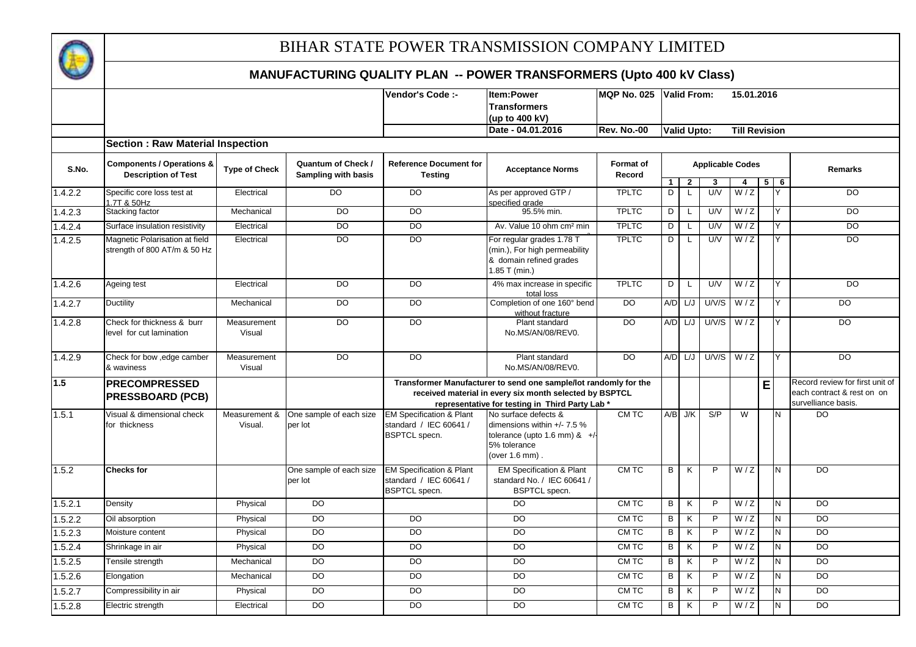# BIHAR STATE POWER TRANSMISSION COMPANY LIMITED

## MANUFACTURING QUALITY PLAN -- POWER TRANSFORMERS (Upto 400 kV Class)

| Vendor's Code :- | Item:Power Transformers (up to 400 kV) | MQP No. 025 | Valid From: 15.01.2016 |
|---|---|---|---|
| | Date - 04.01.2016 | Rev. No.-00 | Valid Upto: Till Revision |

**Section : Raw Material Inspection**

| S.No. | Components / Operations & Description of Test | Type of Check | Quantum of Check / Sampling with basis | Reference Document for Testing | Acceptance Norms | Format of Record | Applicable Codes | | | | | | Remarks |
|---|---|---|---|---|---|---|---|---|---|---|---|---|---|
| | | | | | | | 1 | 2 | 3 | 4 | 5 | 6 | |
| 1.4.2.2 | Specific core loss test at 1.7T & 50Hz | Electrical | DO | DO | As per approved GTP / specified grade | TPLTC | D | L | U/V | W / Z | | Y | DO |
| 1.4.2.3 | Stacking factor | Mechanical | DO | DO | 95.5% min. | TPLTC | D | L | U/V | W / Z | | Y | DO |
| 1.4.2.4 | Surface insulation resistivity | Electrical | DO | DO | Av. Value 10 ohm cm² min | TPLTC | D | L | U/V | W / Z | | Y | DO |
| 1.4.2.5 | Magnetic Polarisation at field strength of 800 AT/m & 50 Hz | Electrical | DO | DO | For regular grades 1.78 T (min.), For high permeability & domain refined grades 1.85 T (min.) | TPLTC | D | L | U/V | W / Z | | Y | DO |
| 1.4.2.6 | Ageing test | Electrical | DO | DO | 4% max increase in specific total loss | TPLTC | D | L | U/V | W / Z | | Y | DO |
| 1.4.2.7 | Ductility | Mechanical | DO | DO | Completion of one 160° bend without fracture | DO | A/D | L/J | U/V/S | W / Z | | Y | DO |
| 1.4.2.8 | Check for thickness & burr level for cut lamination | Measurement Visual | DO | DO | Plant standard No.MS/AN/08/REV0. | DO | A/D | L/J | U/V/S | W / Z | | Y | DO |
| 1.4.2.9 | Check for bow ,edge camber & waviness | Measurement Visual | DO | DO | Plant standard No.MS/AN/08/REV0. | DO | A/D | L/J | U/V/S | W / Z | | Y | DO |
| **1.5** | **PRECOMPRESSED PRESSBOARD (PCB)** | | | **Transformer Manufacturer to send one sample/lot randomly for the received material in every six month selected by BSPTCL representative for testing in Third Party Lab \*** | | | | | | | **E** | | Record review for first unit of each contract & rest on on survelliance basis. |
| 1.5.1 | Visual & dimensional check for thickness | Measurement & Visual. | One sample of each size per lot | EM Specification & Plant standard / IEC 60641 / BSPTCL specn. | No surface defects & dimensions within +/- 7.5 % tolerance (upto 1.6 mm) & +/- 5% tolerance (over 1.6 mm) . | CM TC | A/B | J/K | S/P | W | | N | DO |
| 1.5.2 | **Checks for** | | One sample of each size per lot | EM Specification & Plant standard / IEC 60641 / BSPTCL specn. | EM Specification & Plant standard No. / IEC 60641 / BSPTCL specn. | CM TC | B | K | P | W / Z | | N | DO |
| 1.5.2.1 | Density | Physical | DO | | DO | CM TC | B | K | P | W / Z | | N | DO |
| 1.5.2.2 | Oil absorption | Physical | DO | DO | DO | CM TC | B | K | P | W / Z | | N | DO |
| 1.5.2.3 | Moisture content | Physical | DO | DO | DO | CM TC | B | K | P | W / Z | | N | DO |
| 1.5.2.4 | Shrinkage in air | Physical | DO | DO | DO | CM TC | B | K | P | W / Z | | N | DO |
| 1.5.2.5 | Tensile strength | Mechanical | DO | DO | DO | CM TC | B | K | P | W / Z | | N | DO |
| 1.5.2.6 | Elongation | Mechanical | DO | DO | DO | CM TC | B | K | P | W / Z | | N | DO |
| 1.5.2.7 | Compressibility in air | Physical | DO | DO | DO | CM TC | B | K | P | W / Z | | N | DO |
| 1.5.2.8 | Electric strength | Electrical | DO | DO | DO | CM TC | B | K | P | W / Z | | N | DO |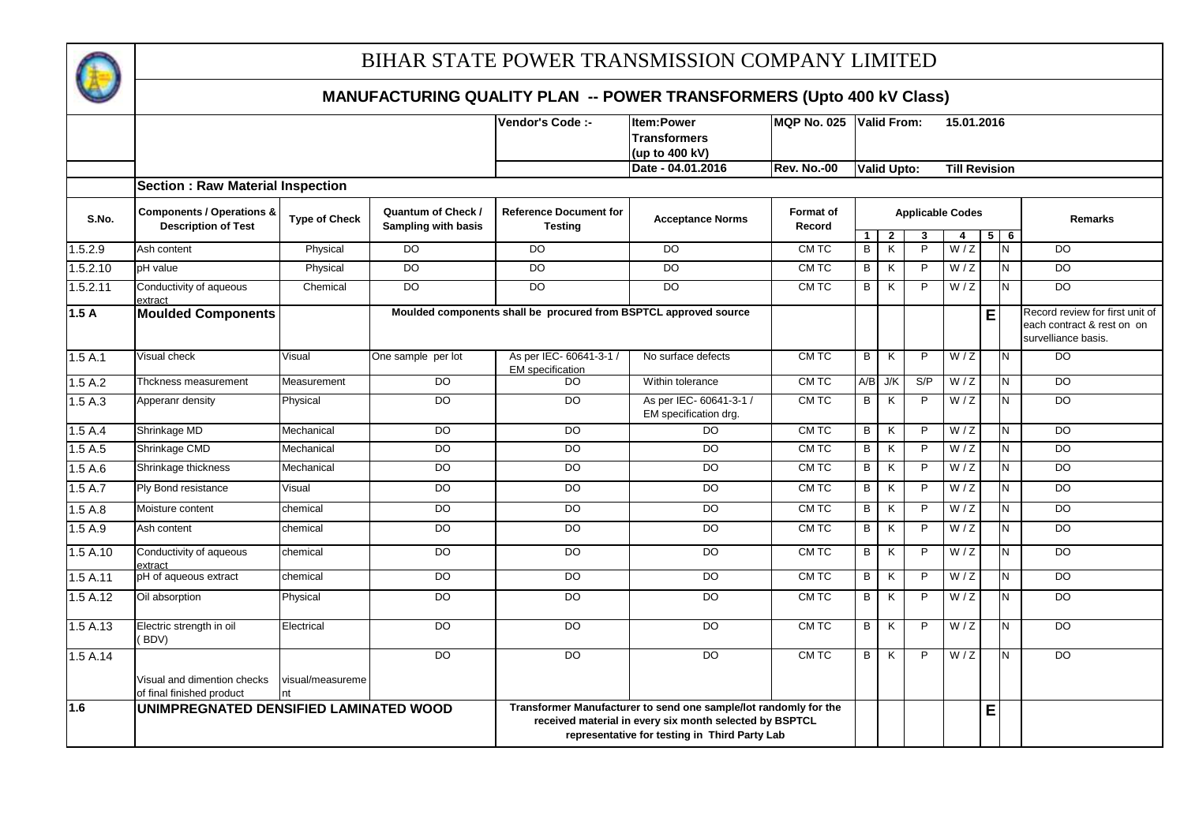# BIHAR STATE POWER TRANSMISSION COMPANY LIMITED

## MANUFACTURING QUALITY PLAN -- POWER TRANSFORMERS (Upto 400 kV Class)

| | | | | Vendor's Code :- | Item:Power Transformers (up to 400 kV) | MQP No. 025 | Valid From: 15.01.2016 |
|---|---|---|---|---|---|---|---|
| | | | | | Date - 04.01.2016 | Rev. No.-00 | Valid Upto: Till Revision |

**Section : Raw Material Inspection**

| S.No. | Components / Operations & Description of Test | Type of Check | Quantum of Check / Sampling with basis | Reference Document for Testing | Acceptance Norms | Format of Record | Applicable Codes 1 | 2 | 3 | 4 | 5 | 6 | Remarks |
|---|---|---|---|---|---|---|---|---|---|---|---|---|---|
| 1.5.2.9 | Ash content | Physical | DO | DO | DO | CM TC | B | K | P | W / Z | | N | DO |
| 1.5.2.10 | pH value | Physical | DO | DO | DO | CM TC | B | K | P | W / Z | | N | DO |
| 1.5.2.11 | Conductivity of aqueous extract | Chemical | DO | DO | DO | CM TC | B | K | P | W / Z | | N | DO |
| **1.5 A** | **Moulded Components** | | **Moulded components shall be procured from BSPTCL approved source** | | | | | | | | **E** | | Record review for first unit of each contract & rest on on survelliance basis. |
| 1.5 A.1 | Visual check | Visual | One sample per lot | As per IEC- 60641-3-1 / EM specification | No surface defects | CM TC | B | K | P | W / Z | | N | DO |
| 1.5 A.2 | Thckness measurement | Measurement | DO | DO | Within tolerance | CM TC | A/B | J/K | S/P | W / Z | | N | DO |
| 1.5 A.3 | Apperanr density | Physical | DO | DO | As per IEC- 60641-3-1 / EM specification drg. | CM TC | B | K | P | W / Z | | N | DO |
| 1.5 A.4 | Shrinkage MD | Mechanical | DO | DO | DO | CM TC | B | K | P | W / Z | | N | DO |
| 1.5 A.5 | Shrinkage CMD | Mechanical | DO | DO | DO | CM TC | B | K | P | W / Z | | N | DO |
| 1.5 A.6 | Shrinkage thickness | Mechanical | DO | DO | DO | CM TC | B | K | P | W / Z | | N | DO |
| 1.5 A.7 | Ply Bond resistance | Visual | DO | DO | DO | CM TC | B | K | P | W / Z | | N | DO |
| 1.5 A.8 | Moisture content | chemical | DO | DO | DO | CM TC | B | K | P | W / Z | | N | DO |
| 1.5 A.9 | Ash content | chemical | DO | DO | DO | CM TC | B | K | P | W / Z | | N | DO |
| 1.5 A.10 | Conductivity of aqueous extract | chemical | DO | DO | DO | CM TC | B | K | P | W / Z | | N | DO |
| 1.5 A.11 | pH of aqueous extract | chemical | DO | DO | DO | CM TC | B | K | P | W / Z | | N | DO |
| 1.5 A.12 | Oil absorption | Physical | DO | DO | DO | CM TC | B | K | P | W / Z | | N | DO |
| 1.5 A.13 | Electric strength in oil ( BDV) | Electrical | DO | DO | DO | CM TC | B | K | P | W / Z | | N | DO |
| 1.5 A.14 | Visual and dimention checks of final finished product | visual/measurement | DO | DO | DO | CM TC | B | K | P | W / Z | | N | DO |
| **1.6** | **UNIMPREGNATED DENSIFIED LAMINATED WOOD** | | | **Transformer Manufacturer to send one sample/lot randomly for the received material in every six month selected by BSPTCL representative for testing in Third Party Lab** | | | | | | | **E** | | |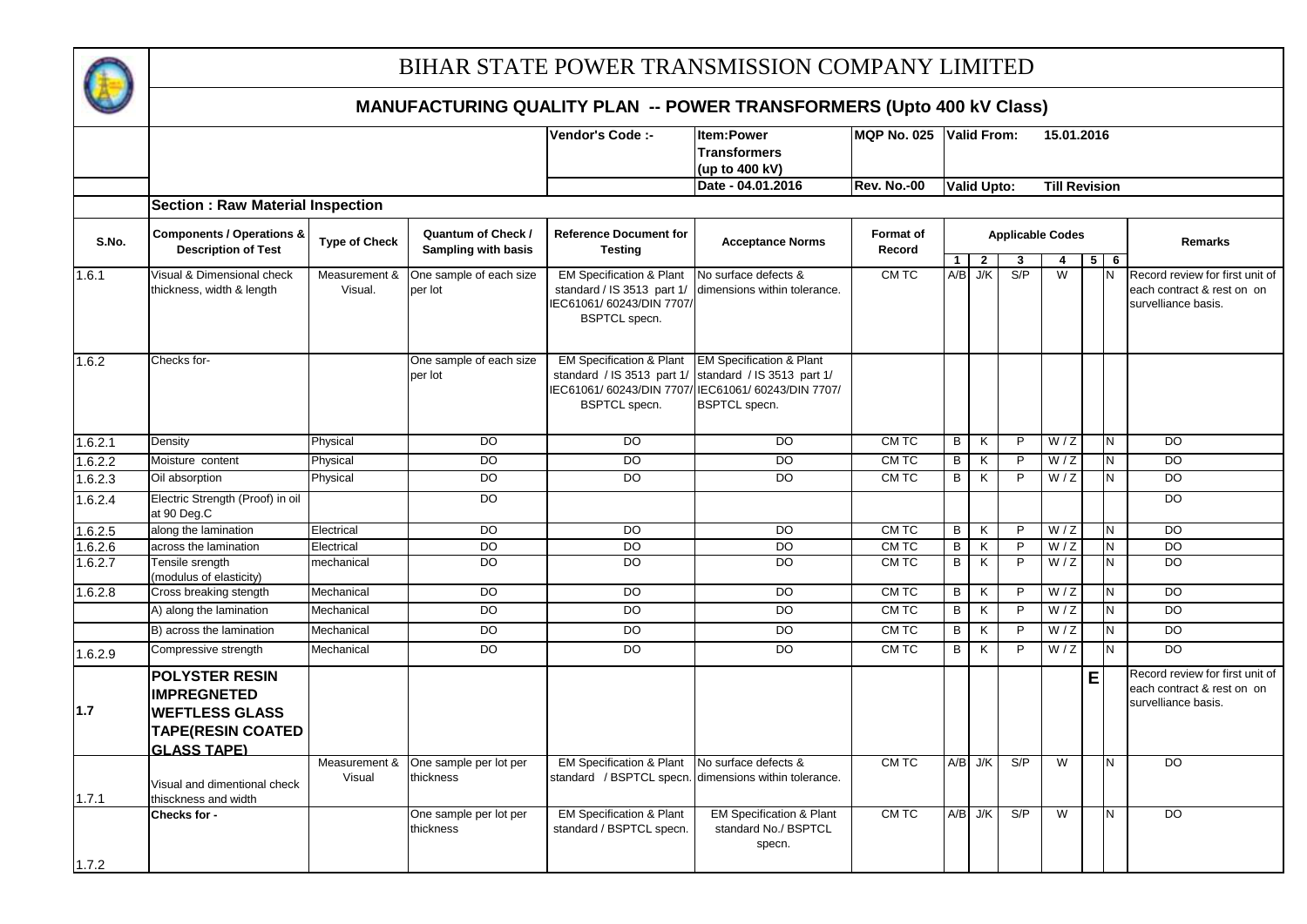# BIHAR STATE POWER TRANSMISSION COMPANY LIMITED

## MANUFACTURING QUALITY PLAN -- POWER TRANSFORMERS (Upto 400 kV Class)

| Vendor's Code :- | Item:Power Transformers (up to 400 kV) | MQP No. 025 | Valid From: 15.01.2016 |
|---|---|---|---|
| | Date - 04.01.2016 | Rev. No.-00 | Valid Upto: Till Revision |

**Section : Raw Material Inspection**

| S.No. | Components / Operations & Description of Test | Type of Check | Quantum of Check / Sampling with basis | Reference Document for Testing | Acceptance Norms | Format of Record | Applicable Codes 1 | 2 | 3 | 4 | 5 | 6 | Remarks |
|---|---|---|---|---|---|---|---|---|---|---|---|---|---|
| 1.6.1 | Visual & Dimensional check thickness, width & length | Measurement & Visual. | One sample of each size per lot | EM Specification & Plant standard / IS 3513 part 1/ IEC61061/ 60243/DIN 7707/ BSPTCL specn. | No surface defects & dimensions within tolerance. | CM TC | A/B | J/K | S/P | W | | N | Record review for first unit of each contract & rest on on surveilliance basis. |
| 1.6.2 | Checks for- | | One sample of each size per lot | EM Specification & Plant standard / IS 3513 part 1/ IEC61061/ 60243/DIN 7707/ BSPTCL specn. | EM Specification & Plant standard / IS 3513 part 1/ IEC61061/ 60243/DIN 7707/ BSPTCL specn. | | | | | | | | |
| 1.6.2.1 | Density | Physical | DO | DO | DO | CM TC | B | K | P | W / Z | | N | DO |
| 1.6.2.2 | Moisture content | Physical | DO | DO | DO | CM TC | B | K | P | W / Z | | N | DO |
| 1.6.2.3 | Oil absorption | Physical | DO | DO | DO | CM TC | B | K | P | W / Z | | N | DO |
| 1.6.2.4 | Electric Strength (Proof) in oil at 90 Deg.C | | DO | | | | | | | | | | DO |
| 1.6.2.5 | along the lamination | Electrical | DO | DO | DO | CM TC | B | K | P | W / Z | | N | DO |
| 1.6.2.6 | across the lamination | Electrical | DO | DO | DO | CM TC | B | K | P | W / Z | | N | DO |
| 1.6.2.7 | Tensile srength (modulus of elasticity) | mechanical | DO | DO | DO | CM TC | B | K | P | W / Z | | N | DO |
| 1.6.2.8 | Cross breaking stength | Mechanical | DO | DO | DO | CM TC | B | K | P | W / Z | | N | DO |
| | A) along the lamination | Mechanical | DO | DO | DO | CM TC | B | K | P | W / Z | | N | DO |
| | B) across the lamination | Mechanical | DO | DO | DO | CM TC | B | K | P | W / Z | | N | DO |
| 1.6.2.9 | Compressive strength | Mechanical | DO | DO | DO | CM TC | B | K | P | W / Z | | N | DO |
| **1.7** | **POLYSTER RESIN IMPREGNETED WEFTLESS GLASS TAPE(RESIN COATED GLASS TAPE)** | | | | | | | | | | **E** | | Record review for first unit of each contract & rest on on surveilliance basis. |
| 1.7.1 | Visual and dimentional check thisckness and width | Measurement & Visual | One sample per lot per thickness | EM Specification & Plant standard / BSPTCL specn. | No surface defects & dimensions within tolerance. | CM TC | A/B | J/K | S/P | W | | N | DO |
| 1.7.2 | **Checks for -** | | One sample per lot per thickness | EM Specification & Plant standard / BSPTCL specn. | EM Specification & Plant standard No./ BSPTCL specn. | CM TC | A/B | J/K | S/P | W | | N | DO |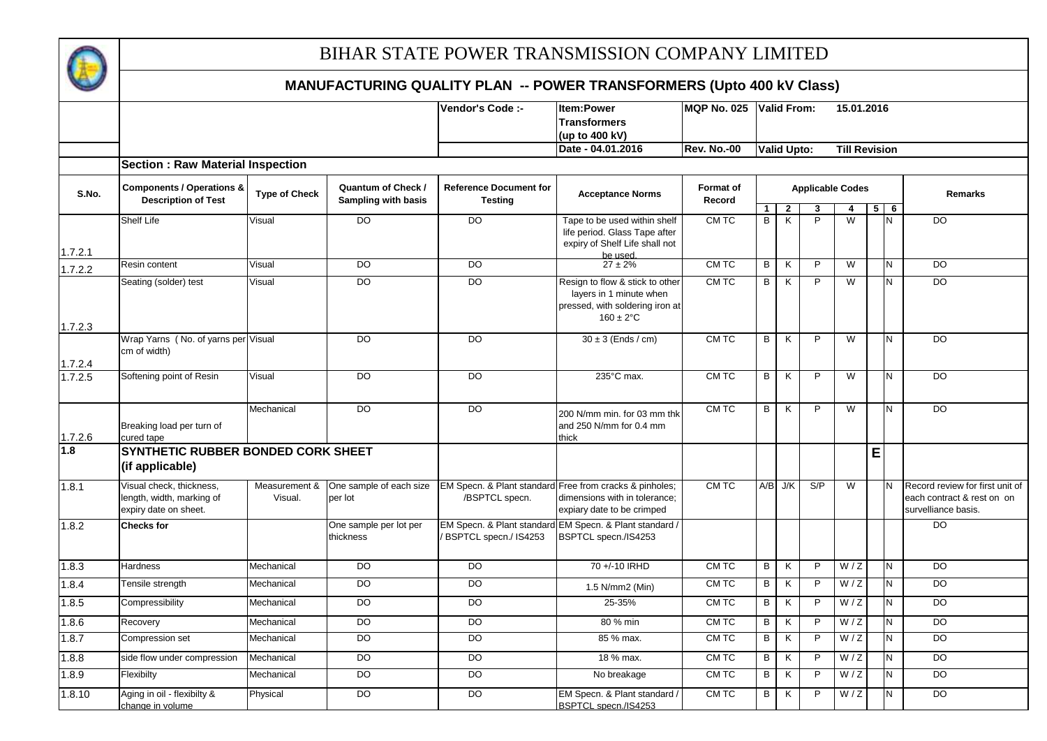# BIHAR STATE POWER TRANSMISSION COMPANY LIMITED

## MANUFACTURING QUALITY PLAN -- POWER TRANSFORMERS (Upto 400 kV Class)

| | | Vendor's Code :- | Item:Power Transformers (up to 400 kV) | MQP No. 025 | Valid From: 15.01.2016 |
|---|---|---|---|---|---|
| | | | Date - 04.01.2016 | Rev. No.-00 | Valid Upto: Till Revision |

**Section : Raw Material Inspection**

| S.No. | Components / Operations & Description of Test | Type of Check | Quantum of Check / Sampling with basis | Reference Document for Testing | Acceptance Norms | Format of Record | Applicable Codes 1 | 2 | 3 | 4 | 5 | 6 | Remarks |
|---|---|---|---|---|---|---|---|---|---|---|---|---|---|
| 1.7.2.1 | Shelf Life | Visual | DO | DO | Tape to be used within shelf life period. Glass Tape after expiry of Shelf Life shall not be used. | CM TC | B | K | P | W | | N | DO |
| 1.7.2.2 | Resin content | Visual | DO | DO | 27 ± 2% | CM TC | B | K | P | W | | N | DO |
| 1.7.2.3 | Seating (solder) test | Visual | DO | DO | Resign to flow & stick to other layers in 1 minute when pressed, with soldering iron at 160 ± 2°C | CM TC | B | K | P | W | | N | DO |
| 1.7.2.4 | Wrap Yarns ( No. of yarns per cm of width) | Visual | DO | DO | 30 ± 3 (Ends / cm) | CM TC | B | K | P | W | | N | DO |
| 1.7.2.5 | Softening point of Resin | Visual | DO | DO | 235°C max. | CM TC | B | K | P | W | | N | DO |
| 1.7.2.6 | Breaking load per turn of cured tape | Mechanical | DO | DO | 200 N/mm min. for 03 mm thk and 250 N/mm for 0.4 mm thick | CM TC | B | K | P | W | | N | DO |
| **1.8** | **SYNTHETIC RUBBER BONDED CORK SHEET (if applicable)** | | | | | | | | | | **E** | | |
| 1.8.1 | Visual check, thickness, length, width, marking of expiry date on sheet. | Measurement & Visual. | One sample of each size per lot | EM Specn. & Plant standard /BSPTCL specn. | Free from cracks & pinholes; dimensions with in tolerance; expiary date to be crimped | CM TC | A/B | J/K | S/P | W | | N | Record review for first unit of each contract & rest on on surveilliance basis. |
| 1.8.2 | **Checks for** | | One sample per lot per thickness | EM Specn. & Plant standard / BSPTCL specn./ IS4253 | EM Specn. & Plant standard / BSPTCL specn./IS4253 | | | | | | | | DO |
| 1.8.3 | Hardness | Mechanical | DO | DO | 70 +/-10 IRHD | CM TC | B | K | P | W / Z | | N | DO |
| 1.8.4 | Tensile strength | Mechanical | DO | DO | 1.5 N/mm2 (Min) | CM TC | B | K | P | W / Z | | N | DO |
| 1.8.5 | Compressibility | Mechanical | DO | DO | 25-35% | CM TC | B | K | P | W / Z | | N | DO |
| 1.8.6 | Recovery | Mechanical | DO | DO | 80 % min | CM TC | B | K | P | W / Z | | N | DO |
| 1.8.7 | Compression set | Mechanical | DO | DO | 85 % max. | CM TC | B | K | P | W / Z | | N | DO |
| 1.8.8 | side flow under compression | Mechanical | DO | DO | 18 % max. | CM TC | B | K | P | W / Z | | N | DO |
| 1.8.9 | Flexibilty | Mechanical | DO | DO | No breakage | CM TC | B | K | P | W / Z | | N | DO |
| 1.8.10 | Aging in oil - flexibilty & change in volume | Physical | DO | DO | EM Specn. & Plant standard / BSPTCL specn./IS4253 | CM TC | B | K | P | W / Z | | N | DO |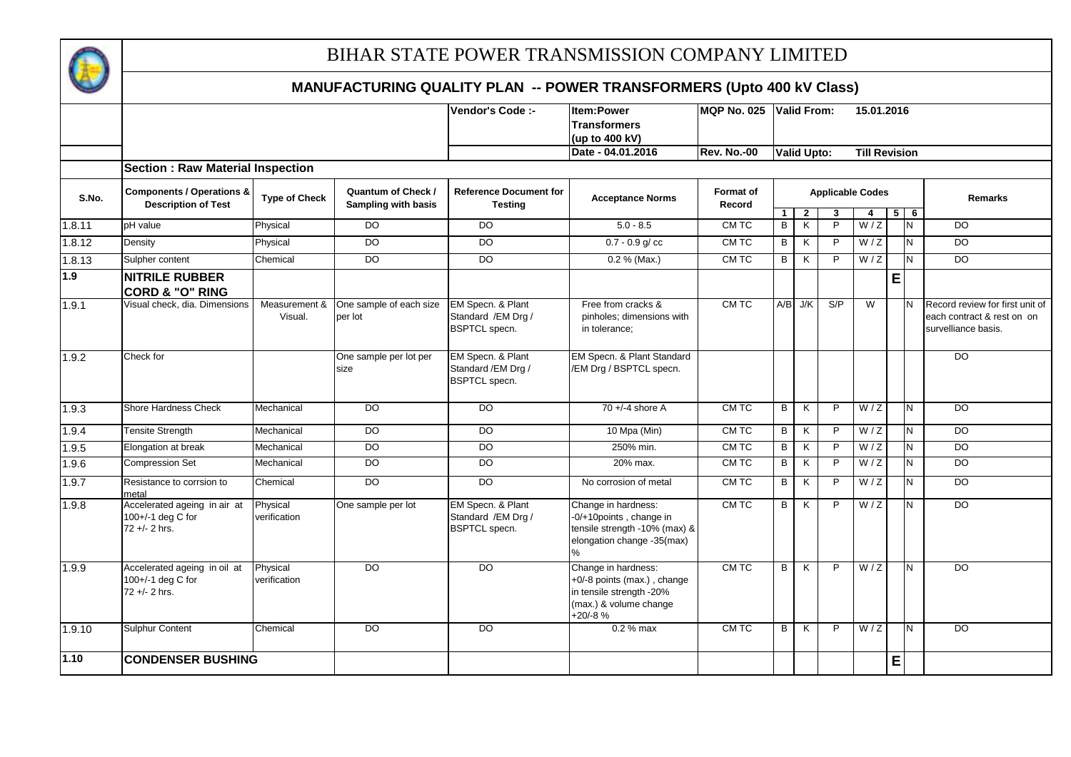# BIHAR STATE POWER TRANSMISSION COMPANY LIMITED

## MANUFACTURING QUALITY PLAN -- POWER TRANSFORMERS (Upto 400 kV Class)

| | | | Vendor's Code :- | Item:Power Transformers (up to 400 kV) | MQP No. 025 | Valid From: 15.01.2016 |
|---|---|---|---|---|---|---|
| | | | | Date - 04.01.2016 | Rev. No.-00 | Valid Upto: Till Revision |

**Section : Raw Material Inspection**

| S.No. | Components / Operations & Description of Test | Type of Check | Quantum of Check / Sampling with basis | Reference Document for Testing | Acceptance Norms | Format of Record | Applicable Codes | | | | | | Remarks |
|---|---|---|---|---|---|---|---|---|---|---|---|---|---|
| | | | | | | | 1 | 2 | 3 | 4 | 5 | 6 | |
| 1.8.11 | pH value | Physical | DO | DO | 5.0 - 8.5 | CM TC | B | K | P | W / Z | | N | DO |
| 1.8.12 | Density | Physical | DO | DO | 0.7 - 0.9 g/ cc | CM TC | B | K | P | W / Z | | N | DO |
| 1.8.13 | Sulpher content | Chemical | DO | DO | 0.2 % (Max.) | CM TC | B | K | P | W / Z | | N | DO |
| **1.9** | **NITRILE RUBBER CORD & "O" RING** | | | | | | | | | | **E** | | |
| 1.9.1 | Visual check, dia. Dimensions | Measurement & Visual. | One sample of each size per lot | EM Specn. & Plant Standard /EM Drg / BSPTCL specn. | Free from cracks & pinholes; dimensions with in tolerance; | CM TC | A/B | J/K | S/P | W | | N | Record review for first unit of each contract & rest on on survelliance basis. |
| 1.9.2 | Check for | | One sample per lot per size | EM Specn. & Plant Standard /EM Drg / BSPTCL specn. | EM Specn. & Plant Standard /EM Drg / BSPTCL specn. | | | | | | | | DO |
| 1.9.3 | Shore Hardness Check | Mechanical | DO | DO | 70 +/-4 shore A | CM TC | B | K | P | W / Z | | N | DO |
| 1.9.4 | Tensite Strength | Mechanical | DO | DO | 10 Mpa (Min) | CM TC | B | K | P | W / Z | | N | DO |
| 1.9.5 | Elongation at break | Mechanical | DO | DO | 250% min. | CM TC | B | K | P | W / Z | | N | DO |
| 1.9.6 | Compression Set | Mechanical | DO | DO | 20% max. | CM TC | B | K | P | W / Z | | N | DO |
| 1.9.7 | Resistance to corrsion to metal | Chemical | DO | DO | No corrosion of metal | CM TC | B | K | P | W / Z | | N | DO |
| 1.9.8 | Accelerated ageing in air at 100+/-1 deg C for 72 +/- 2 hrs. | Physical verification | One sample per lot | EM Specn. & Plant Standard /EM Drg / BSPTCL specn. | Change in hardness: -0/+10points , change in tensile strength -10% (max) & elongation change -35(max) % | CM TC | B | K | P | W / Z | | N | DO |
| 1.9.9 | Accelerated ageing in oil at 100+/-1 deg C for 72 +/- 2 hrs. | Physical verification | DO | DO | Change in hardness: +0/-8 points (max.) , change in tensile strength -20% (max.) & volume change +20/-8 % | CM TC | B | K | P | W / Z | | N | DO |
| 1.9.10 | Sulphur Content | Chemical | DO | DO | 0.2 % max | CM TC | B | K | P | W / Z | | N | DO |
| **1.10** | **CONDENSER BUSHING** | | | | | | | | | | **E** | | |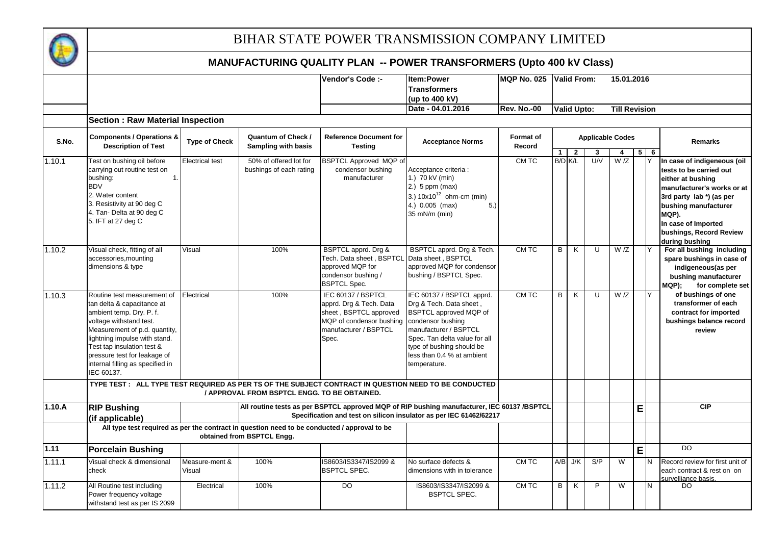# BIHAR STATE POWER TRANSMISSION COMPANY LIMITED

## MANUFACTURING QUALITY PLAN -- POWER TRANSFORMERS (Upto 400 kV Class)

| | | Vendor's Code :- | Item:Power Transformers (up to 400 kV) | MQP No. 025 | Valid From: 15.01.2016 |
|---|---|---|---|---|---|
| | | | Date - 04.01.2016 | Rev. No.-00 | Valid Upto: Till Revision |

**Section : Raw Material Inspection**

| S.No. | Components / Operations & Description of Test | Type of Check | Quantum of Check / Sampling with basis | Reference Document for Testing | Acceptance Norms | Format of Record | Applicable Codes 1 | 2 | 3 | 4 | 5 | 6 | Remarks |
|---|---|---|---|---|---|---|---|---|---|---|---|---|---|
| 1.10.1 | Test on bushing oil before carrying out routine test on bushing: 1. BDV 2. Water content 3. Resistivity at 90 deg C 4. Tan- Delta at 90 deg C 5. IFT at 27 deg C | Electrical test | 50% of offered lot for bushings of each rating | BSPTCL Approved MQP of condensor bushing manufacturer | Acceptance criteria : 1.) 70 kV (min) 2.) 5 ppm (max) 3.) $10x10^{12}$ ohm-cm (min) 4.) 0.005 (max) 5.) 35 mN/m (min) | CM TC | B/D | K/L | U/V | W /Z | | Y | In case of indigeneous (oil tests to be carried out either at bushing manufacturer's works or at 3rd party lab *) (as per bushing manufacturer MQP). In case of Imported bushings, Record Review during bushing |
| 1.10.2 | Visual check, fitting of all accessories,mounting dimensions & type | Visual | 100% | BSPTCL apprd. Drg & Tech. Data sheet , BSPTCL approved MQP for condensor bushing / BSPTCL Spec. | BSPTCL apprd. Drg & Tech. Data sheet , BSPTCL approved MQP for condensor bushing / BSPTCL Spec. | CM TC | B | K | U | W /Z | | Y | For all bushing including spare bushings in case of indigeneous(as per bushing manufacturer MQP); for complete set of bushings of one transformer of each contract for imported bushings balance record review |
| 1.10.3 | Routine test measurement of tan delta & capacitance at ambient temp. Dry. P. f. voltage withstand test. Measurement of p.d. quantity, lightning impulse with stand. Test tap insulation test & pressure test for leakage of internal filling as specified in IEC 60137. | Electrical | 100% | IEC 60137 / BSPTCL apprd. Drg & Tech. Data sheet , BSPTCL approved MQP of condensor bushing manufacturer / BSPTCL Spec. | IEC 60137 / BSPTCL apprd. Drg & Tech. Data sheet , BSPTCL approved MQP of condensor bushing manufacturer / BSPTCL Spec. Tan delta value for all type of bushing should be less than 0.4 % at ambient temperature. | CM TC | B | K | U | W /Z | | Y | |
| | TYPE TEST : ALL TYPE TEST REQUIRED AS PER TS OF THE SUBJECT CONTRACT IN QUESTION NEED TO BE CONDUCTED / APPROVAL FROM BSPTCL ENGG. TO BE OBTAINED. | | | | | | | | | | | | |
| **1.10.A** | **RIP Bushing (if applicable)** | | All routine tests as per BSPTCL approved MQP of RIP bushing manufacturer, IEC 60137 /BSPTCL Specification and test on silicon insulator as per IEC 61462/62217 | | | | | | | | **E** | | **CIP** |
| | All type test required as per the contract in question need to be conducted / approval to be obtained from BSPTCL Engg. | | | | | | | | | | | | |
| **1.11** | **Porcelain Bushing** | | | | | | | | | | **E** | | DO |
| 1.11.1 | Visual check & dimensional check | Measure-ment & Visual | 100% | IS8603/IS3347/IS2099 & BSPTCL SPEC. | No surface defects & dimensions with in tolerance | CM TC | A/B | J/K | S/P | W | | N | Record review for first unit of each contract & rest on on survelliance basis. |
| 1.11.2 | All Routine test including Power frequency voltage withstand test as per IS 2099 | Electrical | 100% | DO | IS8603/IS3347/IS2099 & BSPTCL SPEC. | CM TC | B | K | P | W | | N | DO |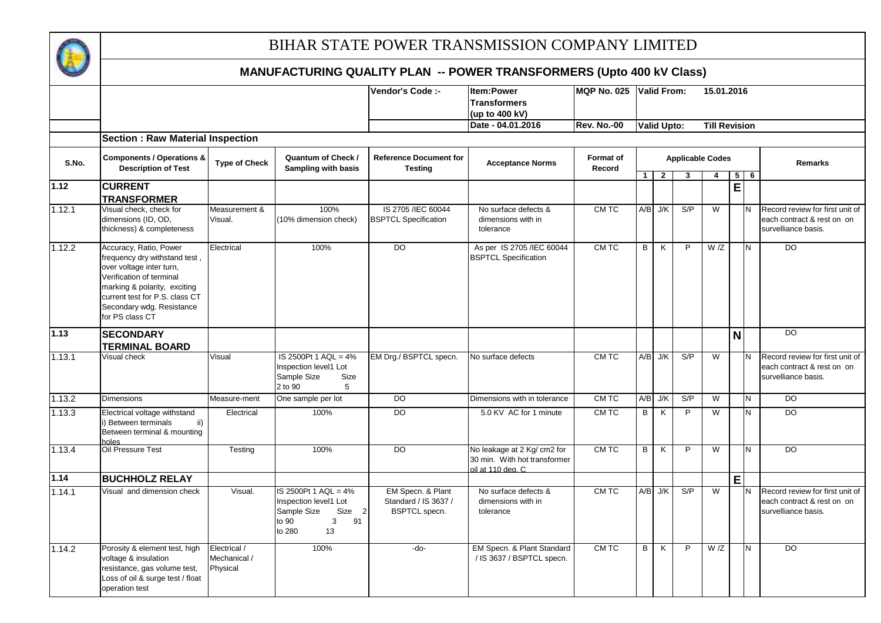# BIHAR STATE POWER TRANSMISSION COMPANY LIMITED

## MANUFACTURING QUALITY PLAN -- POWER TRANSFORMERS (Upto 400 kV Class)

| | | | Vendor's Code :- | Item:Power Transformers (up to 400 kV) | MQP No. 025 | Valid From: 15.01.2016 |
|---|---|---|---|---|---|---|
| | | | | Date - 04.01.2016 | Rev. No.-00 | Valid Upto: Till Revision |

**Section : Raw Material Inspection**

| S.No. | Components / Operations & Description of Test | Type of Check | Quantum of Check / Sampling with basis | Reference Document for Testing | Acceptance Norms | Format of Record | Applicable Codes | | | | | | Remarks |
|---|---|---|---|---|---|---|---|---|---|---|---|---|---|
| | | | | | | | 1 | 2 | 3 | 4 | 5 | 6 | |
| **1.12** | **CURRENT TRANSFORMER** | | | | | | | | | | **E** | | |
| 1.12.1 | Visual check, check for dimensions (ID, OD, thickness) & completeness | Measurement & Visual. | 100% (10% dimension check) | IS 2705 /IEC 60044 BSPTCL Specification | No surface defects & dimensions with in tolerance | CM TC | A/B | J/K | S/P | W | | N | Record review for first unit of each contract & rest on on survelliance basis. |
| 1.12.2 | Accuracy, Ratio, Power frequency dry withstand test , over voltage inter turn, Verification of terminal marking & polarity, exciting current test for P.S. class CT Secondary wdg. Resistance for PS class CT | Electrical | 100% | DO | As per IS 2705 /IEC 60044 BSPTCL Specification | CM TC | B | K | P | W /Z | | N | DO |
| **1.13** | **SECONDARY TERMINAL BOARD** | | | | | | | | | | **N** | | DO |
| 1.13.1 | Visual check | Visual | IS 2500Pt 1 AQL = 4% Inspection level1 Lot Sample Size Size 2 to 90 5 | EM Drg./ BSPTCL specn. | No surface defects | CM TC | A/B | J/K | S/P | W | | N | Record review for first unit of each contract & rest on on survelliance basis. |
| 1.13.2 | Dimensions | Measure-ment | One sample per lot | DO | Dimensions with in tolerance | CM TC | A/B | J/K | S/P | W | | N | DO |
| 1.13.3 | Electrical voltage withstand i) Between terminals ii) Between terminal & mounting holes | Electrical | 100% | DO | 5.0 KV AC for 1 minute | CM TC | B | K | P | W | | N | DO |
| 1.13.4 | Oil Pressure Test | Testing | 100% | DO | No leakage at 2 Kg/ cm2 for 30 min. With hot transformer oil at 110 deg. C | CM TC | B | K | P | W | | N | DO |
| **1.14** | **BUCHHOLZ RELAY** | | | | | | | | | | **E** | | |
| 1.14.1 | Visual and dimension check | Visual. | IS 2500Pt 1 AQL = 4% Inspection level1 Lot Sample Size Size 2 to 90 3 91 to 280 13 | EM Specn. & Plant Standard / IS 3637 / BSPTCL specn. | No surface defects & dimensions with in tolerance | CM TC | A/B | J/K | S/P | W | | N | Record review for first unit of each contract & rest on on survelliance basis. |
| 1.14.2 | Porosity & element test, high voltage & insulation resistance, gas volume test, Loss of oil & surge test / float operation test | Electrical / Mechanical / Physical | 100% | -do- | EM Specn. & Plant Standard / IS 3637 / BSPTCL specn. | CM TC | B | K | P | W /Z | | N | DO |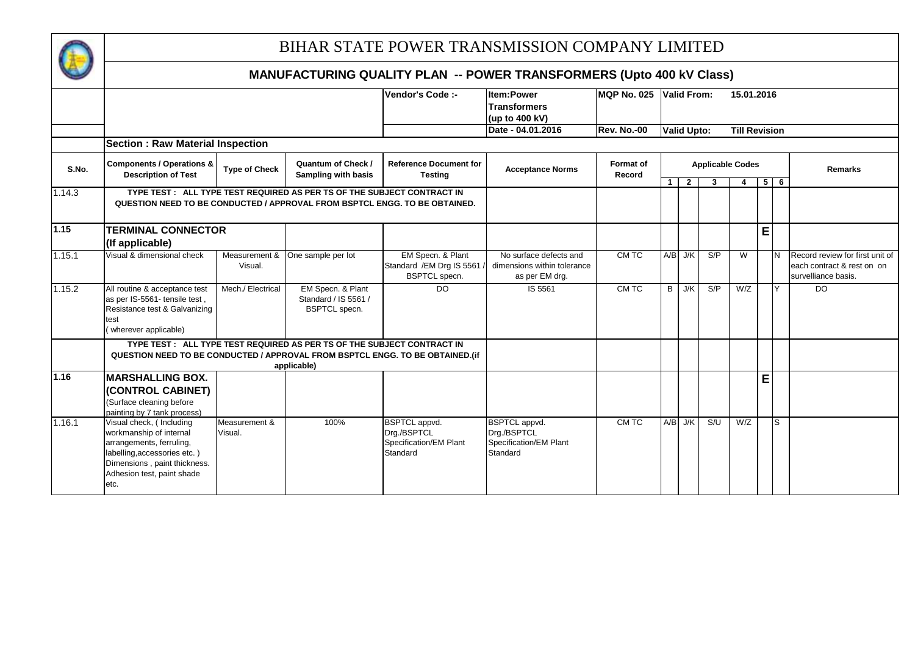# BIHAR STATE POWER TRANSMISSION COMPANY LIMITED

## MANUFACTURING QUALITY PLAN -- POWER TRANSFORMERS (Upto 400 kV Class)

| | | Vendor's Code :- | Item:Power Transformers (up to 400 kV) | MQP No. 025 | Valid From: 15.01.2016 |
|---|---|---|---|---|---|
| | | | Date - 04.01.2016 | Rev. No.-00 | Valid Upto: Till Revision |

**Section : Raw Material Inspection**

| S.No. | Components / Operations & Description of Test | Type of Check | Quantum of Check / Sampling with basis | Reference Document for Testing | Acceptance Norms | Format of Record | Applicable Codes 1 | 2 | 3 | 4 | 5 | 6 | Remarks |
|---|---|---|---|---|---|---|---|---|---|---|---|---|---|
| 1.14.3 | TYPE TEST : ALL TYPE TEST REQUIRED AS PER TS OF THE SUBJECT CONTRACT IN QUESTION NEED TO BE CONDUCTED / APPROVAL FROM BSPTCL ENGG. TO BE OBTAINED. | | | | | | | | | | | | |
| **1.15** | **TERMINAL CONNECTOR (If applicable)** | | | | | | | | | | **E** | | |
| 1.15.1 | Visual & dimensional check | Measurement & Visual. | One sample per lot | EM Specn. & Plant Standard /EM Drg IS 5561 / BSPTCL specn. | No surface defects and dimensions within tolerance as per EM drg. | CM TC | A/B | J/K | S/P | W | | N | Record review for first unit of each contract & rest on on survelliance basis. |
| 1.15.2 | All routine & acceptance test as per IS-5561- tensile test , Resistance test & Galvanizing test ( wherever applicable) | Mech./ Electrical | EM Specn. & Plant Standard / IS 5561 / BSPTCL specn. | DO | IS 5561 | CM TC | B | J/K | S/P | W/Z | | Y | DO |
| | TYPE TEST : ALL TYPE TEST REQUIRED AS PER TS OF THE SUBJECT CONTRACT IN QUESTION NEED TO BE CONDUCTED / APPROVAL FROM BSPTCL ENGG. TO BE OBTAINED.(if applicable) | | | | | | | | | | | | |
| **1.16** | **MARSHALLING BOX. (CONTROL CABINET)** (Surface cleaning before painting by 7 tank process) | | | | | | | | | | **E** | | |
| 1.16.1 | Visual check, ( Including workmanship of internal arrangements, ferruling, labelling,accessories etc. ) Dimensions , paint thickness. Adhesion test, paint shade etc. | Measurement & Visual. | 100% | BSPTCL appvd. Drg./BSPTCL Specification/EM Plant Standard | BSPTCL appvd. Drg./BSPTCL Specification/EM Plant Standard | CM TC | A/B | J/K | S/U | W/Z | | S | |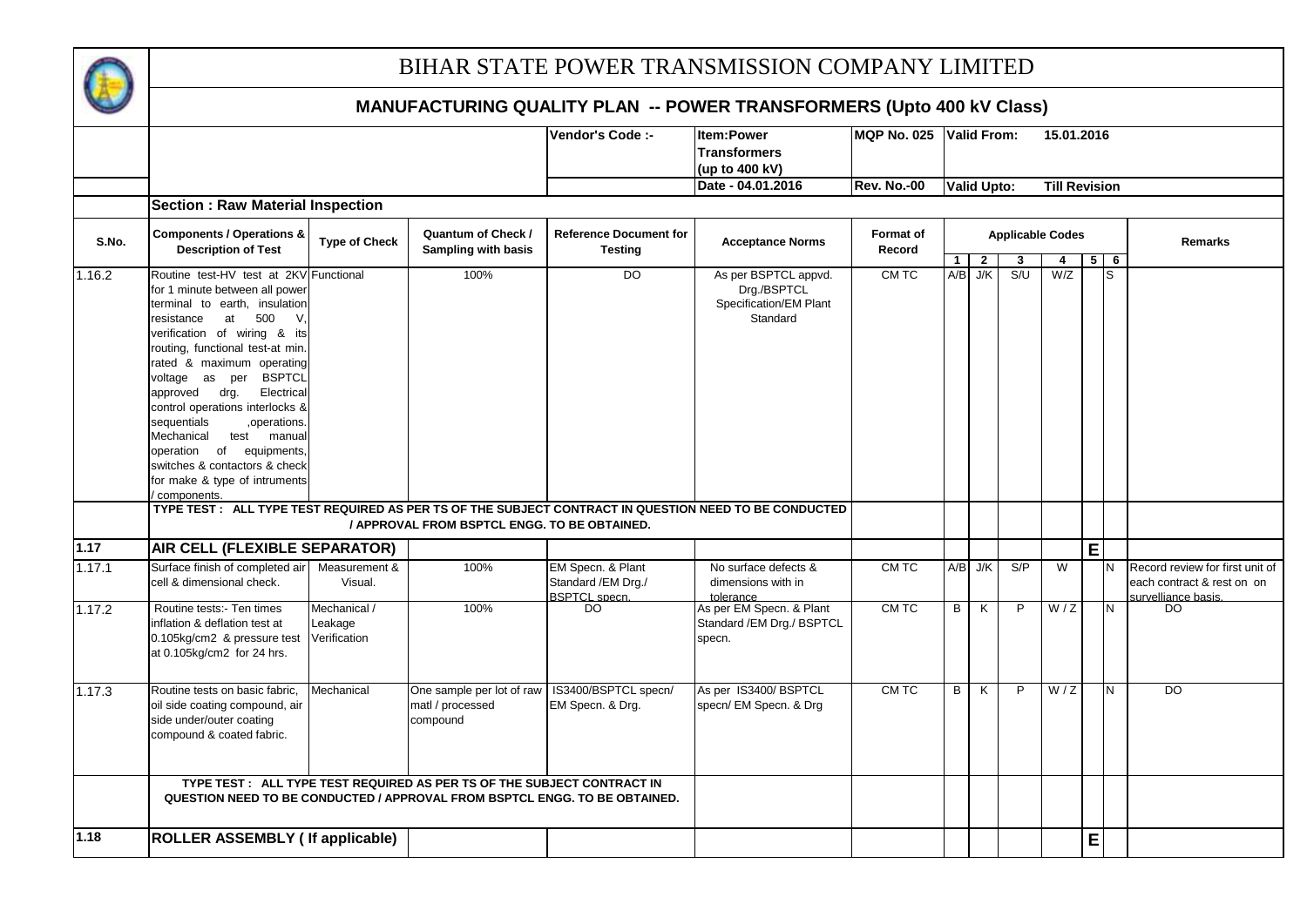# BIHAR STATE POWER TRANSMISSION COMPANY LIMITED

## MANUFACTURING QUALITY PLAN -- POWER TRANSFORMERS (Upto 400 kV Class)

| | Vendor's Code :- | Item:Power Transformers (up to 400 kV) | MQP No. 025 | Valid From: 15.01.2016 |
|---|---|---|---|---|
| | | Date - 04.01.2016 | Rev. No.-00 | Valid Upto: Till Revision |

**Section : Raw Material Inspection**

| S.No. | Components / Operations & Description of Test | Type of Check | Quantum of Check / Sampling with basis | Reference Document for Testing | Acceptance Norms | Format of Record | Applicable Codes 1 | 2 | 3 | 4 | 5 | 6 | Remarks |
|---|---|---|---|---|---|---|---|---|---|---|---|---|---|
| 1.16.2 | Routine test-HV test at 2KV for 1 minute between all power terminal to earth, insulation resistance at 500 V, verification of wiring & its routing, functional test-at min. rated & maximum operating voltage as per BSPTCL approved drg. Electrical control operations interlocks & sequentials ,operations. Mechanical test manual operation of equipments, switches & contactors & check for make & type of intruments / components. | Functional | 100% | DO | As per BSPTCL appvd. Drg./BSPTCL Specification/EM Plant Standard | CM TC | A/B | J/K | S/U | W/Z | | S | |
| | **TYPE TEST : ALL TYPE TEST REQUIRED AS PER TS OF THE SUBJECT CONTRACT IN QUESTION NEED TO BE CONDUCTED / APPROVAL FROM BSPTCL ENGG. TO BE OBTAINED.** | | | | | | | | | | | | |
| **1.17** | **AIR CELL (FLEXIBLE SEPARATOR)** | | | | | | | | | | **E** | | |
| 1.17.1 | Surface finish of completed air cell & dimensional check. | Measurement & Visual. | 100% | EM Specn. & Plant Standard /EM Drg./ BSPTCL specn. | No surface defects & dimensions with in tolerance | CM TC | A/B | J/K | S/P | W | | N | Record review for first unit of each contract & rest on on surveilliance basis. |
| 1.17.2 | Routine tests:- Ten times inflation & deflation test at 0.105kg/cm2 & pressure test at 0.105kg/cm2 for 24 hrs. | Mechanical / Leakage Verification | 100% | DO | As per EM Specn. & Plant Standard /EM Drg./ BSPTCL specn. | CM TC | B | K | P | W / Z | | N | DO |
| 1.17.3 | Routine tests on basic fabric, oil side coating compound, air side under/outer coating compound & coated fabric. | Mechanical | One sample per lot of raw matl / processed compound | IS3400/BSPTCL specn/ EM Specn. & Drg. | As per IS3400/ BSPTCL specn/ EM Specn. & Drg | CM TC | B | K | P | W / Z | | N | DO |
| | **TYPE TEST : ALL TYPE TEST REQUIRED AS PER TS OF THE SUBJECT CONTRACT IN QUESTION NEED TO BE CONDUCTED / APPROVAL FROM BSPTCL ENGG. TO BE OBTAINED.** | | | | | | | | | | | | |
| **1.18** | **ROLLER ASSEMBLY ( If applicable)** | | | | | | | | | | **E** | | |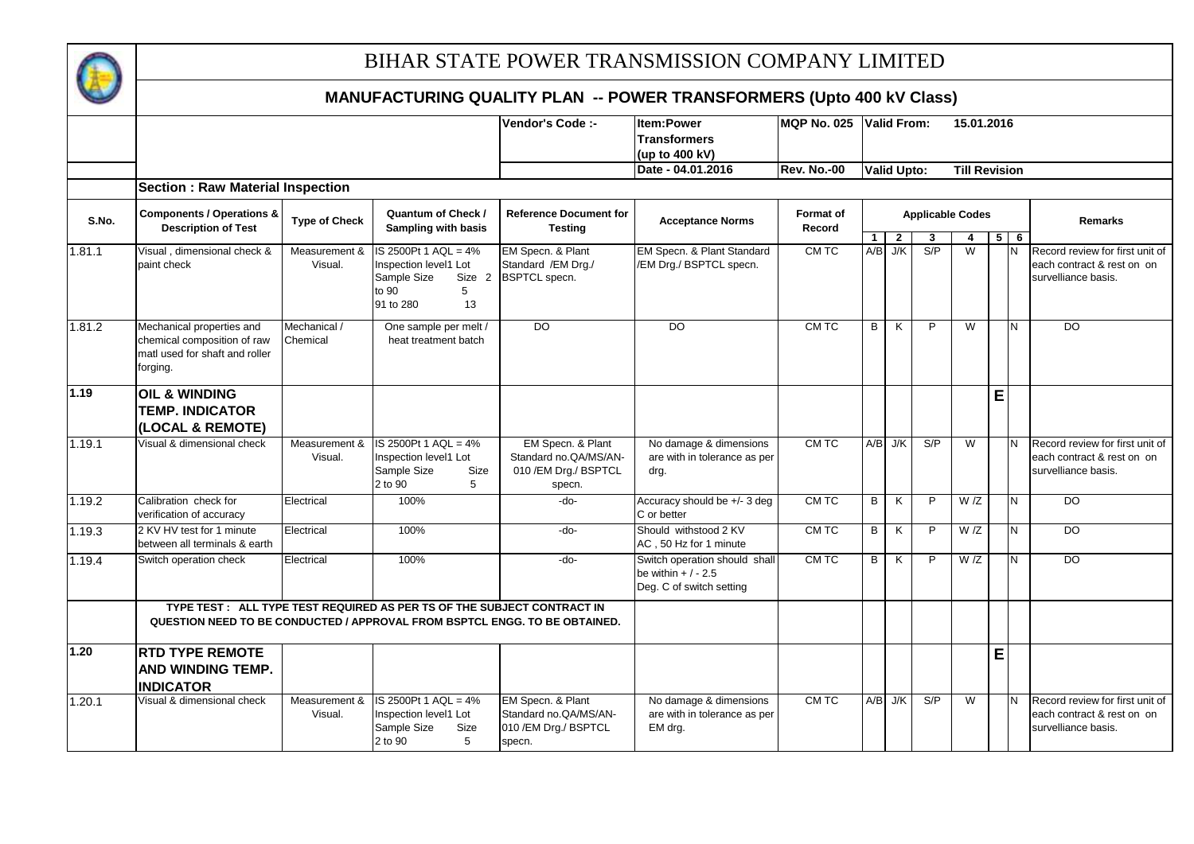# BIHAR STATE POWER TRANSMISSION COMPANY LIMITED

## MANUFACTURING QUALITY PLAN -- POWER TRANSFORMERS (Upto 400 kV Class)

| | | Vendor's Code :- | Item:Power Transformers (up to 400 kV) | MQP No. 025 | Valid From: 15.01.2016 |
|---|---|---|---|---|---|
| | | | Date - 04.01.2016 | Rev. No.-00 | Valid Upto: Till Revision |

**Section : Raw Material Inspection**

| S.No. | Components / Operations & Description of Test | Type of Check | Quantum of Check / Sampling with basis | Reference Document for Testing | Acceptance Norms | Format of Record | Applicable Codes 1 | 2 | 3 | 4 | 5 | 6 | Remarks |
|---|---|---|---|---|---|---|---|---|---|---|---|---|---|
| 1.81.1 | Visual , dimensional check & paint check | Measurement & Visual. | IS 2500Pt 1 AQL = 4% Inspection level1 Lot Sample Size Size 2 to 90 5 91 to 280 13 | EM Specn. & Plant Standard /EM Drg./ BSPTCL specn. | EM Specn. & Plant Standard /EM Drg./ BSPTCL specn. | CM TC | A/B | J/K | S/P | W | | N | Record review for first unit of each contract & rest on on surveillance basis. |
| 1.81.2 | Mechanical properties and chemical composition of raw matl used for shaft and roller forging. | Mechanical / Chemical | One sample per melt / heat treatment batch | DO | DO | CM TC | B | K | P | W | | N | DO |
| **1.19** | **OIL & WINDING TEMP. INDICATOR (LOCAL & REMOTE)** | | | | | | | | | | **E** | | |
| 1.19.1 | Visual & dimensional check | Measurement & Visual. | IS 2500Pt 1 AQL = 4% Inspection level1 Lot Sample Size Size 2 to 90 5 | EM Specn. & Plant Standard no.QA/MS/AN-010 /EM Drg./ BSPTCL specn. | No damage & dimensions are with in tolerance as per drg. | CM TC | A/B | J/K | S/P | W | | N | Record review for first unit of each contract & rest on on surveillance basis. |
| 1.19.2 | Calibration check for verification of accuracy | Electrical | 100% | -do- | Accuracy should be +/- 3 deg C or better | CM TC | B | K | P | W /Z | | N | DO |
| 1.19.3 | 2 KV HV test for 1 minute between all terminals & earth | Electrical | 100% | -do- | Should withstood 2 KV AC , 50 Hz for 1 minute | CM TC | B | K | P | W /Z | | N | DO |
| 1.19.4 | Switch operation check | Electrical | 100% | -do- | Switch operation should shall be within + / - 2.5 Deg. C of switch setting | CM TC | B | K | P | W /Z | | N | DO |
| | **TYPE TEST : ALL TYPE TEST REQUIRED AS PER TS OF THE SUBJECT CONTRACT IN QUESTION NEED TO BE CONDUCTED / APPROVAL FROM BSPTCL ENGG. TO BE OBTAINED.** | | | | | | | | | | | | |
| **1.20** | **RTD TYPE REMOTE AND WINDING TEMP. INDICATOR** | | | | | | | | | | **E** | | |
| 1.20.1 | Visual & dimensional check | Measurement & Visual. | IS 2500Pt 1 AQL = 4% Inspection level1 Lot Sample Size Size 2 to 90 5 | EM Specn. & Plant Standard no.QA/MS/AN-010 /EM Drg./ BSPTCL specn. | No damage & dimensions are with in tolerance as per EM drg. | CM TC | A/B | J/K | S/P | W | | N | Record review for first unit of each contract & rest on on surveillance basis. |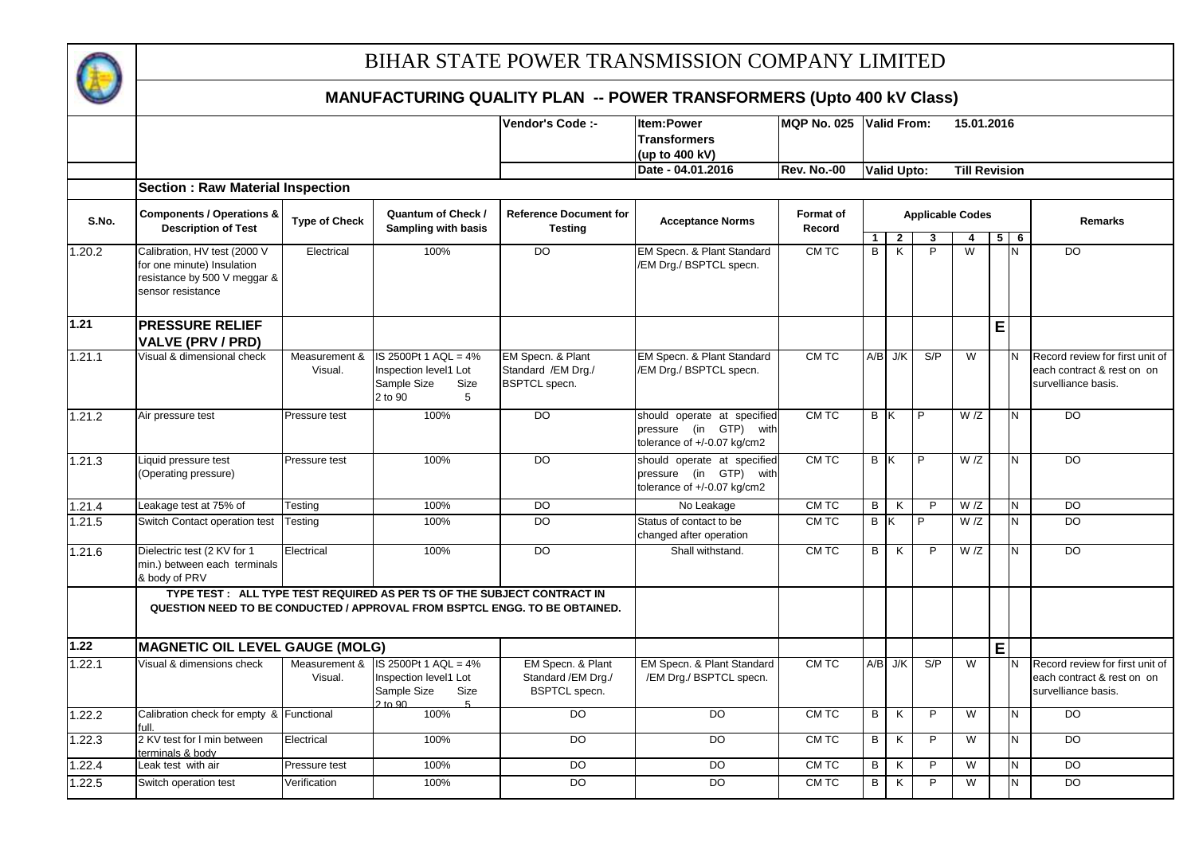# BIHAR STATE POWER TRANSMISSION COMPANY LIMITED

## MANUFACTURING QUALITY PLAN -- POWER TRANSFORMERS (Upto 400 kV Class)

| | | Vendor's Code :- | Item:Power Transformers (up to 400 kV) | MQP No. 025 | Valid From: 15.01.2016 |
|---|---|---|---|---|---|
| | | | Date - 04.01.2016 | Rev. No.-00 | Valid Upto: Till Revision |

**Section : Raw Material Inspection**

| S.No. | Components / Operations & Description of Test | Type of Check | Quantum of Check / Sampling with basis | Reference Document for Testing | Acceptance Norms | Format of Record | Applicable Codes 1 | 2 | 3 | 4 | 5 | 6 | Remarks |
|---|---|---|---|---|---|---|---|---|---|---|---|---|---|
| 1.20.2 | Calibration, HV test (2000 V for one minute) Insulation resistance by 500 V meggar & sensor resistance | Electrical | 100% | DO | EM Specn. & Plant Standard /EM Drg./ BSPTCL specn. | CM TC | B | K | P | W | | N | DO |
| **1.21** | **PRESSURE RELIEF VALVE (PRV / PRD)** | | | | | | | | | | **E** | | |
| 1.21.1 | Visual & dimensional check | Measurement & Visual. | IS 2500Pt 1 AQL = 4% Inspection level1 Lot Sample Size Size 2 to 90 5 | EM Specn. & Plant Standard /EM Drg./ BSPTCL specn. | EM Specn. & Plant Standard /EM Drg./ BSPTCL specn. | CM TC | A/B | J/K | S/P | W | | N | Record review for first unit of each contract & rest on on survelliance basis. |
| 1.21.2 | Air pressure test | Pressure test | 100% | DO | should operate at specified pressure (in GTP) with tolerance of +/-0.07 kg/cm2 | CM TC | B | K | P | W /Z | | N | DO |
| 1.21.3 | Liquid pressure test (Operating pressure) | Pressure test | 100% | DO | should operate at specified pressure (in GTP) with tolerance of +/-0.07 kg/cm2 | CM TC | B | K | P | W /Z | | N | DO |
| 1.21.4 | Leakage test at 75% of | Testing | 100% | DO | No Leakage | CM TC | B | K | P | W /Z | | N | DO |
| 1.21.5 | Switch Contact operation test | Testing | 100% | DO | Status of contact to be changed after operation | CM TC | B | K | P | W /Z | | N | DO |
| 1.21.6 | Dielectric test (2 KV for 1 min.) between each terminals & body of PRV | Electrical | 100% | DO | Shall withstand. | CM TC | B | K | P | W /Z | | N | DO |
| | **TYPE TEST : ALL TYPE TEST REQUIRED AS PER TS OF THE SUBJECT CONTRACT IN QUESTION NEED TO BE CONDUCTED / APPROVAL FROM BSPTCL ENGG. TO BE OBTAINED.** | | | | | | | | | | | | |
| **1.22** | **MAGNETIC OIL LEVEL GAUGE (MOLG)** | | | | | | | | | | **E** | | |
| 1.22.1 | Visual & dimensions check | Measurement & Visual. | IS 2500Pt 1 AQL = 4% Inspection level1 Lot Sample Size Size 2 to 90 5 | EM Specn. & Plant Standard /EM Drg./ BSPTCL specn. | EM Specn. & Plant Standard /EM Drg./ BSPTCL specn. | CM TC | A/B | J/K | S/P | W | | N | Record review for first unit of each contract & rest on on survelliance basis. |
| 1.22.2 | Calibration check for empty & full. | Functional | 100% | DO | DO | CM TC | B | K | P | W | | N | DO |
| 1.22.3 | 2 KV test for l min between terminals & body | Electrical | 100% | DO | DO | CM TC | B | K | P | W | | N | DO |
| 1.22.4 | Leak test with air | Pressure test | 100% | DO | DO | CM TC | B | K | P | W | | N | DO |
| 1.22.5 | Switch operation test | Verification | 100% | DO | DO | CM TC | B | K | P | W | | N | DO |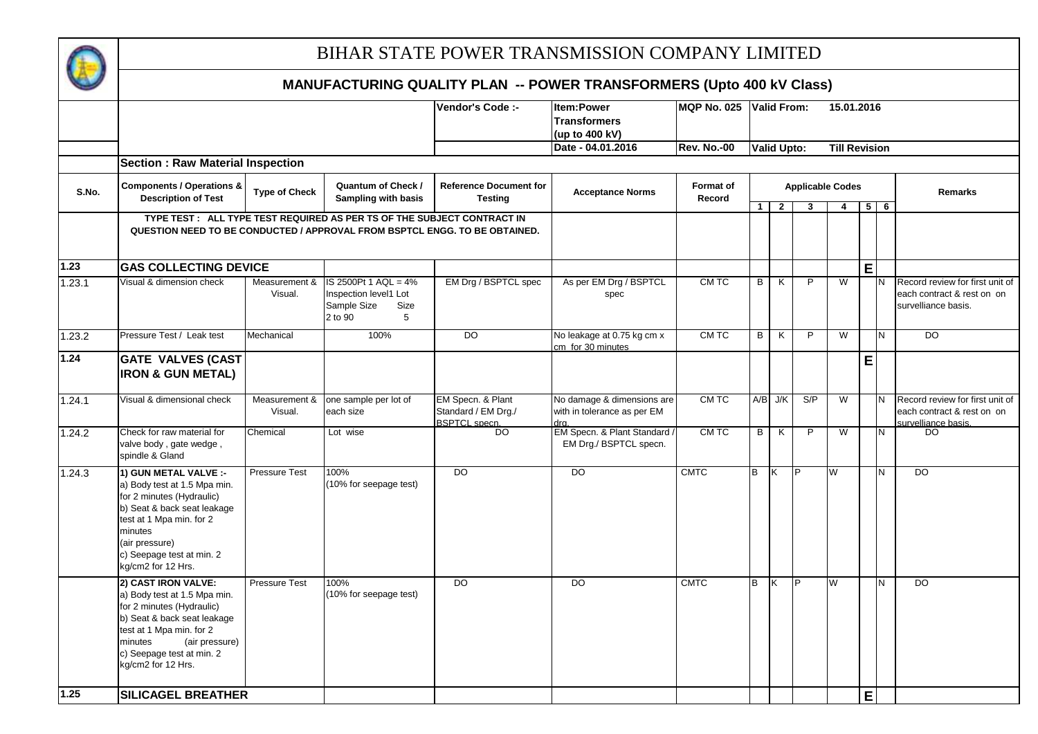# BIHAR STATE POWER TRANSMISSION COMPANY LIMITED

## MANUFACTURING QUALITY PLAN -- POWER TRANSFORMERS (Upto 400 kV Class)

| | | Vendor's Code :- | Item:Power Transformers (up to 400 kV) | MQP No. 025 | Valid From: 15.01.2016 |
|---|---|---|---|---|---|
| | | | Date - 04.01.2016 | Rev. No.-00 | Valid Upto: Till Revision |

**Section : Raw Material Inspection**

| S.No. | Components / Operations & Description of Test | Type of Check | Quantum of Check / Sampling with basis | Reference Document for Testing | Acceptance Norms | Format of Record | Applicable Codes 1 | 2 | 3 | 4 | 5 | 6 | Remarks |
|---|---|---|---|---|---|---|---|---|---|---|---|---|---|
| | TYPE TEST : ALL TYPE TEST REQUIRED AS PER TS OF THE SUBJECT CONTRACT IN QUESTION NEED TO BE CONDUCTED / APPROVAL FROM BSPTCL ENGG. TO BE OBTAINED. | | | | | | | | | | | | |
| **1.23** | **GAS COLLECTING DEVICE** | | | | | | | | | | E | | |
| 1.23.1 | Visual & dimension check | Measurement & Visual. | IS 2500Pt 1 AQL = 4% Inspection level1 Lot Sample Size Size 2 to 90 5 | EM Drg / BSPTCL spec | As per EM Drg / BSPTCL spec | CM TC | B | K | P | W | | N | Record review for first unit of each contract & rest on on survelliance basis. |
| 1.23.2 | Pressure Test / Leak test | Mechanical | 100% | DO | No leakage at 0.75 kg cm x cm for 30 minutes | CM TC | B | K | P | W | | N | DO |
| **1.24** | **GATE VALVES (CAST IRON & GUN METAL)** | | | | | | | | | | E | | |
| 1.24.1 | Visual & dimensional check | Measurement & Visual. | one sample per lot of each size | EM Specn. & Plant Standard / EM Drg./ BSPTCL specn. | No damage & dimensions are with in tolerance as per EM drg. | CM TC | A/B | J/K | S/P | W | | N | Record review for first unit of each contract & rest on on survelliance basis. |
| 1.24.2 | Check for raw material for valve body , gate wedge , spindle & Gland | Chemical | Lot wise | DO | EM Specn. & Plant Standard / EM Drg./ BSPTCL specn. | CM TC | B | K | P | W | | N | DO |
| 1.24.3 | **1) GUN METAL VALVE :-** a) Body test at 1.5 Mpa min. for 2 minutes (Hydraulic) b) Seat & back seat leakage test at 1 Mpa min. for 2 minutes (air pressure) c) Seepage test at min. 2 kg/cm2 for 12 Hrs. | Pressure Test | 100% (10% for seepage test) | DO | DO | CMTC | B | K | P | W | | N | DO |
| | **2) CAST IRON VALVE:** a) Body test at 1.5 Mpa min. for 2 minutes (Hydraulic) b) Seat & back seat leakage test at 1 Mpa min. for 2 minutes (air pressure) c) Seepage test at min. 2 kg/cm2 for 12 Hrs. | Pressure Test | 100% (10% for seepage test) | DO | DO | CMTC | B | K | P | W | | N | DO |
| **1.25** | **SILICAGEL BREATHER** | | | | | | | | | | E | | |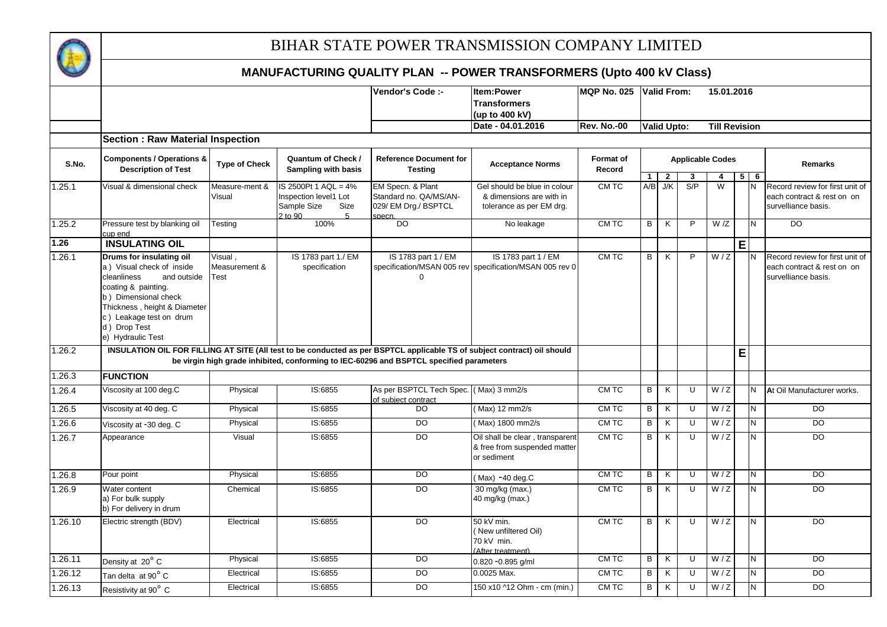# BIHAR STATE POWER TRANSMISSION COMPANY LIMITED

## MANUFACTURING QUALITY PLAN -- POWER TRANSFORMERS (Upto 400 kV Class)

| | | | Vendor's Code :- | Item:Power Transformers (up to 400 kV) | MQP No. 025 | Valid From: 15.01.2016 |
|---|---|---|---|---|---|---|
| | | | | Date - 04.01.2016 | Rev. No.-00 | Valid Upto: Till Revision |

**Section : Raw Material Inspection**

| S.No. | Components / Operations & Description of Test | Type of Check | Quantum of Check / Sampling with basis | Reference Document for Testing | Acceptance Norms | Format of Record | Applicable Codes | | | | | | Remarks |
|---|---|---|---|---|---|---|---|---|---|---|---|---|---|
| | | | | | | | 1 | 2 | 3 | 4 | 5 | 6 | |
| 1.25.1 | Visual & dimensional check | Measure-ment & Visual | IS 2500Pt 1 AQL = 4% Inspection level1 Lot Size 2 to 90 Sample Size 5 | EM Specn. & Plant Standard no. QA/MS/AN-029/ EM Drg./ BSPTCL specn. | Gel should be blue in colour & dimensions are with in tolerance as per EM drg. | CM TC | A/B | J/K | S/P | W | | N | Record review for first unit of each contract & rest on on survelliance basis. |
| 1.25.2 | Pressure test by blanking oil cup end | Testing | 100% | DO | No leakage | CM TC | B | K | P | W /Z | | N | DO |
| **1.26** | **INSULATING OIL** | | | | | | | | | | E | | |
| 1.26.1 | **Drums for insulating oil** a ) Visual check of inside cleanliness and outside coating & painting. b ) Dimensional check Thickness , height & Diameter c ) Leakage test on drum d ) Drop Test e) Hydraulic Test | Visual , Measurement & Test | IS 1783 part 1./ EM specification | IS 1783 part 1 / EM specification/MSAN 005 rev 0 | IS 1783 part 1 / EM specification/MSAN 005 rev 0 | CM TC | B | K | P | W / Z | | N | Record review for first unit of each contract & rest on on survelliance basis. |
| 1.26.2 | **INSULATION OIL FOR FILLING AT SITE (All test to be conducted as per BSPTCL applicable TS of subject contract) oil should be virgin high grade inhibited, conforming to IEC-60296 and BSPTCL specified parameters** | | | | | | | | | | E | | |
| 1.26.3 | **FUNCTION** | | | | | | | | | | | | |
| 1.26.4 | Viscosity at 100 deg.C | Physical | IS:6855 | As per BSPTCL Tech Spec. of subject contract | ( Max) 3 mm2/s | CM TC | B | K | U | W / Z | | N | **A**t Oil Manufacturer works. |
| 1.26.5 | Viscosity at 40 deg. C | Physical | IS:6855 | DO | ( Max) 12 mm2/s | CM TC | B | K | U | W / Z | | N | DO |
| 1.26.6 | Viscosity at -30 deg. C | Physical | IS:6855 | DO | ( Max) 1800 mm2/s | CM TC | B | K | U | W / Z | | N | DO |
| 1.26.7 | Appearance | Visual | IS:6855 | DO | Oil shall be clear , transparent & free from suspended matter or sediment | CM TC | B | K | U | W / Z | | N | DO |
| 1.26.8 | Pour point | Physical | IS:6855 | DO | ( Max) -40 deg.C | CM TC | B | K | U | W / Z | | N | DO |
| 1.26.9 | Water content a) For bulk supply b) For delivery in drum | Chemical | IS:6855 | DO | 30 mg/kg (max.) 40 mg/kg (max.) | CM TC | B | K | U | W / Z | | N | DO |
| 1.26.10 | Electric strength (BDV) | Electrical | IS:6855 | DO | 50 kV min. ( New unfiltered Oil) 70 kV min. (After treatment) | CM TC | B | K | U | W / Z | | N | DO |
| 1.26.11 | Density at 20° C | Physical | IS:6855 | DO | 0.820 -0.895 g/ml | CM TC | B | K | U | W / Z | | N | DO |
| 1.26.12 | Tan delta at 90° C | Electrical | IS:6855 | DO | 0.0025 Max. | CM TC | B | K | U | W / Z | | N | DO |
| 1.26.13 | Resistivity at 90° C | Electrical | IS:6855 | DO | 150 x10 ^12 Ohm - cm (min.) | CM TC | B | K | U | W / Z | | N | DO |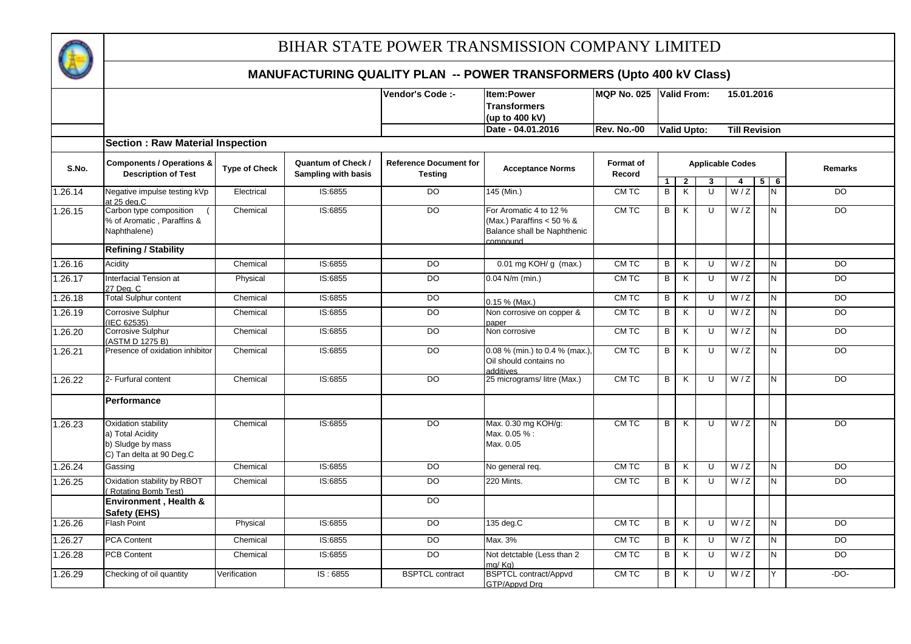# BIHAR STATE POWER TRANSMISSION COMPANY LIMITED

## MANUFACTURING QUALITY PLAN -- POWER TRANSFORMERS (Upto 400 kV Class)

| | | | | Vendor's Code :- | Item:Power Transformers (up to 400 kV) | MQP No. 025 | Valid From: 15.01.2016 |
|---|---|---|---|---|---|---|---|
| | | | | | Date - 04.01.2016 | Rev. No.-00 | Valid Upto: Till Revision |

**Section : Raw Material Inspection**

| S.No. | Components / Operations & Description of Test | Type of Check | Quantum of Check / Sampling with basis | Reference Document for Testing | Acceptance Norms | Format of Record | Applicable Codes 1 | 2 | 3 | 4 | 5 | 6 | Remarks |
|---|---|---|---|---|---|---|---|---|---|---|---|---|---|
| 1.26.14 | Negative impulse testing kVp at 25 deg.C | Electrical | IS:6855 | DO | 145 (Min.) | CM TC | B | K | U | W / Z | | N | DO |
| 1.26.15 | Carbon type composition ( % of Aromatic , Paraffins & Naphthalene) | Chemical | IS:6855 | DO | For Aromatic 4 to 12 % (Max.) Paraffins < 50 % & Balance shall be Naphthenic compound | CM TC | B | K | U | W / Z | | N | DO |
| | **Refining / Stability** | | | | | | | | | | | | |
| 1.26.16 | Acidity | Chemical | IS:6855 | DO | 0.01 mg KOH/ g (max.) | CM TC | B | K | U | W / Z | | N | DO |
| 1.26.17 | Interfacial Tension at 27 Deg. C | Physical | IS:6855 | DO | 0.04 N/m (min.) | CM TC | B | K | U | W / Z | | N | DO |
| 1.26.18 | Total Sulphur content | Chemical | IS:6855 | DO | 0.15 % (Max.) | CM TC | B | K | U | W / Z | | N | DO |
| 1.26.19 | Corrosive Sulphur (IEC 62535) | Chemical | IS:6855 | DO | Non corrosive on copper & paper | CM TC | B | K | U | W / Z | | N | DO |
| 1.26.20 | Corrosive Sulphur (ASTM D 1275 B) | Chemical | IS:6855 | DO | Non corrosive | CM TC | B | K | U | W / Z | | N | DO |
| 1.26.21 | Presence of oxidation inhibitor | Chemical | IS:6855 | DO | 0.08 % (min.) to 0.4 % (max.), Oil should contains no additives | CM TC | B | K | U | W / Z | | N | DO |
| 1.26.22 | 2- Furfural content | Chemical | IS:6855 | DO | 25 micrograms/ litre (Max.) | CM TC | B | K | U | W / Z | | N | DO |
| | **Performance** | | | | | | | | | | | | |
| 1.26.23 | Oxidation stability<br>a) Total Acidity<br>b) Sludge by mass<br>C) Tan delta at 90 Deg.C | Chemical | IS:6855 | DO | Max. 0.30 mg KOH/g:<br>Max. 0.05 % :<br>Max. 0.05 | CM TC | B | K | U | W / Z | | N | DO |
| 1.26.24 | Gassing | Chemical | IS:6855 | DO | No general req. | CM TC | B | K | U | W / Z | | N | DO |
| 1.26.25 | Oxidation stability by RBOT ( Rotating Bomb Test) | Chemical | IS:6855 | DO | 220 Mints. | CM TC | B | K | U | W / Z | | N | DO |
| | **Environment , Health & Safety (EHS)** | | | DO | | | | | | | | | |
| 1.26.26 | Flash Point | Physical | IS:6855 | DO | 135 deg.C | CM TC | B | K | U | W / Z | | N | DO |
| 1.26.27 | PCA Content | Chemical | IS:6855 | DO | Max. 3% | CM TC | B | K | U | W / Z | | N | DO |
| 1.26.28 | PCB Content | Chemical | IS:6855 | DO | Not detctable (Less than 2 mg/ Kg) | CM TC | B | K | U | W / Z | | N | DO |
| 1.26.29 | Checking of oil quantity | Verification | IS : 6855 | BSPTCL contract | BSPTCL contract/Appvd GTP/Appvd Drg | CM TC | B | K | U | W / Z | | Y | -DO- |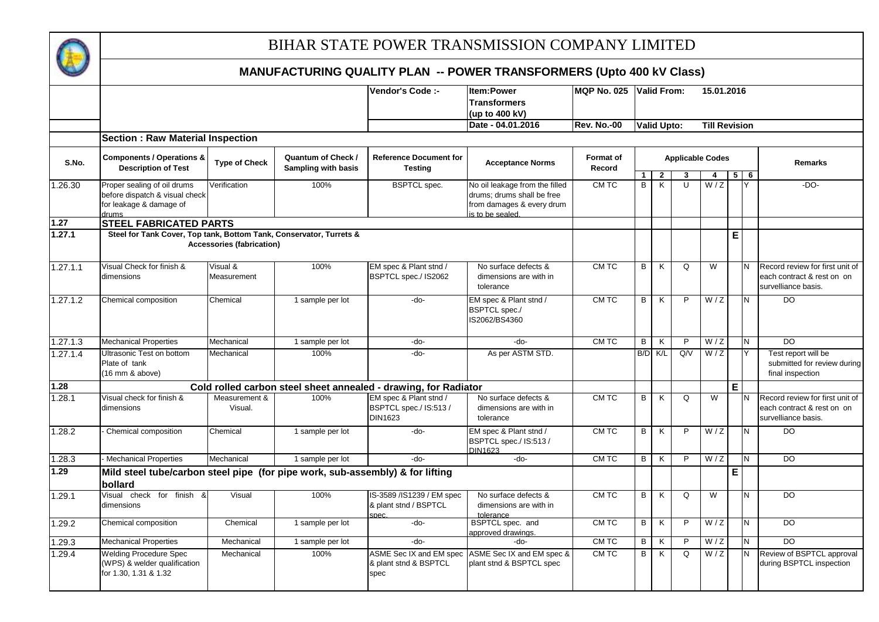# BIHAR STATE POWER TRANSMISSION COMPANY LIMITED

## MANUFACTURING QUALITY PLAN -- POWER TRANSFORMERS (Upto 400 kV Class)

| | | Vendor's Code :- | Item:Power Transformers (up to 400 kV) | MQP No. 025 | Valid From: 15.01.2016 |
|---|---|---|---|---|---|
| | | | Date - 04.01.2016 | Rev. No.-00 | Valid Upto: Till Revision |

**Section : Raw Material Inspection**

| S.No. | Components / Operations & Description of Test | Type of Check | Quantum of Check / Sampling with basis | Reference Document for Testing | Acceptance Norms | Format of Record | Applicable Codes 1 | 2 | 3 | 4 | 5 | 6 | Remarks |
|---|---|---|---|---|---|---|---|---|---|---|---|---|---|
| 1.26.30 | Proper sealing of oil drums before dispatch & visual check for leakage & damage of drums | Verification | 100% | BSPTCL spec. | No oil leakage from the filled drums; drums shall be free from damages & every drum is to be sealed. | CM TC | B | K | U | W / Z | | Y | -DO- |
| **1.27** | **STEEL FABRICATED PARTS** | | | | | | | | | | | | |
| **1.27.1** | **Steel for Tank Cover, Top tank, Bottom Tank, Conservator, Turrets & Accessories (fabrication)** | | | | | | | | | | E | | |
| 1.27.1.1 | Visual Check for finish & dimensions | Visual & Measurement | 100% | EM spec & Plant stnd / BSPTCL spec./ IS2062 | No surface defects & dimensions are with in tolerance | CM TC | B | K | Q | W | | N | Record review for first unit of each contract & rest on on survelliance basis. |
| 1.27.1.2 | Chemical composition | Chemical | 1 sample per lot | -do- | EM spec & Plant stnd / BSPTCL spec./ IS2062/BS4360 | CM TC | B | K | P | W / Z | | N | DO |
| 1.27.1.3 | Mechanical Properties | Mechanical | 1 sample per lot | -do- | -do- | CM TC | B | K | P | W / Z | | N | DO |
| 1.27.1.4 | Ultrasonic Test on bottom Plate of tank (16 mm & above) | Mechanical | 100% | -do- | As per ASTM STD. | | B/D | K/L | Q/V | W / Z | | Y | Test report will be submitted for review during final inspection |
| **1.28** | **Cold rolled carbon steel sheet annealed - drawing, for Radiator** | | | | | | | | | | E | | |
| 1.28.1 | Visual check for finish & dimensions | Measurement & Visual. | 100% | EM spec & Plant stnd / BSPTCL spec./ IS:513 / DIN1623 | No surface defects & dimensions are with in tolerance | CM TC | B | K | Q | W | | N | Record review for first unit of each contract & rest on on survelliance basis. |
| 1.28.2 | - Chemical composition | Chemical | 1 sample per lot | -do- | EM spec & Plant stnd / BSPTCL spec./ IS:513 / DIN1623 | CM TC | B | K | P | W / Z | | N | DO |
| 1.28.3 | - Mechanical Properties | Mechanical | 1 sample per lot | -do- | -do- | CM TC | B | K | P | W / Z | | N | DO |
| **1.29** | **Mild steel tube/carbon steel pipe (for pipe work, sub-assembly) & for lifting bollard** | | | | | | | | | | E | | |
| 1.29.1 | Visual check for finish & dimensions | Visual | 100% | IS-3589 /IS1239 / EM spec & plant stnd / BSPTCL spec. | No surface defects & dimensions are with in tolerance | CM TC | B | K | Q | W | | N | DO |
| 1.29.2 | Chemical composition | Chemical | 1 sample per lot | -do- | BSPTCL spec. and approved drawings. | CM TC | B | K | P | W / Z | | N | DO |
| 1.29.3 | Mechanical Properties | Mechanical | 1 sample per lot | -do- | -do- | CM TC | B | K | P | W / Z | | N | DO |
| 1.29.4 | Welding Procedure Spec (WPS) & welder qualification for 1.30, 1.31 & 1.32 | Mechanical | 100% | ASME Sec IX and EM spec & plant stnd & BSPTCL spec | ASME Sec IX and EM spec & plant stnd & BSPTCL spec | CM TC | B | K | Q | W / Z | | N | Review of BSPTCL approval during BSPTCL inspection |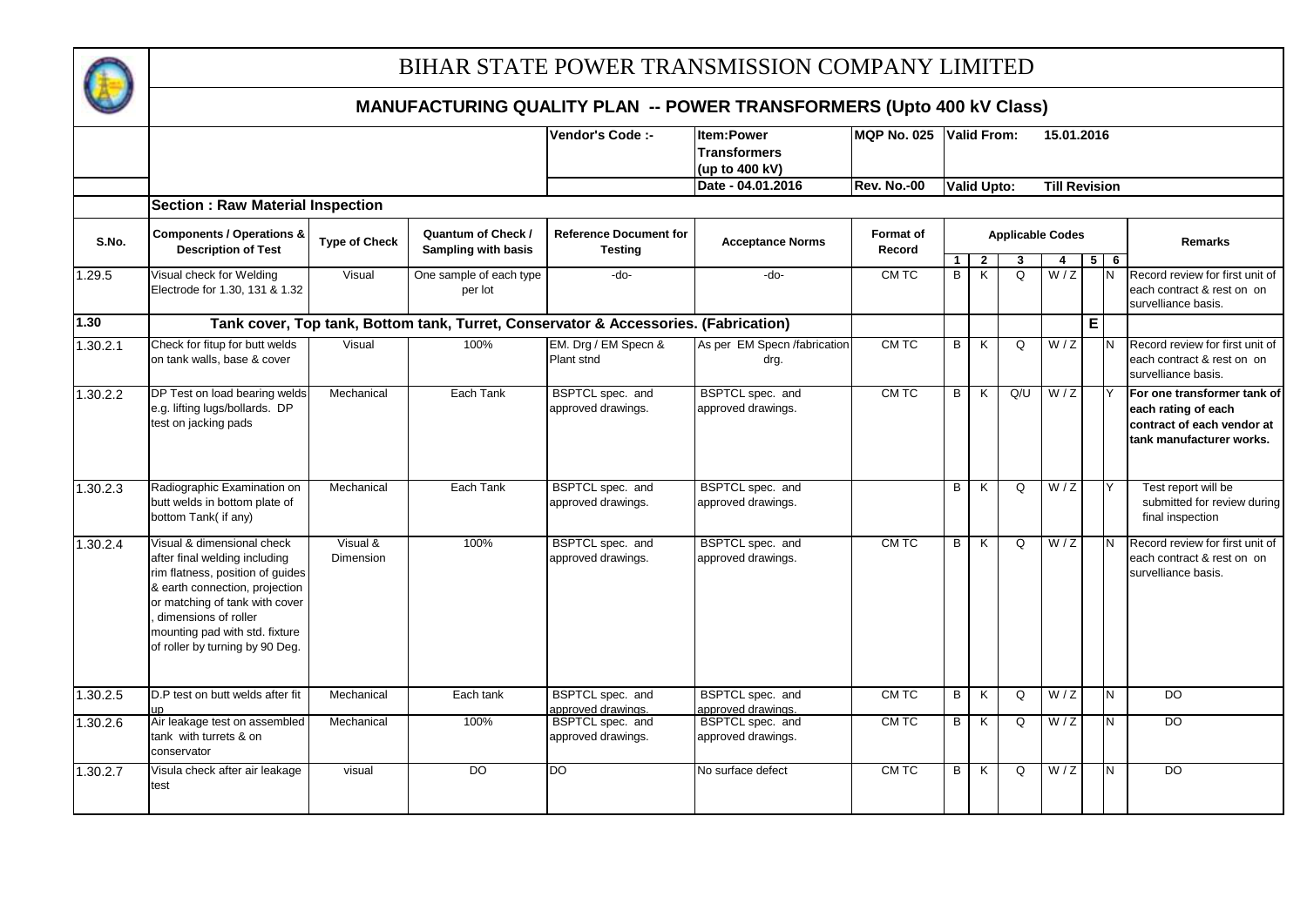# BIHAR STATE POWER TRANSMISSION COMPANY LIMITED

## MANUFACTURING QUALITY PLAN -- POWER TRANSFORMERS (Upto 400 kV Class)

| | Vendor's Code :- | Item:Power Transformers (up to 400 kV) | MQP No. 025 | Valid From: 15.01.2016 |
|---|---|---|---|---|
| | | Date - 04.01.2016 | Rev. No.-00 | Valid Upto: Till Revision |

**Section : Raw Material Inspection**

| S.No. | Components / Operations & Description of Test | Type of Check | Quantum of Check / Sampling with basis | Reference Document for Testing | Acceptance Norms | Format of Record | Applicable Codes 1 | 2 | 3 | 4 | 5 | 6 | Remarks |
|---|---|---|---|---|---|---|---|---|---|---|---|---|---|
| 1.29.5 | Visual check for Welding Electrode for 1.30, 131 & 1.32 | Visual | One sample of each type per lot | -do- | -do- | CM TC | B | K | Q | W / Z | | N | Record review for first unit of each contract & rest on on survelliance basis. |
| **1.30** | **Tank cover, Top tank, Bottom tank, Turret, Conservator & Accessories. (Fabrication)** | | | | | | | | | | **E** | | |
| 1.30.2.1 | Check for fitup for butt welds on tank walls, base & cover | Visual | 100% | EM. Drg / EM Specn & Plant stnd | As per EM Specn /fabrication drg. | CM TC | B | K | Q | W / Z | | N | Record review for first unit of each contract & rest on on survelliance basis. |
| 1.30.2.2 | DP Test on load bearing welds e.g. lifting lugs/bollards. DP test on jacking pads | Mechanical | Each Tank | BSPTCL spec. and approved drawings. | BSPTCL spec. and approved drawings. | CM TC | B | K | Q/U | W / Z | | Y | **For one transformer tank of each rating of each contract of each vendor at tank manufacturer works.** |
| 1.30.2.3 | Radiographic Examination on butt welds in bottom plate of bottom Tank( if any) | Mechanical | Each Tank | BSPTCL spec. and approved drawings. | BSPTCL spec. and approved drawings. | | B | K | Q | W / Z | | Y | Test report will be submitted for review during final inspection |
| 1.30.2.4 | Visual & dimensional check after final welding including rim flatness, position of guides & earth connection, projection or matching of tank with cover , dimensions of roller mounting pad with std. fixture of roller by turning by 90 Deg. | Visual & Dimension | 100% | BSPTCL spec. and approved drawings. | BSPTCL spec. and approved drawings. | CM TC | B | K | Q | W / Z | | N | Record review for first unit of each contract & rest on on survelliance basis. |
| 1.30.2.5 | D.P test on butt welds after fit up | Mechanical | Each tank | BSPTCL spec. and approved drawings. | BSPTCL spec. and approved drawings. | CM TC | B | K | Q | W / Z | | N | DO |
| 1.30.2.6 | Air leakage test on assembled tank with turrets & on conservator | Mechanical | 100% | BSPTCL spec. and approved drawings. | BSPTCL spec. and approved drawings. | CM TC | B | K | Q | W / Z | | N | DO |
| 1.30.2.7 | Visula check after air leakage test | visual | DO | DO | No surface defect | CM TC | B | K | Q | W / Z | | N | DO |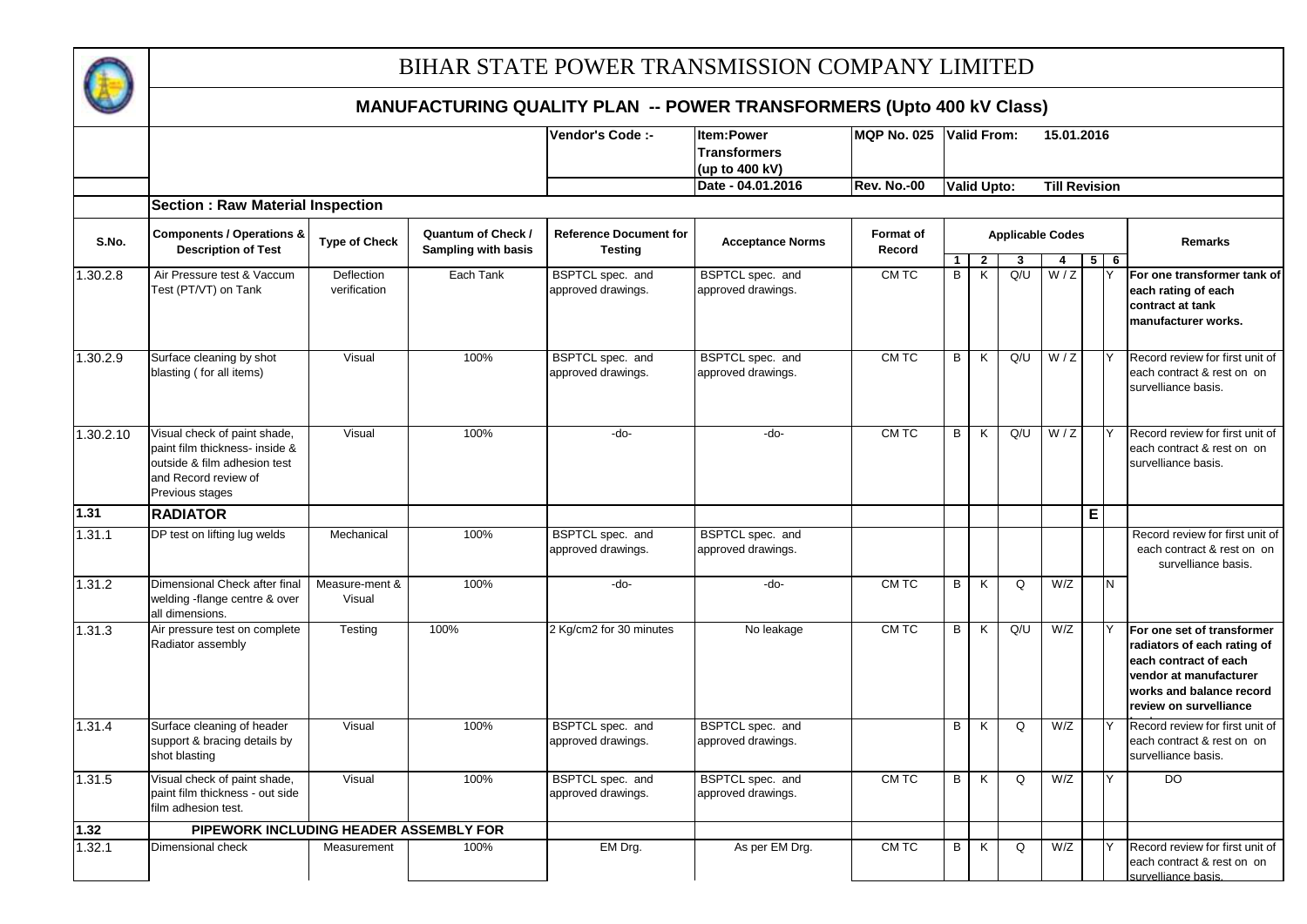# BIHAR STATE POWER TRANSMISSION COMPANY LIMITED

## MANUFACTURING QUALITY PLAN -- POWER TRANSFORMERS (Upto 400 kV Class)

| Vendor's Code :- | Item:Power Transformers (up to 400 kV) | MQP No. 025 | Valid From: 15.01.2016 |
|---|---|---|---|
| | Date - 04.01.2016 | Rev. No.-00 | Valid Upto: Till Revision |

**Section : Raw Material Inspection**

| S.No. | Components / Operations & Description of Test | Type of Check | Quantum of Check / Sampling with basis | Reference Document for Testing | Acceptance Norms | Format of Record | Applicable Codes | | | | | | Remarks |
|---|---|---|---|---|---|---|---|---|---|---|---|---|---|
| | | | | | | | 1 | 2 | 3 | 4 | 5 | 6 | |
| 1.30.2.8 | Air Pressure test & Vaccum Test (PT/VT) on Tank | Deflection verification | Each Tank | BSPTCL spec. and approved drawings. | BSPTCL spec. and approved drawings. | CM TC | B | K | Q/U | W / Z | | Y | **For one transformer tank of each rating of each contract at tank manufacturer works.** |
| 1.30.2.9 | Surface cleaning by shot blasting ( for all items) | Visual | 100% | BSPTCL spec. and approved drawings. | BSPTCL spec. and approved drawings. | CM TC | B | K | Q/U | W / Z | | Y | Record review for first unit of each contract & rest on on survelliance basis. |
| 1.30.2.10 | Visual check of paint shade, paint film thickness- inside & outside & film adhesion test and Record review of Previous stages | Visual | 100% | -do- | -do- | CM TC | B | K | Q/U | W / Z | | Y | Record review for first unit of each contract & rest on on survelliance basis. |
| **1.31** | **RADIATOR** | | | | | | | | | | E | | |
| 1.31.1 | DP test on lifting lug welds | Mechanical | 100% | BSPTCL spec. and approved drawings. | BSPTCL spec. and approved drawings. | | | | | | | | Record review for first unit of each contract & rest on on survelliance basis. |
| 1.31.2 | Dimensional Check after final welding -flange centre & over all dimensions. | Measure-ment & Visual | 100% | -do- | -do- | CM TC | B | K | Q | W/Z | | N | |
| 1.31.3 | Air pressure test on complete Radiator assembly | Testing | 100% | 2 Kg/cm2 for 30 minutes | No leakage | CM TC | B | K | Q/U | W/Z | | Y | **For one set of transformer radiators of each rating of each contract of each vendor at manufacturer works and balance record review on survelliance** |
| 1.31.4 | Surface cleaning of header support & bracing details by shot blasting | Visual | 100% | BSPTCL spec. and approved drawings. | BSPTCL spec. and approved drawings. | | B | K | Q | W/Z | | Y | Record review for first unit of each contract & rest on on survelliance basis. |
| 1.31.5 | Visual check of paint shade, paint film thickness - out side film adhesion test. | Visual | 100% | BSPTCL spec. and approved drawings. | BSPTCL spec. and approved drawings. | CM TC | B | K | Q | W/Z | | Y | DO |
| **1.32** | **PIPEWORK INCLUDING HEADER ASSEMBLY FOR** | | | | | | | | | | | | |
| 1.32.1 | Dimensional check | Measurement | 100% | EM Drg. | As per EM Drg. | CM TC | B | K | Q | W/Z | | Y | Record review for first unit of each contract & rest on on survelliance basis. |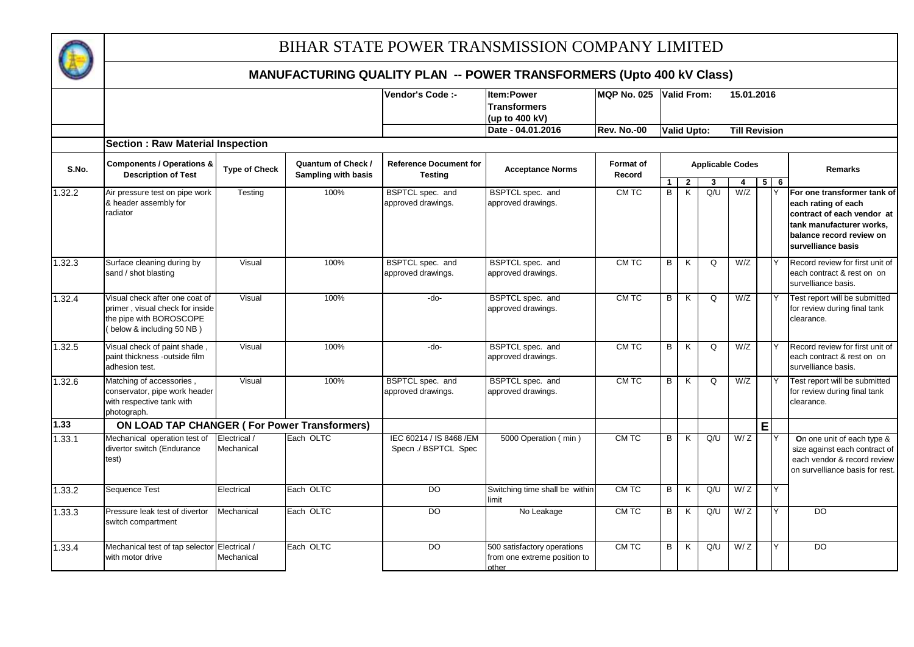# BIHAR STATE POWER TRANSMISSION COMPANY LIMITED

## MANUFACTURING QUALITY PLAN -- POWER TRANSFORMERS (Upto 400 kV Class)

| | | Vendor's Code :- | Item:Power Transformers (up to 400 kV) | MQP No. 025 | Valid From: 15.01.2016 |
|---|---|---|---|---|---|
| | | | Date - 04.01.2016 | Rev. No.-00 | Valid Upto: Till Revision |

**Section : Raw Material Inspection**

| S.No. | Components / Operations & Description of Test | Type of Check | Quantum of Check / Sampling with basis | Reference Document for Testing | Acceptance Norms | Format of Record | Applicable Codes 1 | 2 | 3 | 4 | 5 | 6 | Remarks |
|---|---|---|---|---|---|---|---|---|---|---|---|---|---|
| 1.32.2 | Air pressure test on pipe work & header assembly for radiator | Testing | 100% | BSPTCL spec. and approved drawings. | BSPTCL spec. and approved drawings. | CM TC | B | K | Q/U | W/Z | | Y | **For one transformer tank of each rating of each contract of each vendor at tank manufacturer works, balance record review on survelliance basis** |
| 1.32.3 | Surface cleaning during by sand / shot blasting | Visual | 100% | BSPTCL spec. and approved drawings. | BSPTCL spec. and approved drawings. | CM TC | B | K | Q | W/Z | | Y | Record review for first unit of each contract & rest on on survelliance basis. |
| 1.32.4 | Visual check after one coat of primer , visual check for inside the pipe with BOROSCOPE ( below & including 50 NB ) | Visual | 100% | -do- | BSPTCL spec. and approved drawings. | CM TC | B | K | Q | W/Z | | Y | Test report will be submitted for review during final tank clearance. |
| 1.32.5 | Visual check of paint shade , paint thickness -outside film adhesion test. | Visual | 100% | -do- | BSPTCL spec. and approved drawings. | CM TC | B | K | Q | W/Z | | Y | Record review for first unit of each contract & rest on on survelliance basis. |
| 1.32.6 | Matching of accessories , conservator, pipe work header with respective tank with photograph. | Visual | 100% | BSPTCL spec. and approved drawings. | BSPTCL spec. and approved drawings. | CM TC | B | K | Q | W/Z | | Y | Test report will be submitted for review during final tank clearance. |
| **1.33** | **ON LOAD TAP CHANGER ( For Power Transformers)** | | | | | | | | | | **E** | | |
| 1.33.1 | Mechanical operation test of divertor switch (Endurance test) | Electrical / Mechanical | Each OLTC | IEC 60214 / IS 8468 /EM Specn ./ BSPTCL Spec | 5000 Operation ( min ) | CM TC | B | K | Q/U | W/ Z | | Y | **O**n one unit of each type & size against each contract of each vendor & record review on survelliance basis for rest. |
| 1.33.2 | Sequence Test | Electrical | Each OLTC | DO | Switching time shall be within limit | CM TC | B | K | Q/U | W/ Z | | Y | |
| 1.33.3 | Pressure leak test of divertor switch compartment | Mechanical | Each OLTC | DO | No Leakage | CM TC | B | K | Q/U | W/ Z | | Y | DO |
| 1.33.4 | Mechanical test of tap selector with motor drive | Electrical / Mechanical | Each OLTC | DO | 500 satisfactory operations from one extreme position to other | CM TC | B | K | Q/U | W/ Z | | Y | DO |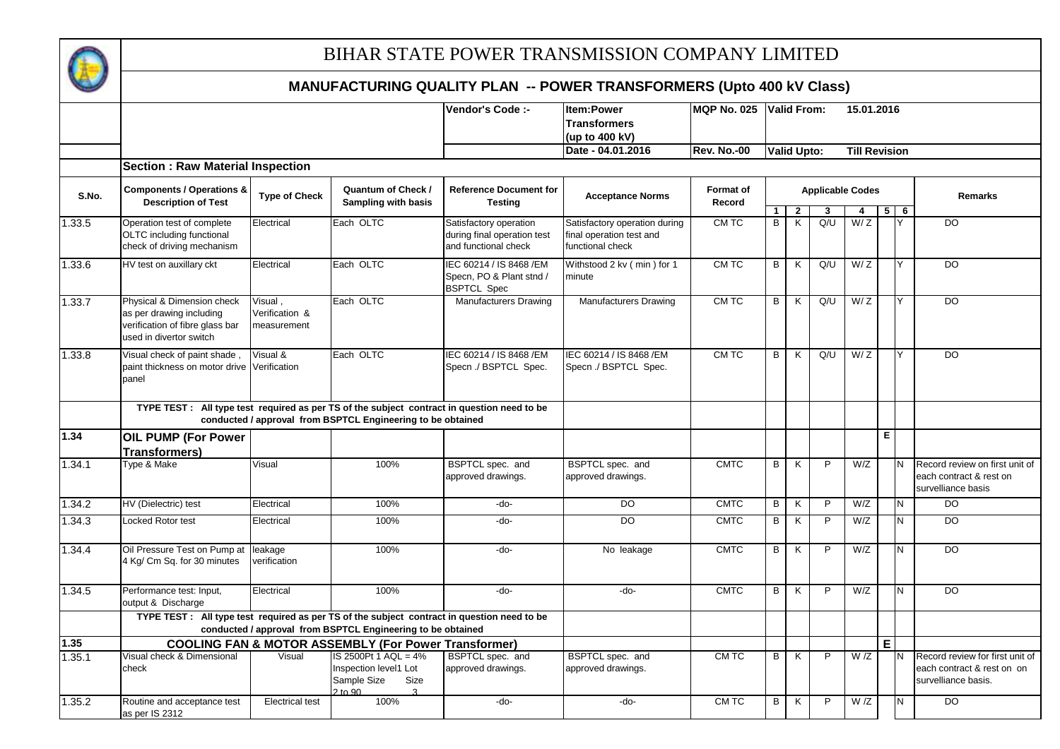# BIHAR STATE POWER TRANSMISSION COMPANY LIMITED

## MANUFACTURING QUALITY PLAN -- POWER TRANSFORMERS (Upto 400 kV Class)

| | | Vendor's Code :- | Item:Power Transformers (up to 400 kV) | MQP No. 025 | Valid From: 15.01.2016 |
|---|---|---|---|---|---|
| | | | Date - 04.01.2016 | Rev. No.-00 | Valid Upto: Till Revision |

**Section : Raw Material Inspection**

| S.No. | Components / Operations & Description of Test | Type of Check | Quantum of Check / Sampling with basis | Reference Document for Testing | Acceptance Norms | Format of Record | Applicable Codes 1 | 2 | 3 | 4 | 5 | 6 | Remarks |
|---|---|---|---|---|---|---|---|---|---|---|---|---|---|
| 1.33.5 | Operation test of complete OLTC including functional check of driving mechanism | Electrical | Each OLTC | Satisfactory operation during final operation test and functional check | Satisfactory operation during final operation test and functional check | CM TC | B | K | Q/U | W/ Z | | Y | DO |
| 1.33.6 | HV test on auxillary ckt | Electrical | Each OLTC | IEC 60214 / IS 8468 /EM Specn, PO & Plant stnd / BSPTCL Spec | Withstood 2 kv ( min ) for 1 minute | CM TC | B | K | Q/U | W/ Z | | Y | DO |
| 1.33.7 | Physical & Dimension check as per drawing including verification of fibre glass bar used in divertor switch | Visual , Verification & measurement | Each OLTC | Manufacturers Drawing | Manufacturers Drawing | CM TC | B | K | Q/U | W/ Z | | Y | DO |
| 1.33.8 | Visual check of paint shade , paint thickness on motor drive panel | Visual & Verification | Each OLTC | IEC 60214 / IS 8468 /EM Specn ./ BSPTCL Spec. | IEC 60214 / IS 8468 /EM Specn ./ BSPTCL Spec. | CM TC | B | K | Q/U | W/ Z | | Y | DO |
| | **TYPE TEST : All type test required as per TS of the subject contract in question need to be conducted / approval from BSPTCL Engineering to be obtained** | | | | | | | | | | | | |
| **1.34** | **OIL PUMP (For Power Transformers)** | | | | | | | | | | E | | |
| 1.34.1 | Type & Make | Visual | 100% | BSPTCL spec. and approved drawings. | BSPTCL spec. and approved drawings. | CMTC | B | K | P | W/Z | | N | Record review on first unit of each contract & rest on survelliance basis |
| 1.34.2 | HV (Dielectric) test | Electrical | 100% | -do- | DO | CMTC | B | K | P | W/Z | | N | DO |
| 1.34.3 | Locked Rotor test | Electrical | 100% | -do- | DO | CMTC | B | K | P | W/Z | | N | DO |
| 1.34.4 | Oil Pressure Test on Pump at 4 Kg/ Cm Sq. for 30 minutes | leakage verification | 100% | -do- | No leakage | CMTC | B | K | P | W/Z | | N | DO |
| 1.34.5 | Performance test: Input, output & Discharge | Electrical | 100% | -do- | -do- | CMTC | B | K | P | W/Z | | N | DO |
| | **TYPE TEST : All type test required as per TS of the subject contract in question need to be conducted / approval from BSPTCL Engineering to be obtained** | | | | | | | | | | | | |
| **1.35** | **COOLING FAN & MOTOR ASSEMBLY (For Power Transformer)** | | | | | | | | | | E | | |
| 1.35.1 | Visual check & Dimensional check | Visual | IS 2500Pt 1 AQL = 4% Inspection level1 Lot Sample Size Size 2 to 90 3 | BSPTCL spec. and approved drawings. | BSPTCL spec. and approved drawings. | CM TC | B | K | P | W /Z | | N | Record review for first unit of each contract & rest on on survelliance basis. |
| 1.35.2 | Routine and acceptance test as per IS 2312 | Electrical test | 100% | -do- | -do- | CM TC | B | K | P | W /Z | | N | DO |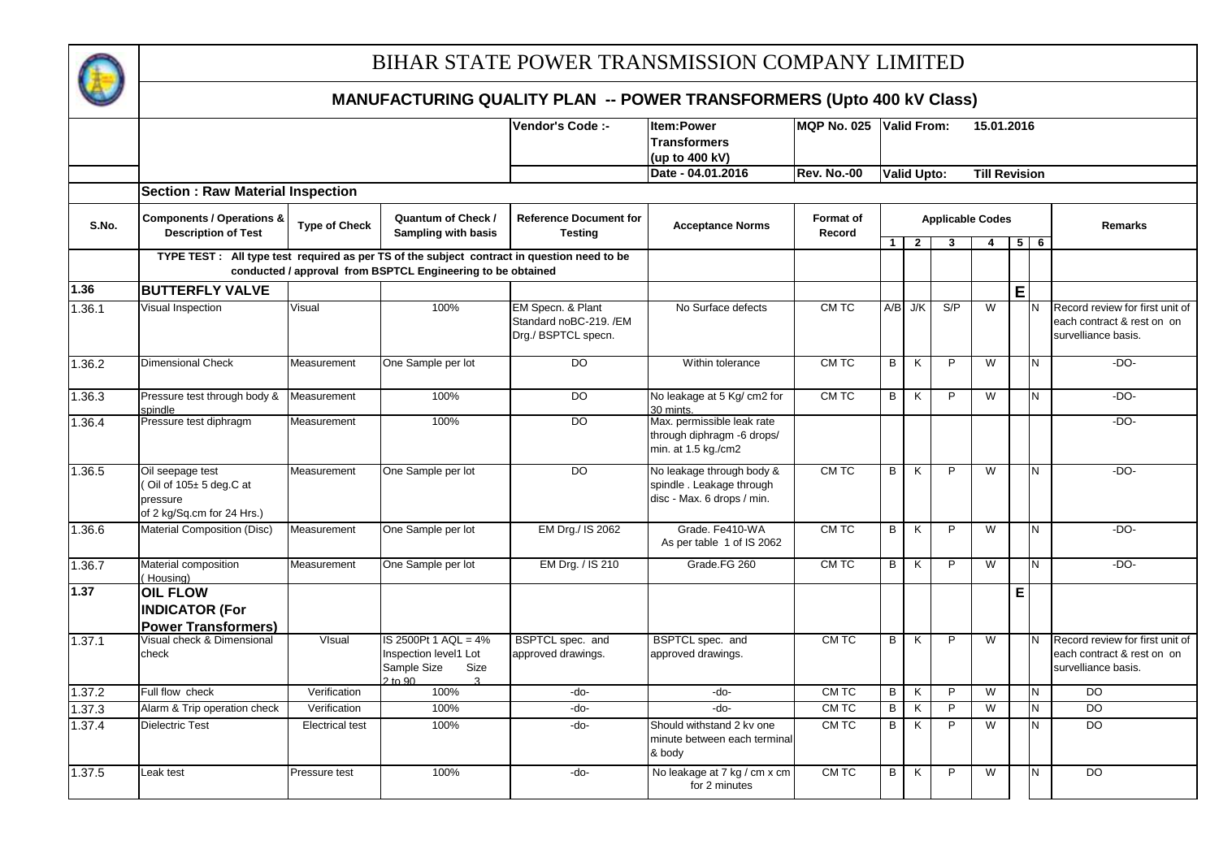# BIHAR STATE POWER TRANSMISSION COMPANY LIMITED

## MANUFACTURING QUALITY PLAN -- POWER TRANSFORMERS (Upto 400 kV Class)

| | | | Vendor's Code :- | Item:Power Transformers (up to 400 kV) | MQP No. 025 | Valid From: 15.01.2016 |
|---|---|---|---|---|---|---|
| | | | | Date - 04.01.2016 | Rev. No.-00 | Valid Upto: Till Revision |

**Section : Raw Material Inspection**

| S.No. | Components / Operations & Description of Test | Type of Check | Quantum of Check / Sampling with basis | Reference Document for Testing | Acceptance Norms | Format of Record | Applicable Codes 1 | 2 | 3 | 4 | 5 | 6 | Remarks |
|---|---|---|---|---|---|---|---|---|---|---|---|---|---|
| | TYPE TEST : All type test required as per TS of the subject contract in question need to be conducted / approval from BSPTCL Engineering to be obtained | | | | | | | | | | | | |
| 1.36 | **BUTTERFLY VALVE** | | | | | | | | | | E | | |
| 1.36.1 | Visual Inspection | Visual | 100% | EM Specn. & Plant Standard noBC-219. /EM Drg./ BSPTCL specn. | No Surface defects | CM TC | A/B | J/K | S/P | W | | N | Record review for first unit of each contract & rest on on survelliance basis. |
| 1.36.2 | Dimensional Check | Measurement | One Sample per lot | DO | Within tolerance | CM TC | B | K | P | W | | N | -DO- |
| 1.36.3 | Pressure test through body & spindle | Measurement | 100% | DO | No leakage at 5 Kg/ cm2 for 30 mints. | CM TC | B | K | P | W | | N | -DO- |
| 1.36.4 | Pressure test diphragm | Measurement | 100% | DO | Max. permissible leak rate through diphragm -6 drops/ min. at 1.5 kg./cm2 | | | | | | | | -DO- |
| 1.36.5 | Oil seepage test ( Oil of 105± 5 deg.C at pressure of 2 kg/Sq.cm for 24 Hrs.) | Measurement | One Sample per lot | DO | No leakage through body & spindle . Leakage through disc - Max. 6 drops / min. | CM TC | B | K | P | W | | N | -DO- |
| 1.36.6 | Material Composition (Disc) | Measurement | One Sample per lot | EM Drg./ IS 2062 | Grade. Fe410-WA As per table 1 of IS 2062 | CM TC | B | K | P | W | | N | -DO- |
| 1.36.7 | Material composition ( Housing) | Measurement | One Sample per lot | EM Drg. / IS 210 | Grade.FG 260 | CM TC | B | K | P | W | | N | -DO- |
| 1.37 | **OIL FLOW INDICATOR (For Power Transformers)** | | | | | | | | | | E | | |
| 1.37.1 | Visual check & Dimensional check | VIsual | IS 2500Pt 1 AQL = 4% Inspection level1 Lot Sample Size Size 2 to 90 3 | BSPTCL spec. and approved drawings. | BSPTCL spec. and approved drawings. | CM TC | B | K | P | W | | N | Record review for first unit of each contract & rest on on survelliance basis. |
| 1.37.2 | Full flow check | Verification | 100% | -do- | -do- | CM TC | B | K | P | W | | N | DO |
| 1.37.3 | Alarm & Trip operation check | Verification | 100% | -do- | -do- | CM TC | B | K | P | W | | N | DO |
| 1.37.4 | Dielectric Test | Electrical test | 100% | -do- | Should withstand 2 kv one minute between each terminal & body | CM TC | B | K | P | W | | N | DO |
| 1.37.5 | Leak test | Pressure test | 100% | -do- | No leakage at 7 kg / cm x cm for 2 minutes | CM TC | B | K | P | W | | N | DO |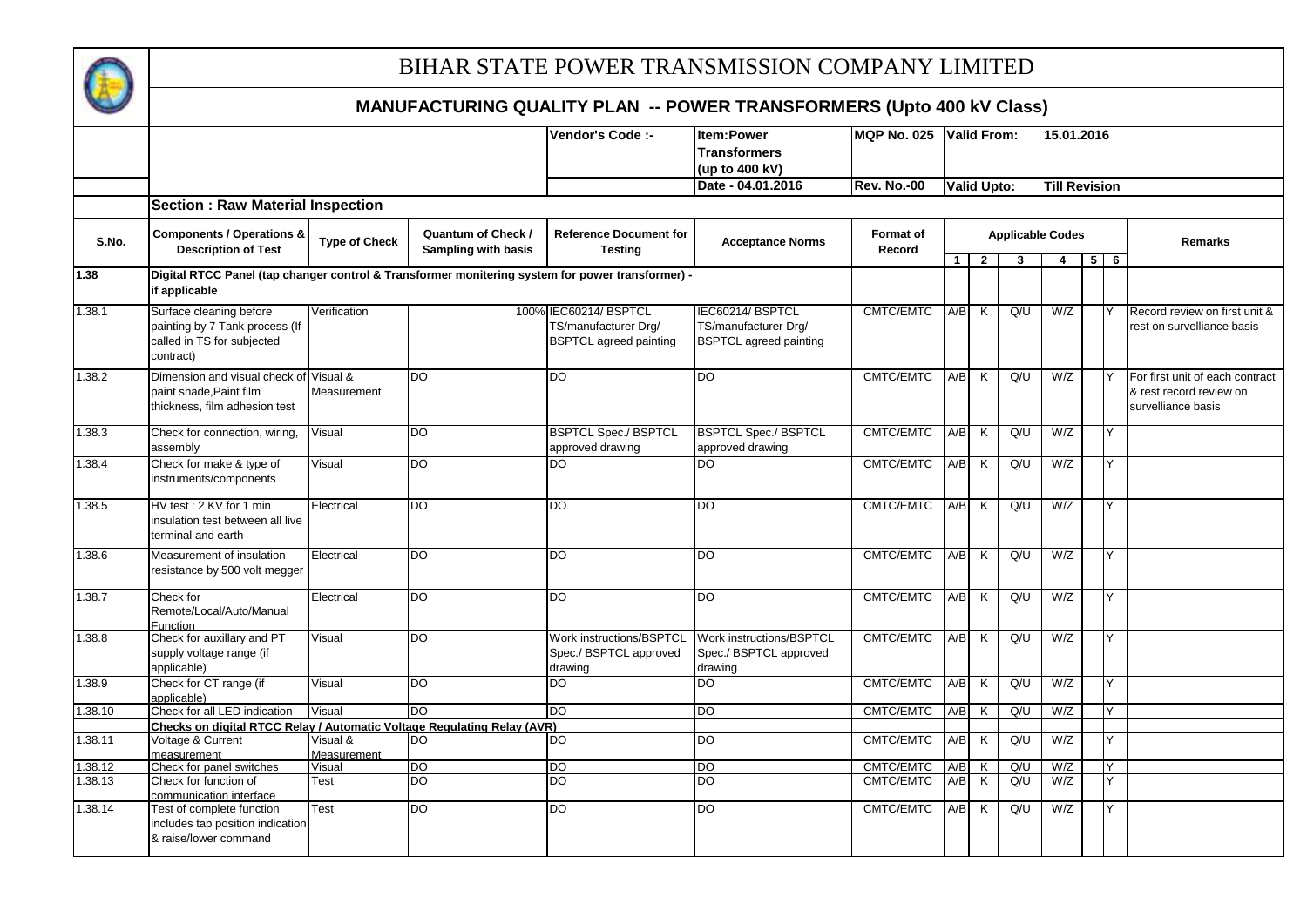# BIHAR STATE POWER TRANSMISSION COMPANY LIMITED

## MANUFACTURING QUALITY PLAN -- POWER TRANSFORMERS (Upto 400 kV Class)

| | Vendor's Code :- | Item:Power Transformers (up to 400 kV) | MQP No. 025 | Valid From: 15.01.2016 |
|---|---|---|---|---|
| | | Date - 04.01.2016 | Rev. No.-00 | Valid Upto: Till Revision |

### Section : Raw Material Inspection

| S.No. | Components / Operations & Description of Test | Type of Check | Quantum of Check / Sampling with basis | Reference Document for Testing | Acceptance Norms | Format of Record | Applicable Codes | | | | | | Remarks |
|---|---|---|---|---|---|---|---|---|---|---|---|---|---|
| | | | | | | | 1 | 2 | 3 | 4 | 5 | 6 | |
| **1.38** | **Digital RTCC Panel (tap changer control & Transformer monitering system for power transformer) - if applicable** | | | | | | | | | | | | |
| 1.38.1 | Surface cleaning before painting by 7 Tank process (If called in TS for subjected contract) | Verification | 100% | IEC60214/ BSPTCL TS/manufacturer Drg/ BSPTCL agreed painting | IEC60214/ BSPTCL TS/manufacturer Drg/ BSPTCL agreed painting | CMTC/EMTC | A/B | K | Q/U | W/Z | | Y | Record review on first unit & rest on survelliance basis |
| 1.38.2 | Dimension and visual check of paint shade,Paint film thickness, film adhesion test | Visual & Measurement | DO | DO | DO | CMTC/EMTC | A/B | K | Q/U | W/Z | | Y | For first unit of each contract & rest record review on survelliance basis |
| 1.38.3 | Check for connection, wiring, assembly | Visual | DO | BSPTCL Spec./ BSPTCL approved drawing | BSPTCL Spec./ BSPTCL approved drawing | CMTC/EMTC | A/B | K | Q/U | W/Z | | Y | |
| 1.38.4 | Check for make & type of instruments/components | Visual | DO | DO | DO | CMTC/EMTC | A/B | K | Q/U | W/Z | | Y | |
| 1.38.5 | HV test : 2 KV for 1 min insulation test between all live terminal and earth | Electrical | DO | DO | DO | CMTC/EMTC | A/B | K | Q/U | W/Z | | Y | |
| 1.38.6 | Measurement of insulation resistance by 500 volt megger | Electrical | DO | DO | DO | CMTC/EMTC | A/B | K | Q/U | W/Z | | Y | |
| 1.38.7 | Check for Remote/Local/Auto/Manual Function | Electrical | DO | DO | DO | CMTC/EMTC | A/B | K | Q/U | W/Z | | Y | |
| 1.38.8 | Check for auxillary and PT supply voltage range (if applicable) | Visual | DO | Work instructions/BSPTCL Spec./ BSPTCL approved drawing | Work instructions/BSPTCL Spec./ BSPTCL approved drawing | CMTC/EMTC | A/B | K | Q/U | W/Z | | Y | |
| 1.38.9 | Check for CT range (if applicable) | Visual | DO | DO | DO | CMTC/EMTC | A/B | K | Q/U | W/Z | | Y | |
| 1.38.10 | Check for all LED indication | Visual | DO | DO | DO | CMTC/EMTC | A/B | K | Q/U | W/Z | | Y | |
| | **Checks on digital RTCC Relay / Automatic Voltage Regulating Relay (AVR)** | | | | | | | | | | | | |
| 1.38.11 | Voltage & Current measurement | Visual & Measurement | DO | DO | DO | CMTC/EMTC | A/B | K | Q/U | W/Z | | Y | |
| 1.38.12 | Check for panel switches | Visual | DO | DO | DO | CMTC/EMTC | A/B | K | Q/U | W/Z | | Y | |
| 1.38.13 | Check for function of communication interface | Test | DO | DO | DO | CMTC/EMTC | A/B | K | Q/U | W/Z | | Y | |
| 1.38.14 | Test of complete function includes tap position indication & raise/lower command | Test | DO | DO | DO | CMTC/EMTC | A/B | K | Q/U | W/Z | | Y | |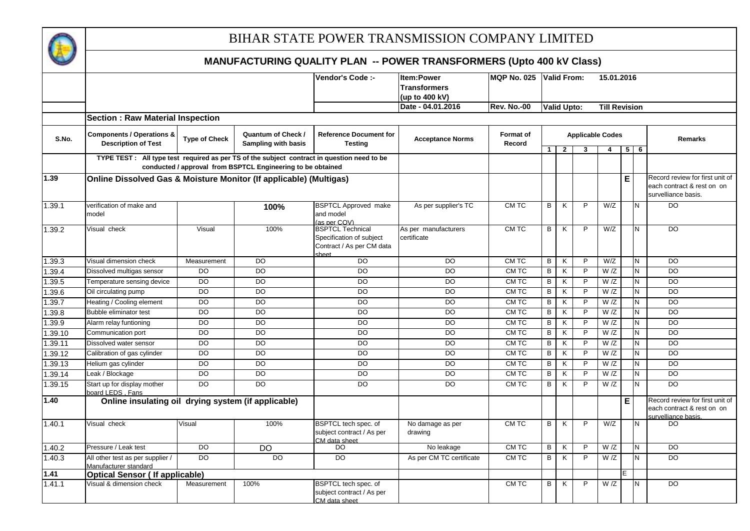# BIHAR STATE POWER TRANSMISSION COMPANY LIMITED

## MANUFACTURING QUALITY PLAN -- POWER TRANSFORMERS (Upto 400 kV Class)

| | | | | Vendor's Code :- | Item:Power Transformers (up to 400 kV) | MQP No. 025 | Valid From: | | | 15.01.2016 | | | |
|---|---|---|---|---|---|---|---|---|---|---|---|---|---|
| | | | | | Date - 04.01.2016 | Rev. No.-00 | Valid Upto: | | | Till Revision | | | |

**Section : Raw Material Inspection**

| S.No. | Components / Operations & Description of Test | Type of Check | Quantum of Check / Sampling with basis | Reference Document for Testing | Acceptance Norms | Format of Record | Applicable Codes | | | | | | Remarks |
|---|---|---|---|---|---|---|---|---|---|---|---|---|---|
| | | | | | | | 1 | 2 | 3 | 4 | 5 | 6 | |
| | TYPE TEST : All type test required as per TS of the subject contract in question need to be conducted / approval from BSPTCL Engineering to be obtained | | | | | | | | | | | | |
| **1.39** | **Online Dissolved Gas & Moisture Monitor (If applicable) (Multigas)** | | | | | | | | | | **E** | | Record review for first unit of each contract & rest on on survelliance basis. |
| 1.39.1 | verification of make and model | | 100% | BSPTCL Approved make and model (as per COV) | As per supplier's TC | CM TC | B | K | P | W/Z | | N | DO |
| 1.39.2 | Visual check | Visual | 100% | BSPTCL Technical Specification of subject Contract / As per CM data sheet | As per manufacturers certificate | CM TC | B | K | P | W/Z | | N | DO |
| 1.39.3 | Visual dimension check | Measurement | DO | DO | DO | CM TC | B | K | P | W/Z | | N | DO |
| 1.39.4 | Dissolved multigas sensor | DO | DO | DO | DO | CM TC | B | K | P | W /Z | | N | DO |
| 1.39.5 | Temperature sensing device | DO | DO | DO | DO | CM TC | B | K | P | W /Z | | N | DO |
| 1.39.6 | Oil circulating pump | DO | DO | DO | DO | CM TC | B | K | P | W /Z | | N | DO |
| 1.39.7 | Heating / Cooling element | DO | DO | DO | DO | CM TC | B | K | P | W /Z | | N | DO |
| 1.39.8 | Bubble eliminator test | DO | DO | DO | DO | CM TC | B | K | P | W /Z | | N | DO |
| 1.39.9 | Alarm relay funtioning | DO | DO | DO | DO | CM TC | B | K | P | W /Z | | N | DO |
| 1.39.10 | Communication port | DO | DO | DO | DO | CM TC | B | K | P | W /Z | | N | DO |
| 1.39.11 | Dissolved water sensor | DO | DO | DO | DO | CM TC | B | K | P | W /Z | | N | DO |
| 1.39.12 | Calibration of gas cylinder | DO | DO | DO | DO | CM TC | B | K | P | W /Z | | N | DO |
| 1.39.13 | Helium gas cylinder | DO | DO | DO | DO | CM TC | B | K | P | W /Z | | N | DO |
| 1.39.14 | Leak / Blockage | DO | DO | DO | DO | CM TC | B | K | P | W /Z | | N | DO |
| 1.39.15 | Start up for display mother board LEDS , Fans | DO | DO | DO | DO | CM TC | B | K | P | W /Z | | N | DO |
| **1.40** | **Online insulating oil drying system (if applicable)** | | | | | | | | | | **E** | | Record review for first unit of each contract & rest on on survelliance basis. |
| 1.40.1 | Visual check | Visual | 100% | BSPTCL tech spec. of subject contract / As per CM data sheet | No damage as per drawing | CM TC | B | K | P | W/Z | | N | DO |
| 1.40.2 | Pressure / Leak test | DO | DO | DO | No leakage | CM TC | B | K | P | W /Z | | N | DO |
| 1.40.3 | All other test as per supplier / Manufacturer standard | DO | DO | DO | As per CM TC certificate | CM TC | B | K | P | W /Z | | N | DO |
| **1.41** | **Optical Sensor ( If applicable)** | | | | | | | | | | E | | |
| 1.41.1 | Visual & dimension check | Measurement | 100% | BSPTCL tech spec. of subject contract / As per CM data sheet | | CM TC | B | K | P | W /Z | | N | DO |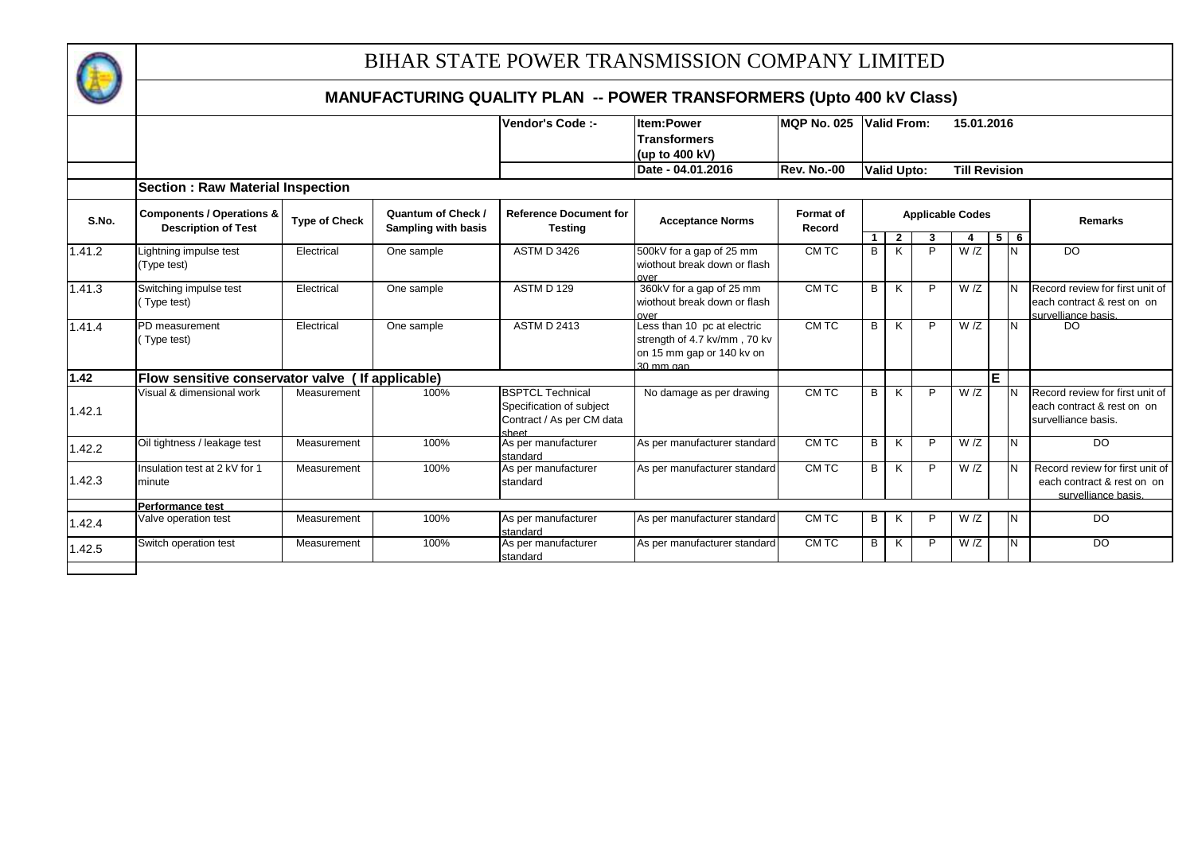# BIHAR STATE POWER TRANSMISSION COMPANY LIMITED

## MANUFACTURING QUALITY PLAN -- POWER TRANSFORMERS (Upto 400 kV Class)

| Vendor's Code :- | Item:Power Transformers (up to 400 kV) | MQP No. 025 | Valid From: 15.01.2016 |
|---|---|---|---|
| | Date - 04.01.2016 | Rev. No.-00 | Valid Upto: Till Revision |

**Section : Raw Material Inspection**

| S.No. | Components / Operations & Description of Test | Type of Check | Quantum of Check / Sampling with basis | Reference Document for Testing | Acceptance Norms | Format of Record | Applicable Codes | | | | | | Remarks |
|---|---|---|---|---|---|---|---|---|---|---|---|---|---|
| | | | | | | | 1 | 2 | 3 | 4 | 5 | 6 | |
| 1.41.2 | Lightning impulse test (Type test) | Electrical | One sample | ASTM D 3426 | 500kV for a gap of 25 mm wiothout break down or flash over | CM TC | B | K | P | W /Z | | N | DO |
| 1.41.3 | Switching impulse test ( Type test) | Electrical | One sample | ASTM D 129 | 360kV for a gap of 25 mm wiothout break down or flash over | CM TC | B | K | P | W /Z | | N | Record review for first unit of each contract & rest on on survelliance basis. |
| 1.41.4 | PD measurement ( Type test) | Electrical | One sample | ASTM D 2413 | Less than 10 pc at electric strength of 4.7 kv/mm , 70 kv on 15 mm gap or 140 kv on 30 mm gap | CM TC | B | K | P | W /Z | | N | DO |
| **1.42** | **Flow sensitive conservator valve ( If applicable)** | | | | | | | | | | **E** | | |
| 1.42.1 | Visual & dimensional work | Measurement | 100% | BSPTCL Technical Specification of subject Contract / As per CM data sheet | No damage as per drawing | CM TC | B | K | P | W /Z | | N | Record review for first unit of each contract & rest on on survelliance basis. |
| 1.42.2 | Oil tightness / leakage test | Measurement | 100% | As per manufacturer standard | As per manufacturer standard | CM TC | B | K | P | W /Z | | N | DO |
| 1.42.3 | Insulation test at 2 kV for 1 minute | Measurement | 100% | As per manufacturer standard | As per manufacturer standard | CM TC | B | K | P | W /Z | | N | Record review for first unit of each contract & rest on on survelliance basis. |
| | **Performance test** | | | | | | | | | | | | |
| 1.42.4 | Valve operation test | Measurement | 100% | As per manufacturer standard | As per manufacturer standard | CM TC | B | K | P | W /Z | | N | DO |
| 1.42.5 | Switch operation test | Measurement | 100% | As per manufacturer standard | As per manufacturer standard | CM TC | B | K | P | W /Z | | N | DO |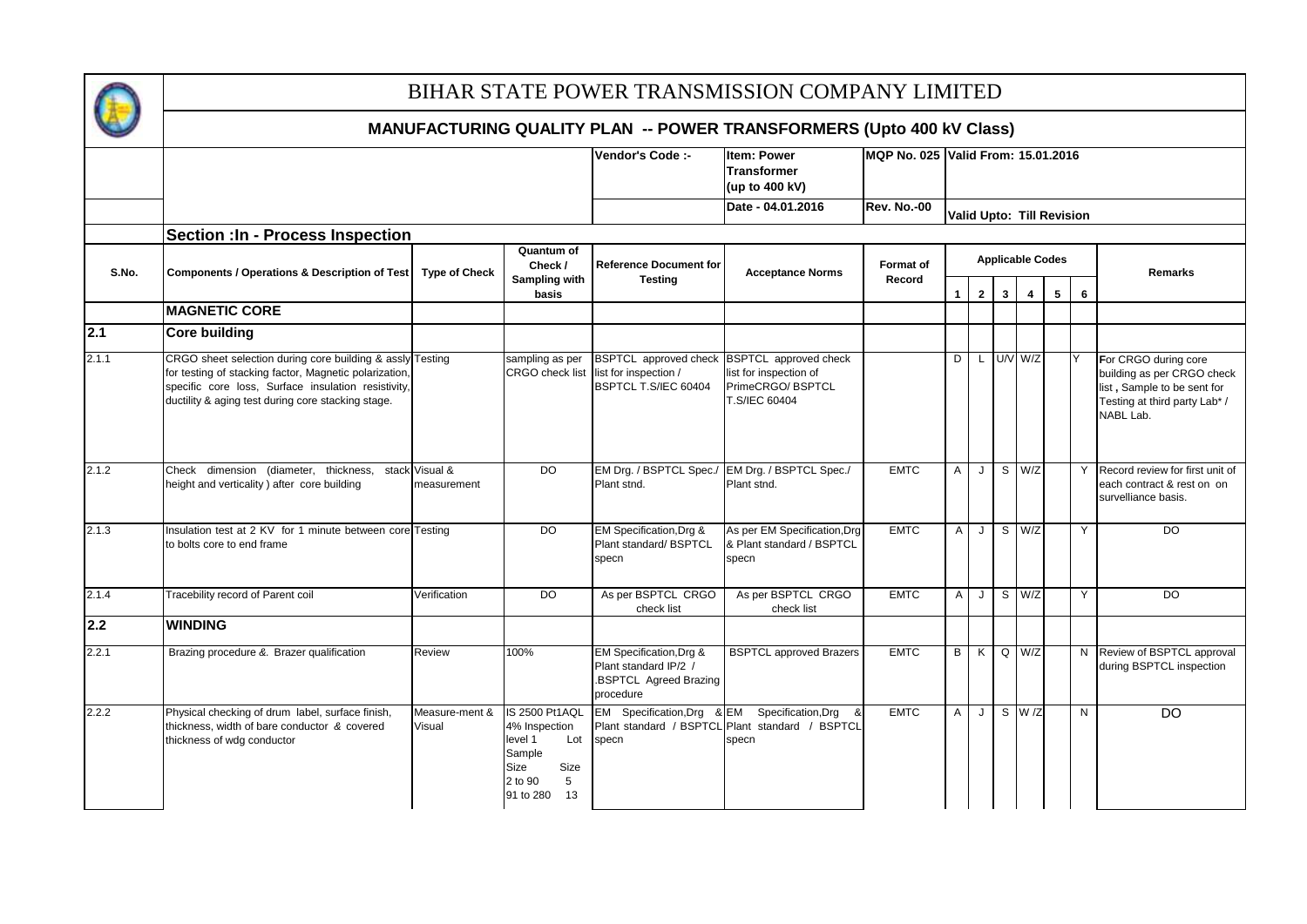# BIHAR STATE POWER TRANSMISSION COMPANY LIMITED

## MANUFACTURING QUALITY PLAN -- POWER TRANSFORMERS (Upto 400 kV Class)

| | | | | Vendor's Code :- | Item: Power Transformer (up to 400 kV) | MQP No. 025 | Valid From: 15.01.2016 |
|---|---|---|---|---|---|---|---|
| | | | | | Date - 04.01.2016 | Rev. No.-00 | Valid Upto: Till Revision |

**Section :In - Process Inspection**

| S.No. | Components / Operations & Description of Test | Type of Check | Quantum of Check / Sampling with basis | Reference Document for Testing | Acceptance Norms | Format of Record | Applicable Codes 1 | 2 | 3 | 4 | 5 | 6 | Remarks |
|---|---|---|---|---|---|---|---|---|---|---|---|---|---|
| | **MAGNETIC CORE** | | | | | | | | | | | | |
| **2.1** | **Core building** | | | | | | | | | | | | |
| 2.1.1 | CRGO sheet selection during core building & assly for testing of stacking factor, Magnetic polarization, specific core loss, Surface insulation resistivity, ductility & aging test during core stacking stage. | Testing | sampling as per CRGO check list | BSPTCL approved check list for inspection / BSPTCL T.S/IEC 60404 | BSPTCL approved check list for inspection of PrimeCRGO/ BSPTCL T.S/IEC 60404 | | D | L | U/V | W/Z | | Y | For CRGO during core building as per CRGO check list , Sample to be sent for Testing at third party Lab* / NABL Lab. |
| 2.1.2 | Check dimension (diameter, thickness, stack height and verticality ) after core building | Visual & measurement | DO | EM Drg. / BSPTCL Spec./ Plant stnd. | EM Drg. / BSPTCL Spec./ Plant stnd. | EMTC | A | J | S | W/Z | | Y | Record review for first unit of each contract & rest on on surveliance basis. |
| 2.1.3 | Insulation test at 2 KV for 1 minute between core to bolts core to end frame | Testing | DO | EM Specification,Drg & Plant standard/ BSPTCL specn | As per EM Specification,Drg & Plant standard / BSPTCL specn | EMTC | A | J | S | W/Z | | Y | DO |
| 2.1.4 | Tracebility record of Parent coil | Verification | DO | As per BSPTCL CRGO check list | As per BSPTCL CRGO check list | EMTC | A | J | S | W/Z | | Y | DO |
| **2.2** | **WINDING** | | | | | | | | | | | | |
| 2.2.1 | Brazing procedure &. Brazer qualification | Review | 100% | EM Specification,Drg & Plant standard IP/2 / .BSPTCL Agreed Brazing procedure | BSPTCL approved Brazers | EMTC | B | K | Q | W/Z | | N | Review of BSPTCL approval during BSPTCL inspection |
| 2.2.2 | Physical checking of drum label, surface finish, thickness, width of bare conductor & covered thickness of wdg conductor | Measure-ment & Visual | IS 2500 Pt1AQL 4% Inspection level 1 Lot Sample Size Size 2 to 90 5 91 to 280 13 | EM Specification,Drg & Plant standard / BSPTCL specn | EM Specification,Drg & Plant standard / BSPTCL specn | EMTC | A | J | S | W /Z | | N | DO |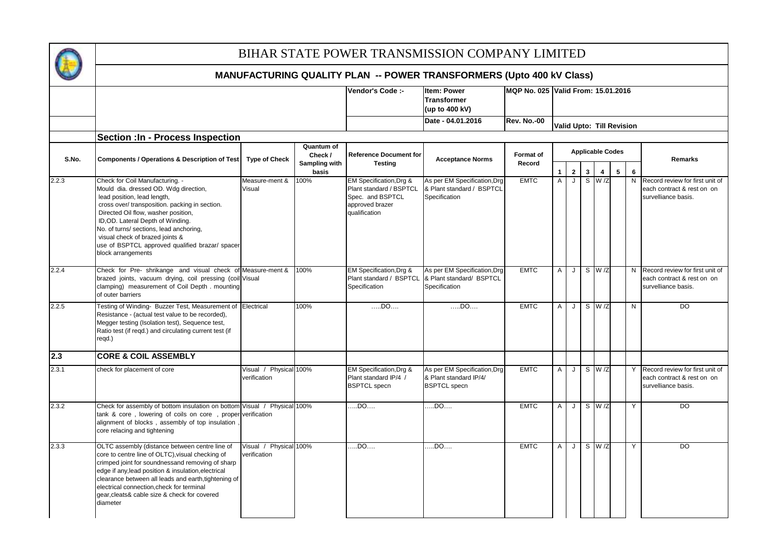# BIHAR STATE POWER TRANSMISSION COMPANY LIMITED

## MANUFACTURING QUALITY PLAN -- POWER TRANSFORMERS (Upto 400 kV Class)

| | | | | Vendor's Code :- | Item: Power Transformer (up to 400 kV) | MQP No. 025 | Valid From: 15.01.2016 |
|---|---|---|---|---|---|---|---|
| | | | | | Date - 04.01.2016 | Rev. No.-00 | Valid Upto: Till Revision |

### Section :In - Process Inspection

| S.No. | Components / Operations & Description of Test | Type of Check | Quantum of Check / Sampling with basis | Reference Document for Testing | Acceptance Norms | Format of Record | Applicable Codes 1 | 2 | 3 | 4 | 5 | 6 | Remarks |
|---|---|---|---|---|---|---|---|---|---|---|---|---|---|
| 2.2.3 | Check for Coil Manufacturing. - Mould dia. dressed OD. Wdg direction, lead position, lead length, cross over/ transposition. packing in section. Directed Oil flow, washer position, ID,OD. Lateral Depth of Winding. No. of turns/ sections, lead anchoring, visual check of brazed joints & use of BSPTCL approved qualified brazar/ spacer block arrangements | Measure-ment & Visual | 100% | EM Specification,Drg & Plant standard / BSPTCL Spec. and BSPTCL approved brazer qualification | As per EM Specification,Drg & Plant standard / BSPTCL Specification | EMTC | A | J | S | W /Z | | N | Record review for first unit of each contract & rest on on surevelliance basis. |
| 2.2.4 | Check for Pre- shrikange and visual check of brazed joints, vacuum drying, coil pressing (coil clamping) measurement of Coil Depth . mounting of outer barriers | Measure-ment & Visual | 100% | EM Specification,Drg & Plant standard / BSPTCL Specification | As per EM Specification,Drg & Plant standard/ BSPTCL Specification | EMTC | A | J | S | W /Z | | N | Record review for first unit of each contract & rest on on surevelliance basis. |
| 2.2.5 | Testing of Winding- Buzzer Test, Measurement of Resistance - (actual test value to be recorded), Megger testing (Isolation test), Sequence test, Ratio test (if reqd.) and circulating current test (if reqd.) | Electrical | 100% | .....DO.... | .....DO.... | EMTC | A | J | S | W /Z | | N | DO |
| **2.3** | **CORE & COIL ASSEMBLY** | | | | | | | | | | | | |
| 2.3.1 | check for placement of core | Visual / Physical verification | 100% | EM Specification,Drg & Plant standard IP/4 / BSPTCL specn | As per EM Specification,Drg & Plant standard IP/4/ BSPTCL specn | EMTC | A | J | S | W /Z | | Y | Record review for first unit of each contract & rest on on surevelliance basis. |
| 2.3.2 | Check for assembly of bottom insulation on bottom tank & core , lowering of coils on core , proper alignment of blocks , assembly of top insulation , core relacing and tightening | Visual / Physical verification | 100% | .....DO.... | .....DO.... | EMTC | A | J | S | W /Z | | Y | DO |
| 2.3.3 | OLTC assembly (distance between centre line of core to centre line of OLTC),visual checking of crimped joint for soundnessand removing of sharp edge if any,lead position & insulation,electrical clearance between all leads and earth,tightening of electrical connection,check for terminal gear,cleats& cable size & check for covered diameter | Visual / Physical verification | 100% | .....DO.... | .....DO.... | EMTC | A | J | S | W /Z | | Y | DO |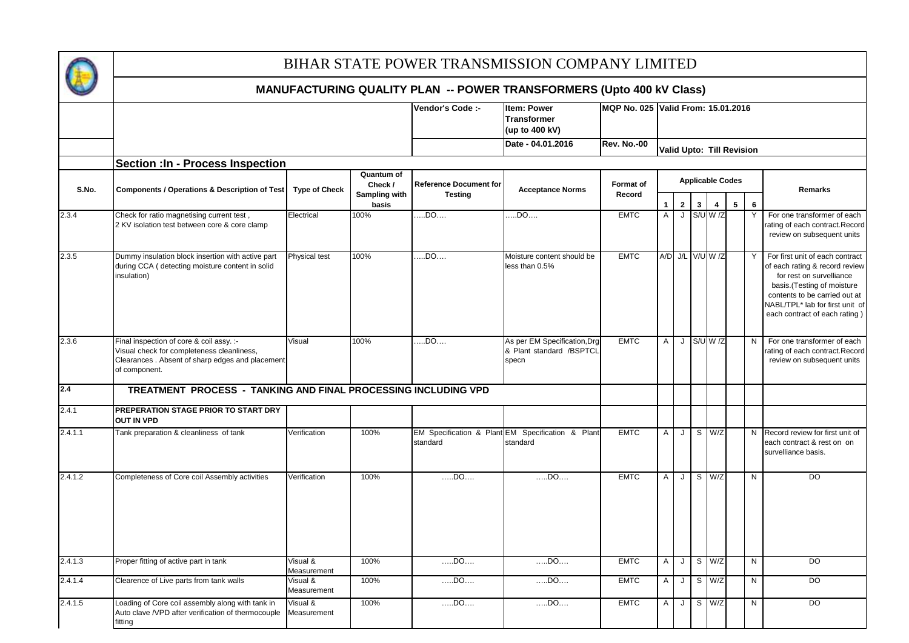# BIHAR STATE POWER TRANSMISSION COMPANY LIMITED

## MANUFACTURING QUALITY PLAN -- POWER TRANSFORMERS (Upto 400 kV Class)

| | | Vendor's Code :- | Item: Power Transformer (up to 400 kV) | MQP No. 025 | Valid From: 15.01.2016 |
|---|---|---|---|---|---|
| | | | Date - 04.01.2016 | Rev. No.-00 | Valid Upto: Till Revision |

**Section :In - Process Inspection**

| S.No. | Components / Operations & Description of Test | Type of Check | Quantum of Check / Sampling with basis | Reference Document for Testing | Acceptance Norms | Format of Record | Applicable Codes | | | | | | Remarks |
|---|---|---|---|---|---|---|---|---|---|---|---|---|---|
| | | | | | | | 1 | 2 | 3 | 4 | 5 | 6 | |
| 2.3.4 | Check for ratio magnetising current test , 2 KV isolation test between core & core clamp | Electrical | 100% | …..DO…. | …..DO…. | EMTC | A | J | S/U | W /Z | | Y | For one transformer of each rating of each contract.Record review on subsequent units |
| 2.3.5 | Dummy insulation block insertion with active part during CCA ( detecting moisture content in solid insulation) | Physical test | 100% | …..DO…. | Moisture content should be less than 0.5% | EMTC | A/D | J/L | V/U | W /Z | | Y | For first unit of each contract of each rating & record review for rest on survelliance basis.(Testing of moisture contents to be carried out at NABL/TPL* lab for first unit of each contract of each rating ) |
| 2.3.6 | Final inspection of core & coil assy. :- Visual check for completeness cleanliness, Clearances . Absent of sharp edges and placement of component. | Visual | 100% | …..DO…. | As per EM Specification,Drg & Plant standard /BSPTCL specn | EMTC | A | J | S/U | W /Z | | N | For one transformer of each rating of each contract.Record review on subsequent units |
| **2.4** | **TREATMENT PROCESS - TANKING AND FINAL PROCESSING INCLUDING VPD** | | | | | | | | | | | | |
| 2.4.1 | **PREPERATION STAGE PRIOR TO START DRY OUT IN VPD** | | | | | | | | | | | | |
| 2.4.1.1 | Tank preparation & cleanliness of tank | Verification | 100% | EM Specification & Plant standard | EM Specification & Plant standard | EMTC | A | J | S | W/Z | | N | Record review for first unit of each contract & rest on on survelliance basis. |
| 2.4.1.2 | Completeness of Core coil Assembly activities | Verification | 100% | …..DO…. | …..DO…. | EMTC | A | J | S | W/Z | | N | DO |
| 2.4.1.3 | Proper fitting of active part in tank | Visual & Measurement | 100% | …..DO…. | …..DO…. | EMTC | A | J | S | W/Z | | N | DO |
| 2.4.1.4 | Clearence of Live parts from tank walls | Visual & Measurement | 100% | …..DO…. | …..DO…. | EMTC | A | J | S | W/Z | | N | DO |
| 2.4.1.5 | Loading of Core coil assembly along with tank in Auto clave /VPD after verification of thermocouple fitting | Visual & Measurement | 100% | …..DO…. | …..DO…. | EMTC | A | J | S | W/Z | | N | DO |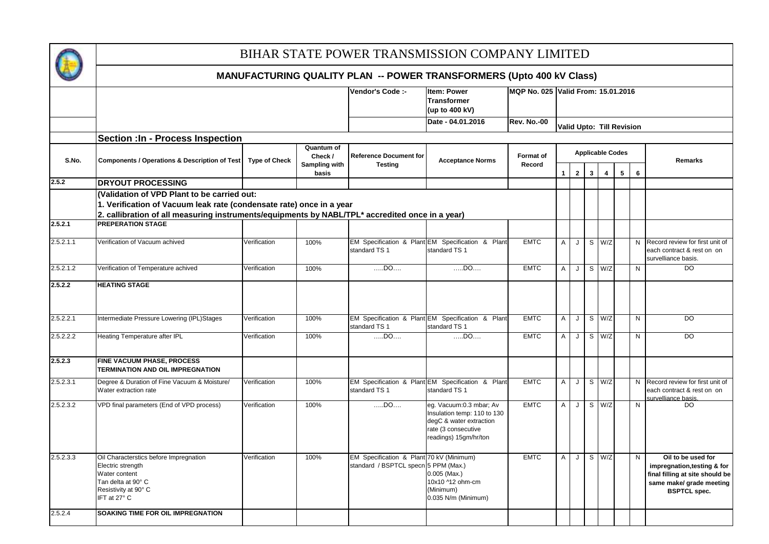# BIHAR STATE POWER TRANSMISSION COMPANY LIMITED

## MANUFACTURING QUALITY PLAN -- POWER TRANSFORMERS (Upto 400 kV Class)

| | | Vendor's Code :- | Item: Power Transformer (up to 400 kV) | MQP No. 025 | Valid From: 15.01.2016 |
|---|---|---|---|---|---|
| | | | Date - 04.01.2016 | Rev. No.-00 | Valid Upto: Till Revision |

**Section :In - Process Inspection**

| S.No. | Components / Operations & Description of Test | Type of Check | Quantum of Check / Sampling with basis | Reference Document for Testing | Acceptance Norms | Format of Record | Applicable Codes | | | | | | Remarks |
|---|---|---|---|---|---|---|---|---|---|---|---|---|---|
| | | | | | | | 1 | 2 | 3 | 4 | 5 | 6 | |
| **2.5.2** | **DRYOUT PROCESSING** | | | | | | | | | | | | |
| | **(Validation of VPD Plant to be carried out: 1. Verification of Vacuum leak rate (condensate rate) once in a year 2. callibration of all measuring instruments/equipments by NABL/TPL\* accredited once in a year)** | | | | | | | | | | | | |
| **2.5.2.1** | **PREPERATION STAGE** | | | | | | | | | | | | |
| 2.5.2.1.1 | Verification of Vacuum achived | Verification | 100% | EM Specification & Plant standard TS 1 | EM Specification & Plant standard TS 1 | EMTC | A | J | S | W/Z | | N | Record review for first unit of each contract & rest on on surveilliance basis. |
| 2.5.2.1.2 | Verification of Temperature achived | Verification | 100% | …..DO…. | …..DO…. | EMTC | A | J | S | W/Z | | N | DO |
| **2.5.2.2** | **HEATING STAGE** | | | | | | | | | | | | |
| 2.5.2.2.1 | Intermediate Pressure Lowering (IPL)Stages | Verification | 100% | EM Specification & Plant standard TS 1 | EM Specification & Plant standard TS 1 | EMTC | A | J | S | W/Z | | N | DO |
| 2.5.2.2.2 | Heating Temperature after IPL | Verification | 100% | …..DO…. | …..DO…. | EMTC | A | J | S | W/Z | | N | DO |
| **2.5.2.3** | **FINE VACUUM PHASE, PROCESS TERMINATION AND OIL IMPREGNATION** | | | | | | | | | | | | |
| 2.5.2.3.1 | Degree & Duration of Fine Vacuum & Moisture/ Water extraction rate | Verification | 100% | EM Specification & Plant standard TS 1 | EM Specification & Plant standard TS 1 | EMTC | A | J | S | W/Z | | N | Record review for first unit of each contract & rest on on surveilliance basis. |
| 2.5.2.3.2 | VPD final parameters (End of VPD process) | Verification | 100% | …..DO…. | eg. Vacuum:0.3 mbar; Av Insulation temp: 110 to 130 degC & water extraction rate (3 consecutive readings) 15gm/hr/ton | EMTC | A | J | S | W/Z | | N | DO |
| 2.5.2.3.3 | Oil Characterstics before Impregnation<br>Electric strength<br>Water content<br>Tan delta at 90° C<br>Resistivity at 90° C<br>IFT at 27° C | Verification | 100% | EM Specification & Plant standard / BSPTCL specn | 70 kV (Minimum)<br>5 PPM (Max.)<br>0.005 (Max.)<br>10x10 ^12 ohm-cm (Minimum)<br>0.035 N/m (Minimum) | EMTC | A | J | S | W/Z | | N | **Oil to be used for impregnation,testing & for final filling at site should be same make/ grade meeting BSPTCL spec.** |
| 2.5.2.4 | **SOAKING TIME FOR OIL IMPREGNATION** | | | | | | | | | | | | |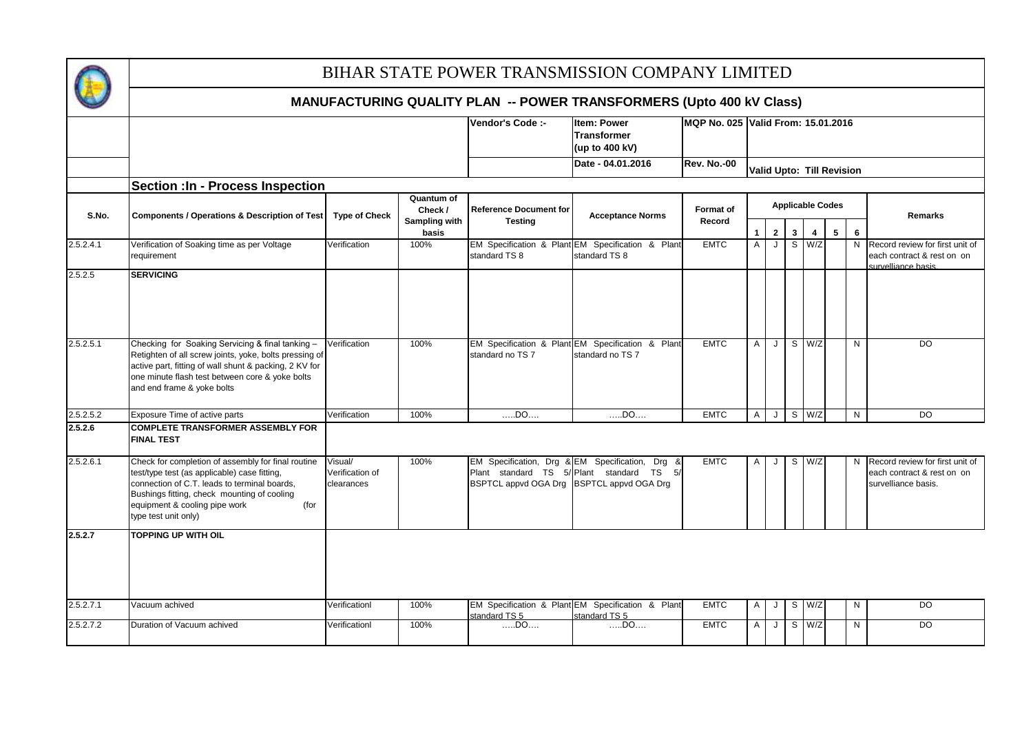# BIHAR STATE POWER TRANSMISSION COMPANY LIMITED

## MANUFACTURING QUALITY PLAN -- POWER TRANSFORMERS (Upto 400 kV Class)

| Vendor's Code :- | Item: Power Transformer (up to 400 kV) | MQP No. 025 | Valid From: 15.01.2016 |
|---|---|---|---|
| | Date - 04.01.2016 | Rev. No.-00 | Valid Upto: Till Revision |

### Section :In - Process Inspection

| S.No. | Components / Operations & Description of Test | Type of Check | Quantum of Check / Sampling with basis | Reference Document for Testing | Acceptance Norms | Format of Record | Applicable Codes | | | | | | Remarks |
|---|---|---|---|---|---|---|---|---|---|---|---|---|---|
| | | | | | | | 1 | 2 | 3 | 4 | 5 | 6 | |
| 2.5.2.4.1 | Verification of Soaking time as per Voltage requirement | Verification | 100% | EM Specification & Plant standard TS 8 | EM Specification & Plant standard TS 8 | EMTC | A | J | S | W/Z | | N | Record review for first unit of each contract & rest on on surevelliance basis. |
| 2.5.2.5 | **SERVICING** | | | | | | | | | | | | |
| 2.5.2.5.1 | Checking for Soaking Servicing & final tanking – Retighten of all screw joints, yoke, bolts pressing of active part, fitting of wall shunt & packing, 2 KV for one minute flash test between core & yoke bolts and end frame & yoke bolts | Verification | 100% | EM Specification & Plant standard no TS 7 | EM Specification & Plant standard no TS 7 | EMTC | A | J | S | W/Z | | N | DO |
| 2.5.2.5.2 | Exposure Time of active parts | Verification | 100% | .....DO.... | .....DO.... | EMTC | A | J | S | W/Z | | N | DO |
| **2.5.2.6** | **COMPLETE TRANSFORMER ASSEMBLY FOR FINAL TEST** | | | | | | | | | | | | |
| 2.5.2.6.1 | Check for completion of assembly for final routine test/type test (as applicable) case fitting, connection of C.T. leads to terminal boards, Bushings fitting, check mounting of cooling equipment & cooling pipe work (for type test unit only) | Visual/ Verification of clearances | 100% | EM Specification, Drg & Plant standard TS 5/ BSPTCL appvd OGA Drg | EM Specification, Drg & Plant standard TS 5/ BSPTCL appvd OGA Drg | EMTC | A | J | S | W/Z | | N | Record review for first unit of each contract & rest on on surveillance basis. |
| **2.5.2.7** | **TOPPING UP WITH OIL** | | | | | | | | | | | | |
| 2.5.2.7.1 | Vacuum achived | Verificationl | 100% | EM Specification & Plant standard TS 5 | EM Specification & Plant standard TS 5 | EMTC | A | J | S | W/Z | | N | DO |
| 2.5.2.7.2 | Duration of Vacuum achived | Verificationl | 100% | .....DO.... | .....DO.... | EMTC | A | J | S | W/Z | | N | DO |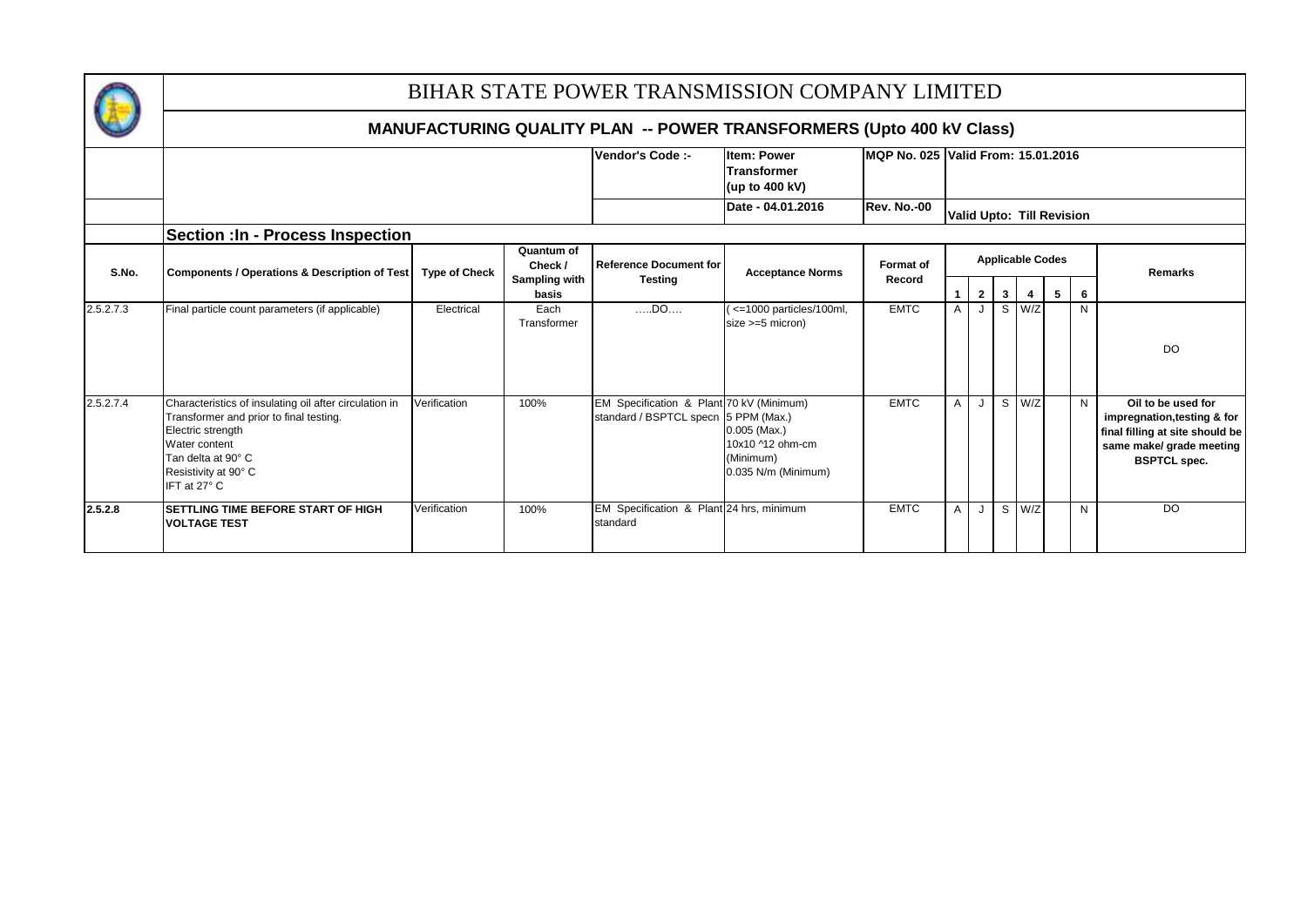# BIHAR STATE POWER TRANSMISSION COMPANY LIMITED

## MANUFACTURING QUALITY PLAN -- POWER TRANSFORMERS (Upto 400 kV Class)

| | | Vendor's Code :- | Item: Power Transformer (up to 400 kV) | MQP No. 025 | Valid From: 15.01.2016 |
|---|---|---|---|---|---|
| | | | Date - 04.01.2016 | Rev. No.-00 | Valid Upto: Till Revision |

### Section :In - Process Inspection

| S.No. | Components / Operations & Description of Test | Type of Check | Quantum of Check / Sampling with basis | Reference Document for Testing | Acceptance Norms | Format of Record | Applicable Codes | | | | | | Remarks |
|---|---|---|---|---|---|---|---|---|---|---|---|---|---|
| | | | | | | | 1 | 2 | 3 | 4 | 5 | 6 | |
| 2.5.2.7.3 | Final particle count parameters (if applicable) | Electrical | Each Transformer | …..DO…. | ( <=1000 particles/100ml, size >=5 micron) | EMTC | A | J | S | W/Z | | N | DO |
| 2.5.2.7.4 | Characteristics of insulating oil after circulation in Transformer and prior to final testing.<br>Electric strength<br>Water content<br>Tan delta at 90° C<br>Resistivity at 90° C<br>IFT at 27° C | Verification | 100% | EM Specification & Plant standard / BSPTCL specn | 70 kV (Minimum)<br>5 PPM (Max.)<br>0.005 (Max.)<br>10x10 ^12 ohm-cm (Minimum)<br>0.035 N/m (Minimum) | EMTC | A | J | S | W/Z | | N | **Oil to be used for impregnation,testing & for final filling at site should be same make/ grade meeting BSPTCL spec.** |
| **2.5.2.8** | **SETTLING TIME BEFORE START OF HIGH VOLTAGE TEST** | Verification | 100% | EM Specification & Plant standard | 24 hrs, minimum | EMTC | A | J | S | W/Z | | N | DO |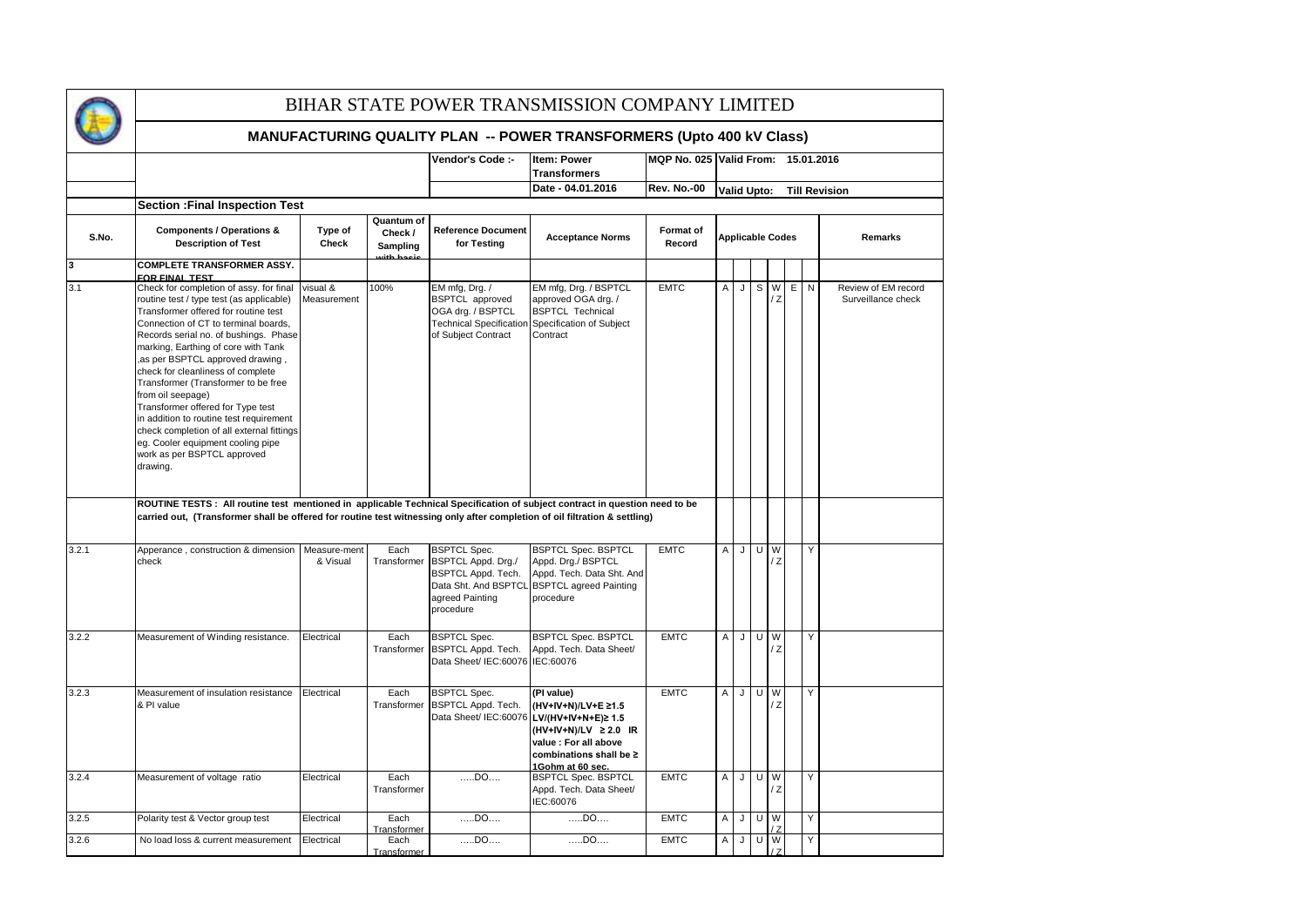# BIHAR STATE POWER TRANSMISSION COMPANY LIMITED

## MANUFACTURING QUALITY PLAN -- POWER TRANSFORMERS (Upto 400 kV Class)

| | | | | Vendor's Code :- | Item: Power Transformers | MQP No. 025 | Valid From: 15.01.2016 |
|---|---|---|---|---|---|---|---|
| | | | | | Date - 04.01.2016 | Rev. No.-00 | Valid Upto: Till Revision |

**Section :Final Inspection Test**

| S.No. | Components / Operations & Description of Test | Type of Check | Quantum of Check / Sampling with basis | Reference Document for Testing | Acceptance Norms | Format of Record | Applicable Codes | | | | | | Remarks |
|---|---|---|---|---|---|---|---|---|---|---|---|---|---|
| **3** | **COMPLETE TRANSFORMER ASSY. FOR FINAL TEST** | | | | | | | | | | | | |
| 3.1 | Check for completion of assy. for final routine test / type test (as applicable) Transformer offered for routine test Connection of CT to terminal boards, Records serial no. of bushings. Phase marking, Earthing of core with Tank ,as per BSPTCL approved drawing , check for cleanliness of complete Transformer (Transformer to be free from oil seepage) Transformer offered for Type test in addition to routine test requirement check completion of all external fittings eg. Cooler equipment cooling pipe work as per BSPTCL approved drawing. | visual & Measurement | 100% | EM mfg, Drg. / BSPTCL approved OGA drg. / BSPTCL Technical Specification of Subject Contract | EM mfg, Drg. / BSPTCL approved OGA drg. / BSPTCL Technical Specification of Subject Contract | EMTC | A | J | S | W / Z | E | N | Review of EM record Surveillance check |
| | **ROUTINE TESTS : All routine test mentioned in applicable Technical Specification of subject contract in question need to be carried out, (Transformer shall be offered for routine test witnessing only after completion of oil filtration & settling)** | | | | | | | | | | | | |
| 3.2.1 | Apperance , construction & dimension check | Measure-ment & Visual | Each Transformer | BSPTCL Spec. BSPTCL Appd. Drg./ BSPTCL Appd. Tech. Data Sht. And BSPTCL agreed Painting procedure | BSPTCL Spec. BSPTCL Appd. Drg./ BSPTCL Appd. Tech. Data Sht. And BSPTCL agreed Painting procedure | EMTC | A | J | U | W / Z | | Y | |
| 3.2.2 | Measurement of Winding resistance. | Electrical | Each Transformer | BSPTCL Spec. BSPTCL Appd. Tech. Data Sheet/ IEC:60076 | BSPTCL Spec. BSPTCL Appd. Tech. Data Sheet/ IEC:60076 | EMTC | A | J | U | W / Z | | Y | |
| 3.2.3 | Measurement of insulation resistance & PI value | Electrical | Each Transformer | BSPTCL Spec. BSPTCL Appd. Tech. Data Sheet/ IEC:60076 | **(PI value) (HV+IV+N)/LV+E ≥1.5 LV/(HV+IV+N+E)≥ 1.5 (HV+IV+N)/LV ≥ 2.0 IR value : For all above combinations shall be ≥ 1Gohm at 60 sec.** | EMTC | A | J | U | W / Z | | Y | |
| 3.2.4 | Measurement of voltage ratio | Electrical | Each Transformer | …..DO…. | BSPTCL Spec. BSPTCL Appd. Tech. Data Sheet/ IEC:60076 | EMTC | A | J | U | W / Z | | Y | |
| 3.2.5 | Polarity test & Vector group test | Electrical | Each Transformer | …..DO…. | …..DO…. | EMTC | A | J | U | W / Z | | Y | |
| 3.2.6 | No load loss & current measurement | Electrical | Each Transformer | …..DO…. | …..DO…. | EMTC | A | J | U | W / Z | | Y | |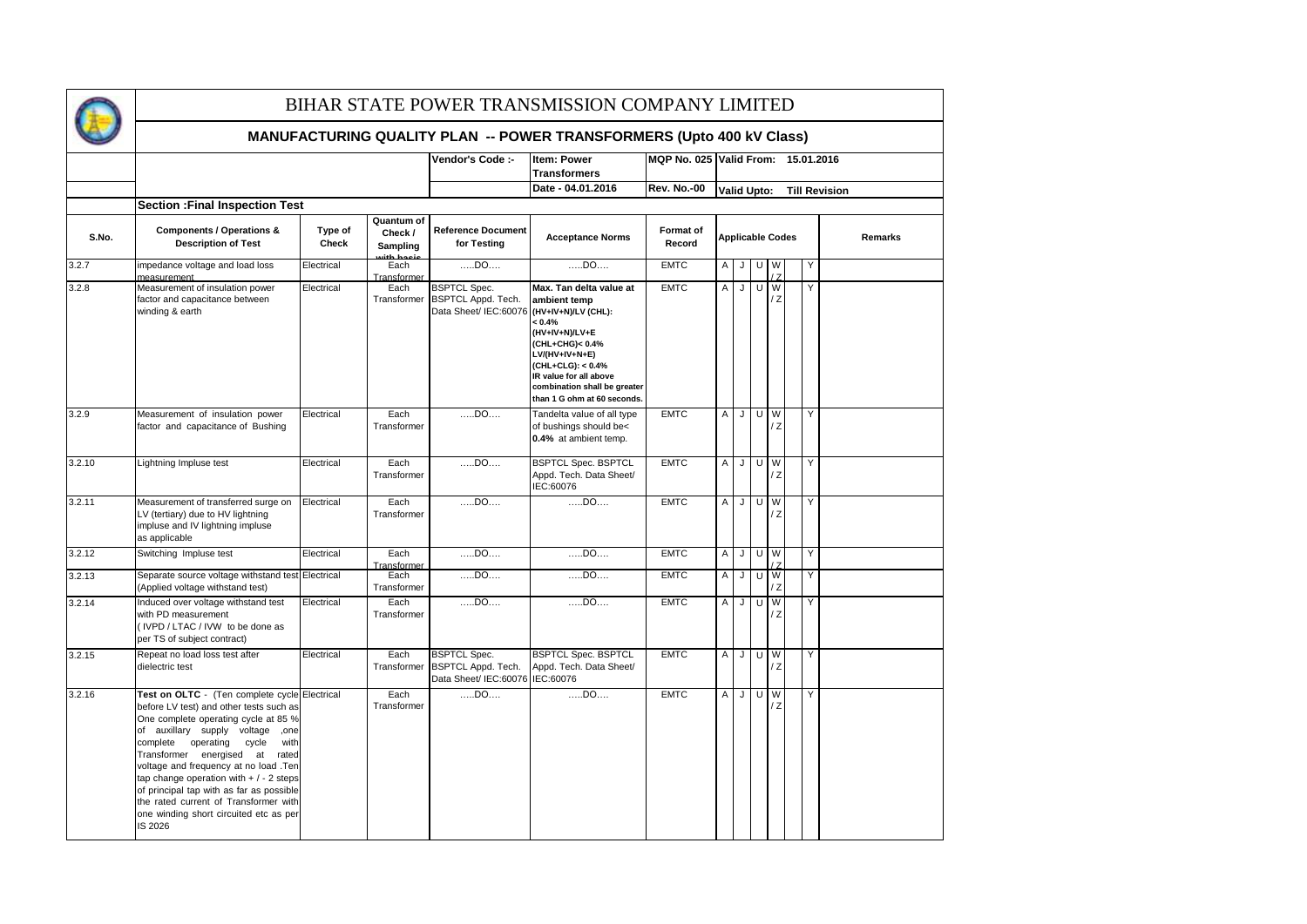# BIHAR STATE POWER TRANSMISSION COMPANY LIMITED

## MANUFACTURING QUALITY PLAN -- POWER TRANSFORMERS (Upto 400 kV Class)

| | | Vendor's Code :- | Item: Power Transformers | MQP No. 025 | Valid From: 15.01.2016 |
|---|---|---|---|---|---|
| | | | Date - 04.01.2016 | Rev. No.-00 | Valid Upto: Till Revision |

**Section :Final Inspection Test**

| S.No. | Components / Operations & Description of Test | Type of Check | Quantum of Check / Sampling with basis | Reference Document for Testing | Acceptance Norms | Format of Record | Applicable Codes | | | | | Remarks |
|---|---|---|---|---|---|---|---|---|---|---|---|---|
| 3.2.7 | impedance voltage and load loss measurement | Electrical | Each Transformer | .....DO.... | .....DO.... | EMTC | A | J | U | W / Z | Y | |
| 3.2.8 | Measurement of insulation power factor and capacitance between winding & earth | Electrical | Each Transformer | BSPTCL Spec. BSPTCL Appd. Tech. Data Sheet/ IEC:60076 | **Max. Tan delta value at ambient temp (HV+IV+N)/LV (CHL): < 0.4% (HV+IV+N)/LV+E (CHL+CHG)< 0.4% LV/(HV+IV+N+E) (CHL+CLG): < 0.4% IR value for all above combination shall be greater than 1 G ohm at 60 seconds.** | EMTC | A | J | U | W / Z | Y | |
| 3.2.9 | Measurement of insulation power factor and capacitance of Bushing | Electrical | Each Transformer | .....DO.... | Tandelta value of all type of bushings should be< **0.4%** at ambient temp. | EMTC | A | J | U | W / Z | Y | |
| 3.2.10 | Lightning Impluse test | Electrical | Each Transformer | .....DO.... | BSPTCL Spec. BSPTCL Appd. Tech. Data Sheet/ IEC:60076 | EMTC | A | J | U | W / Z | Y | |
| 3.2.11 | Measurement of transferred surge on LV (tertiary) due to HV lightning impluse and IV lightning impluse as applicable | Electrical | Each Transformer | .....DO.... | .....DO.... | EMTC | A | J | U | W / Z | Y | |
| 3.2.12 | Switching Impluse test | Electrical | Each Transformer | .....DO.... | .....DO.... | EMTC | A | J | U | W / Z | Y | |
| 3.2.13 | Separate source voltage withstand test (Applied voltage withstand test) | Electrical | Each Transformer | .....DO.... | .....DO.... | EMTC | A | J | U | W / Z | Y | |
| 3.2.14 | Induced over voltage withstand test with PD measurement ( IVPD / LTAC / IVW to be done as per TS of subject contract) | Electrical | Each Transformer | .....DO.... | .....DO.... | EMTC | A | J | U | W / Z | Y | |
| 3.2.15 | Repeat no load loss test after dielectric test | Electrical | Each Transformer | BSPTCL Spec. BSPTCL Appd. Tech. Data Sheet/ IEC:60076 | BSPTCL Spec. BSPTCL Appd. Tech. Data Sheet/ IEC:60076 | EMTC | A | J | U | W / Z | Y | |
| 3.2.16 | **Test on OLTC** - (Ten complete cycle before LV test) and other tests such as One complete operating cycle at 85 % of auxillary supply voltage ,one complete operating cycle with Transformer energised at rated voltage and frequency at no load .Ten tap change operation with + / - 2 steps of principal tap with as far as possible the rated current of Transformer with one winding short circuited etc as per IS 2026 | Electrical | Each Transformer | .....DO.... | .....DO.... | EMTC | A | J | U | W / Z | Y | |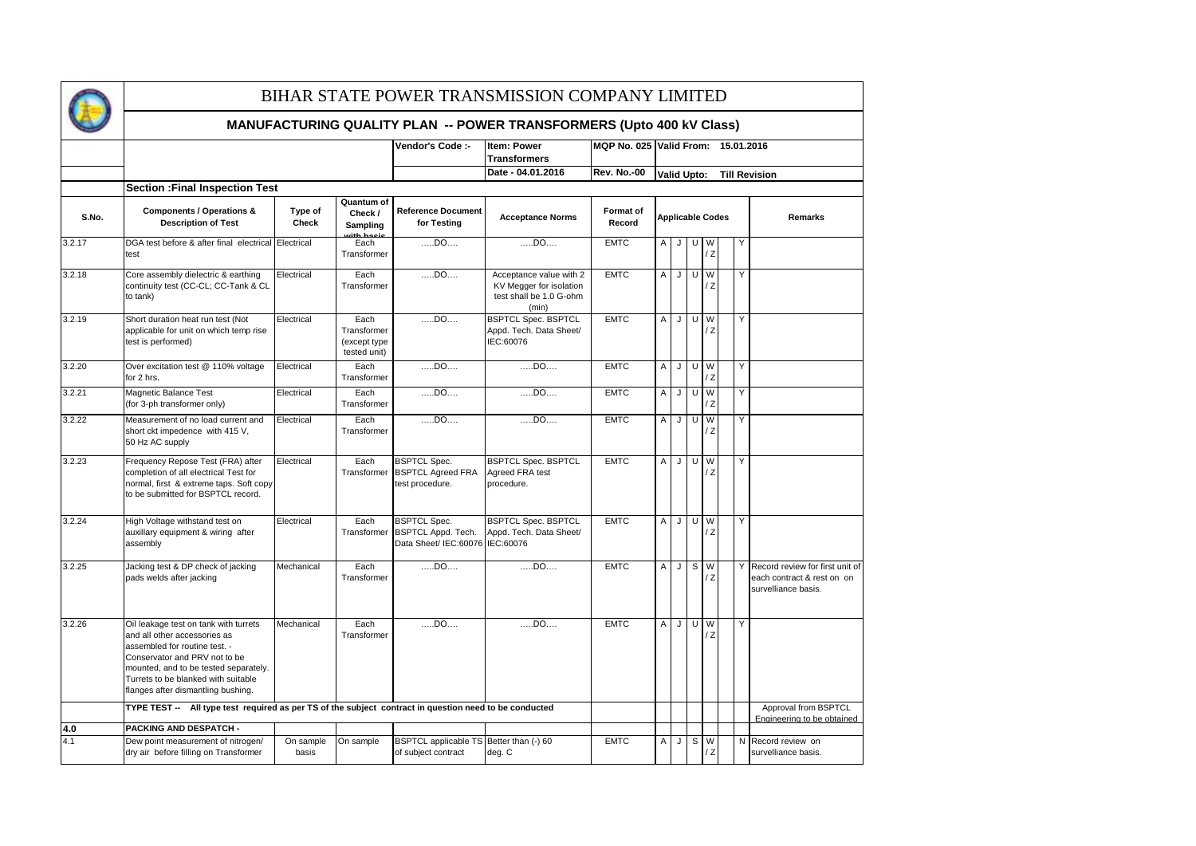# BIHAR STATE POWER TRANSMISSION COMPANY LIMITED

## MANUFACTURING QUALITY PLAN -- POWER TRANSFORMERS (Upto 400 kV Class)

| | | | | Vendor's Code :- | Item: Power Transformers | MQP No. 025 | Valid From: 15.01.2016 |
|---|---|---|---|---|---|---|---|
| | | | | | Date - 04.01.2016 | Rev. No.-00 | Valid Upto: Till Revision |

**Section :Final Inspection Test**

| S.No. | Components / Operations & Description of Test | Type of Check | Quantum of Check / Sampling with basis | Reference Document for Testing | Acceptance Norms | Format of Record | Applicable Codes | | | | | | Remarks |
|---|---|---|---|---|---|---|---|---|---|---|---|---|---|
| 3.2.17 | DGA test before & after final electrical test | Electrical | Each Transformer | …..DO…. | …..DO…. | EMTC | A | J | U | W / Z | | Y | |
| 3.2.18 | Core assembly dielectric & earthing continuity test (CC-CL; CC-Tank & CL to tank) | Electrical | Each Transformer | …..DO…. | Acceptance value with 2 KV Megger for isolation test shall be 1.0 G-ohm (min) | EMTC | A | J | U | W / Z | | Y | |
| 3.2.19 | Short duration heat run test (Not applicable for unit on which temp rise test is performed) | Electrical | Each Transformer (except type tested unit) | …..DO…. | BSPTCL Spec. BSPTCL Appd. Tech. Data Sheet/ IEC:60076 | EMTC | A | J | U | W / Z | | Y | |
| 3.2.20 | Over excitation test @ 110% voltage for 2 hrs. | Electrical | Each Transformer | …..DO…. | …..DO…. | EMTC | A | J | U | W / Z | | Y | |
| 3.2.21 | Magnetic Balance Test (for 3-ph transformer only) | Electrical | Each Transformer | …..DO…. | …..DO…. | EMTC | A | J | U | W / Z | | Y | |
| 3.2.22 | Measurement of no load current and short ckt impedence with 415 V, 50 Hz AC supply | Electrical | Each Transformer | …..DO…. | …..DO…. | EMTC | A | J | U | W / Z | | Y | |
| 3.2.23 | Frequency Repose Test (FRA) after completion of all electrical Test for normal, first & extreme taps. Soft copy to be submitted for BSPTCL record. | Electrical | Each Transformer | BSPTCL Spec. BSPTCL Agreed FRA test procedure. | BSPTCL Spec. BSPTCL Agreed FRA test procedure. | EMTC | A | J | U | W / Z | | Y | |
| 3.2.24 | High Voltage withstand test on auxillary equipment & wiring after assembly | Electrical | Each Transformer | BSPTCL Spec. BSPTCL Appd. Tech. Data Sheet/ IEC:60076 | BSPTCL Spec. BSPTCL Appd. Tech. Data Sheet/ IEC:60076 | EMTC | A | J | U | W / Z | | Y | |
| 3.2.25 | Jacking test & DP check of jacking pads welds after jacking | Mechanical | Each Transformer | …..DO…. | …..DO…. | EMTC | A | J | S | W / Z | | Y | Record review for first unit of each contract & rest on on surveillance basis. |
| 3.2.26 | Oil leakage test on tank with turrets and all other accessories as assembled for routine test. - Conservator and PRV not to be mounted, and to be tested separately. Turrets to be blanked with suitable flanges after dismantling bushing. | Mechanical | Each Transformer | …..DO…. | …..DO…. | EMTC | A | J | U | W / Z | | Y | |
| | **TYPE TEST -- All type test required as per TS of the subject contract in question need to be conducted** | | | | | | | | | | | | Approval from BSPTCL Engineering to be obtained |
| **4.0** | **PACKING AND DESPATCH -** | | | | | | | | | | | | |
| 4.1 | Dew point measurement of nitrogen/ dry air before filling on Transformer | On sample basis | On sample | BSPTCL applicable TS of subject contract | Better than (-) 60 deg. C | EMTC | A | J | S | W / Z | | N | Record review on surveillance basis. |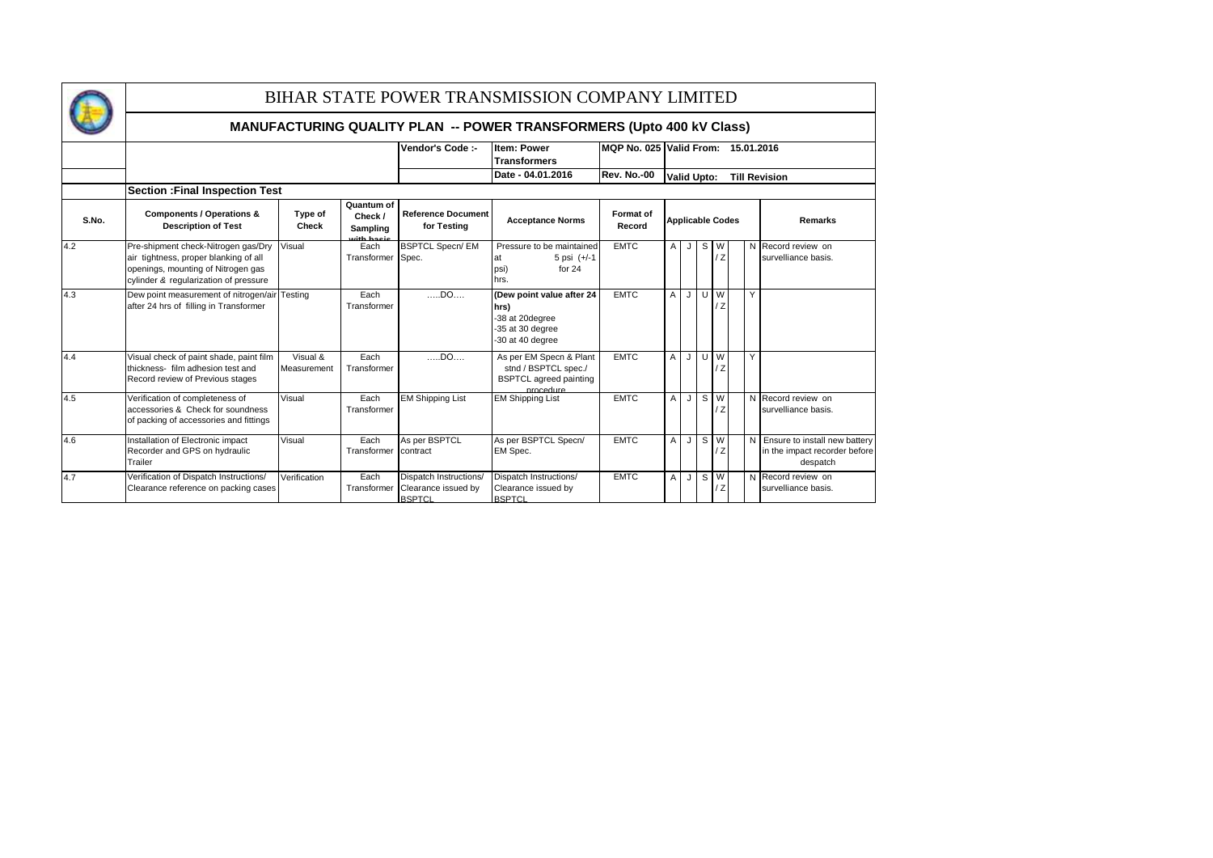# BIHAR STATE POWER TRANSMISSION COMPANY LIMITED

## MANUFACTURING QUALITY PLAN -- POWER TRANSFORMERS (Upto 400 kV Class)

| | | Vendor's Code :- | Item: Power Transformers | MQP No. 025 | Valid From: 15.01.2016 |
|---|---|---|---|---|---|
| | | | Date - 04.01.2016 | Rev. No.-00 | Valid Upto: Till Revision |

**Section :Final Inspection Test**

| S.No. | Components / Operations & Description of Test | Type of Check | Quantum of Check / Sampling with basis | Reference Document for Testing | Acceptance Norms | Format of Record | Applicable Codes | | | | | | Remarks |
|---|---|---|---|---|---|---|---|---|---|---|---|---|---|
| 4.2 | Pre-shipment check-Nitrogen gas/Dry air tightness, proper blanking of all openings, mounting of Nitrogen gas cylinder & regularization of pressure | Visual | Each Transformer | BSPTCL Specn/ EM Spec. | Pressure to be maintained at 5 psi (+/-1 psi) for 24 hrs. | EMTC | A | J | S | W / Z | | N | Record review on surveillance basis. |
| 4.3 | Dew point measurement of nitrogen/air after 24 hrs of filling in Transformer | Testing | Each Transformer | .....DO.... | **(Dew point value after 24 hrs)** -38 at 20degree -35 at 30 degree -30 at 40 degree | EMTC | A | J | U | W / Z | | Y | |
| 4.4 | Visual check of paint shade, paint film thickness- film adhesion test and Record review of Previous stages | Visual & Measurement | Each Transformer | .....DO.... | As per EM Specn & Plant stnd / BSPTCL spec./ BSPTCL agreed painting procedure | EMTC | A | J | U | W / Z | | Y | |
| 4.5 | Verification of completeness of accessories & Check for soundness of packing of accessories and fittings | Visual | Each Transformer | EM Shipping List | EM Shipping List | EMTC | A | J | S | W / Z | | N | Record review on surveillance basis. |
| 4.6 | Installation of Electronic impact Recorder and GPS on hydraulic Trailer | Visual | Each Transformer | As per BSPTCL contract | As per BSPTCL Specn/ EM Spec. | EMTC | A | J | S | W / Z | | N | Ensure to install new battery in the impact recorder before despatch |
| 4.7 | Verification of Dispatch Instructions/ Clearance reference on packing cases | Verification | Each Transformer | Dispatch Instructions/ Clearance issued by BSPTCL | Dispatch Instructions/ Clearance issued by BSPTCL | EMTC | A | J | S | W / Z | | N | Record review on surveillance basis. |